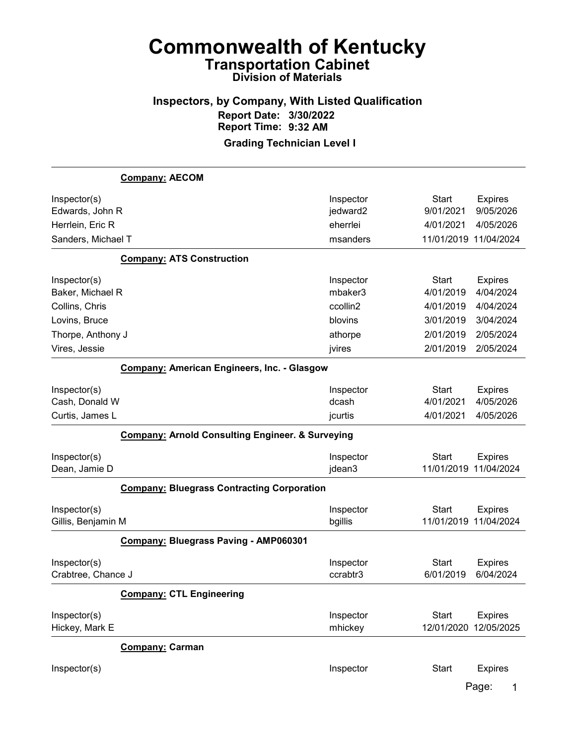# Commonwealth of Kentucky

## Transportation Cabinet

### Division of Materials

### Inspectors, by Company, With Listed Qualification

**Report Date: 3/30/2022**
**Report Time: 9:32 AM**

**Grading Technician Level I**

---

**Company: AECOM**

| Inspector(s) | Inspector | Start | Expires |
|---|---|---|---|
| Edwards, John R | jedward2 | 9/01/2021 | 9/05/2026 |
| Herrlein, Eric R | eherrlei | 4/01/2021 | 4/05/2026 |
| Sanders, Michael T | msanders | 11/01/2019 | 11/04/2024 |

**Company: ATS Construction**

| Inspector(s) | Inspector | Start | Expires |
|---|---|---|---|
| Baker, Michael R | mbaker3 | 4/01/2019 | 4/04/2024 |
| Collins, Chris | ccollin2 | 4/01/2019 | 4/04/2024 |
| Lovins, Bruce | blovins | 3/01/2019 | 3/04/2024 |
| Thorpe, Anthony J | athorpe | 2/01/2019 | 2/05/2024 |
| Vires, Jessie | jvires | 2/01/2019 | 2/05/2024 |

**Company: American Engineers, Inc. - Glasgow**

| Inspector(s) | Inspector | Start | Expires |
|---|---|---|---|
| Cash, Donald W | dcash | 4/01/2021 | 4/05/2026 |
| Curtis, James L | jcurtis | 4/01/2021 | 4/05/2026 |

**Company: Arnold Consulting Engineer. & Surveying**

| Inspector(s) | Inspector | Start | Expires |
|---|---|---|---|
| Dean, Jamie D | jdean3 | 11/01/2019 | 11/04/2024 |

**Company: Bluegrass Contracting Corporation**

| Inspector(s) | Inspector | Start | Expires |
|---|---|---|---|
| Gillis, Benjamin M | bgillis | 11/01/2019 | 11/04/2024 |

**Company: Bluegrass Paving - AMP060301**

| Inspector(s) | Inspector | Start | Expires |
|---|---|---|---|
| Crabtree, Chance J | ccrabtr3 | 6/01/2019 | 6/04/2024 |

**Company: CTL Engineering**

| Inspector(s) | Inspector | Start | Expires |
|---|---|---|---|
| Hickey, Mark E | mhickey | 12/01/2020 | 12/05/2025 |

**Company: Carman**

| Inspector(s) | Inspector | Start | Expires |
|---|---|---|---|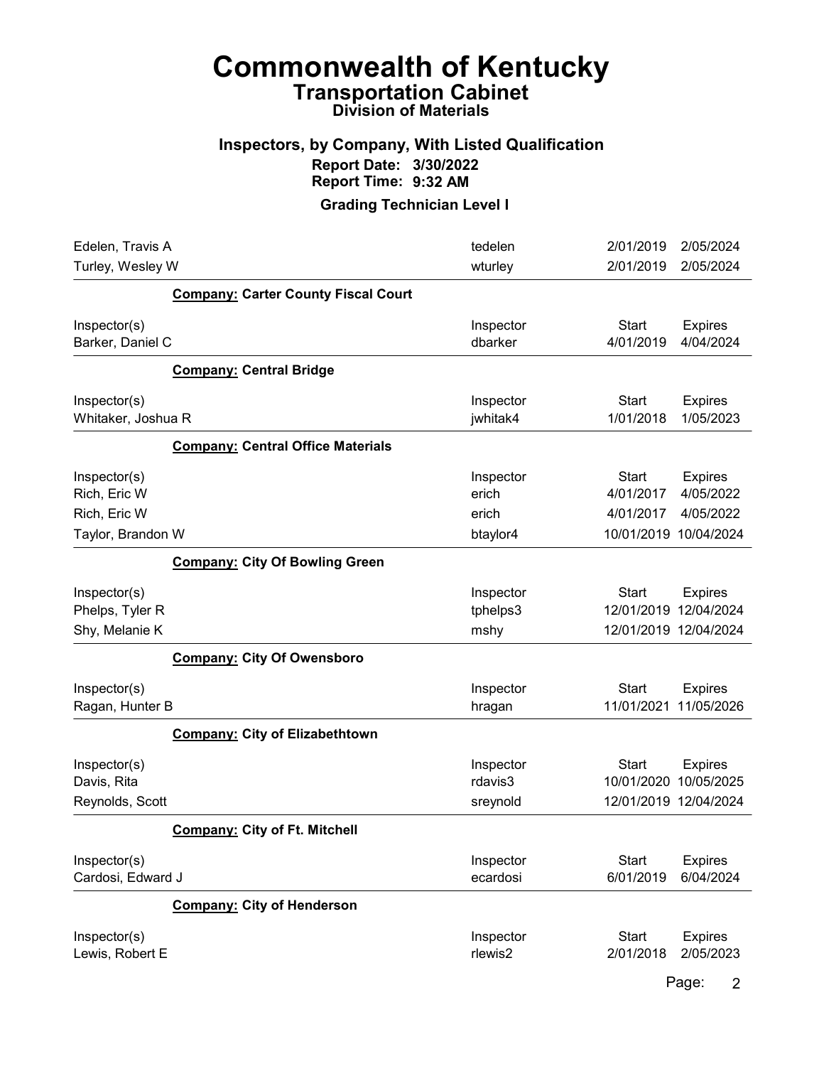# Commonwealth of Kentucky
## Transportation Cabinet
### Division of Materials

### Inspectors, by Company, With Listed Qualification
**Report Date: 3/30/2022**
**Report Time: 9:32 AM**

### Grading Technician Level I

| | | | |
|---|---|---|---|
| Edelen, Travis A | tedelen | 2/01/2019 | 2/05/2024 |
| Turley, Wesley W | wturley | 2/01/2019 | 2/05/2024 |

**Company: Carter County Fiscal Court**

| Inspector(s) | Inspector | Start | Expires |
|---|---|---|---|
| Barker, Daniel C | dbarker | 4/01/2019 | 4/04/2024 |

**Company: Central Bridge**

| Inspector(s) | Inspector | Start | Expires |
|---|---|---|---|
| Whitaker, Joshua R | jwhitak4 | 1/01/2018 | 1/05/2023 |

**Company: Central Office Materials**

| Inspector(s) | Inspector | Start | Expires |
|---|---|---|---|
| Rich, Eric W | erich | 4/01/2017 | 4/05/2022 |
| Rich, Eric W | erich | 4/01/2017 | 4/05/2022 |
| Taylor, Brandon W | btaylor4 | 10/01/2019 | 10/04/2024 |

**Company: City Of Bowling Green**

| Inspector(s) | Inspector | Start | Expires |
|---|---|---|---|
| Phelps, Tyler R | tphelps3 | 12/01/2019 | 12/04/2024 |
| Shy, Melanie K | mshy | 12/01/2019 | 12/04/2024 |

**Company: City Of Owensboro**

| Inspector(s) | Inspector | Start | Expires |
|---|---|---|---|
| Ragan, Hunter B | hragan | 11/01/2021 | 11/05/2026 |

**Company: City of Elizabethtown**

| Inspector(s) | Inspector | Start | Expires |
|---|---|---|---|
| Davis, Rita | rdavis3 | 10/01/2020 | 10/05/2025 |
| Reynolds, Scott | sreynold | 12/01/2019 | 12/04/2024 |

**Company: City of Ft. Mitchell**

| Inspector(s) | Inspector | Start | Expires |
|---|---|---|---|
| Cardosi, Edward J | ecardosi | 6/01/2019 | 6/04/2024 |

**Company: City of Henderson**

| Inspector(s) | Inspector | Start | Expires |
|---|---|---|---|
| Lewis, Robert E | rlewis2 | 2/01/2018 | 2/05/2023 |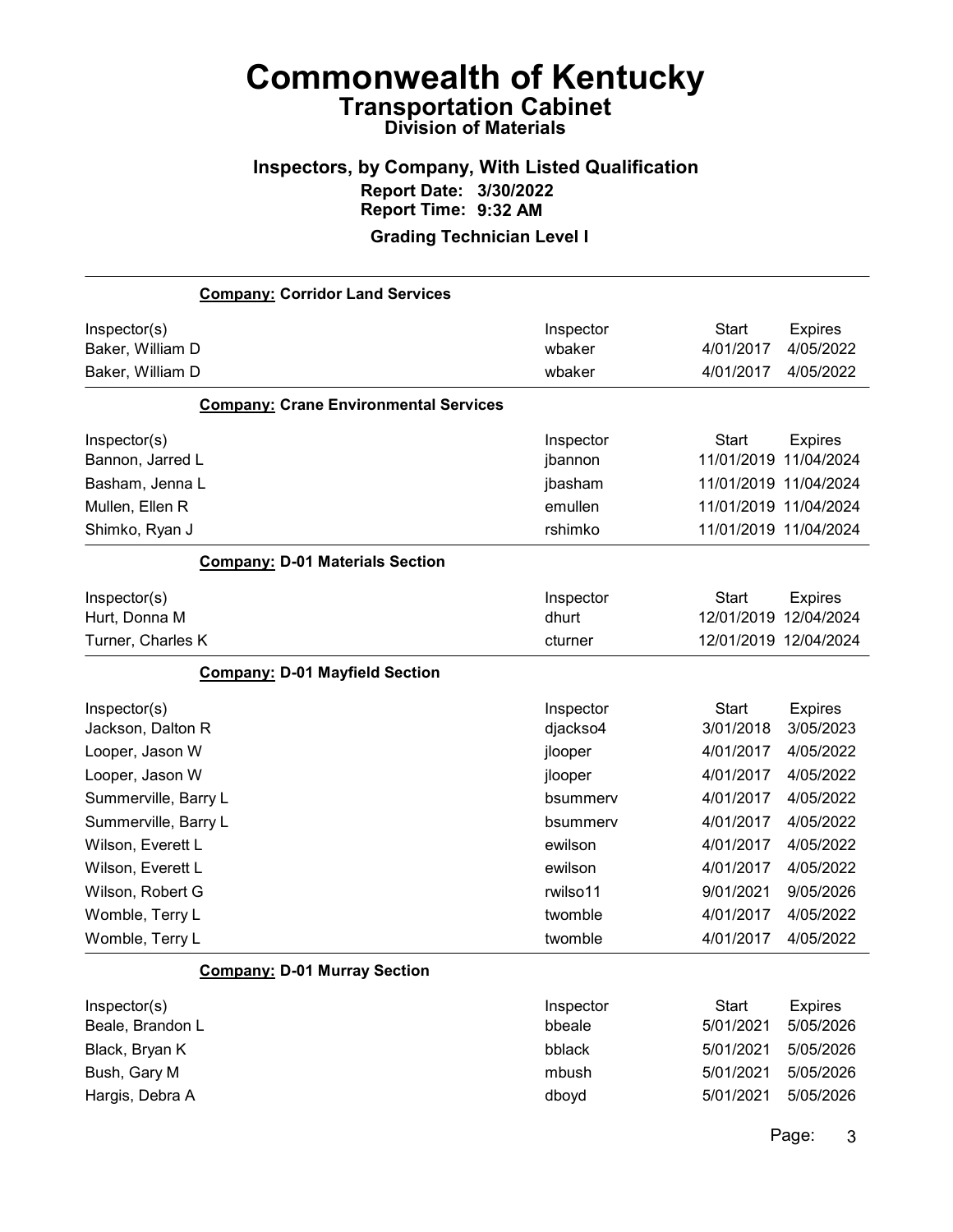# Commonwealth of Kentucky

## Transportation Cabinet

### Division of Materials

### Inspectors, by Company, With Listed Qualification

**Report Date: 3/30/2022**
**Report Time: 9:32 AM**

**Grading Technician Level I**

**Company: Corridor Land Services**

| Inspector(s) | Inspector | Start | Expires |
|---|---|---|---|
| Baker, William D | wbaker | 4/01/2017 | 4/05/2022 |
| Baker, William D | wbaker | 4/01/2017 | 4/05/2022 |

**Company: Crane Environmental Services**

| Inspector(s) | Inspector | Start | Expires |
|---|---|---|---|
| Bannon, Jarred L | jbannon | 11/01/2019 | 11/04/2024 |
| Basham, Jenna L | jbasham | 11/01/2019 | 11/04/2024 |
| Mullen, Ellen R | emullen | 11/01/2019 | 11/04/2024 |
| Shimko, Ryan J | rshimko | 11/01/2019 | 11/04/2024 |

**Company: D-01 Materials Section**

| Inspector(s) | Inspector | Start | Expires |
|---|---|---|---|
| Hurt, Donna M | dhurt | 12/01/2019 | 12/04/2024 |
| Turner, Charles K | cturner | 12/01/2019 | 12/04/2024 |

**Company: D-01 Mayfield Section**

| Inspector(s) | Inspector | Start | Expires |
|---|---|---|---|
| Jackson, Dalton R | djackso4 | 3/01/2018 | 3/05/2023 |
| Looper, Jason W | jlooper | 4/01/2017 | 4/05/2022 |
| Looper, Jason W | jlooper | 4/01/2017 | 4/05/2022 |
| Summerville, Barry L | bsummerv | 4/01/2017 | 4/05/2022 |
| Summerville, Barry L | bsummerv | 4/01/2017 | 4/05/2022 |
| Wilson, Everett L | ewilson | 4/01/2017 | 4/05/2022 |
| Wilson, Everett L | ewilson | 4/01/2017 | 4/05/2022 |
| Wilson, Robert G | rwilso11 | 9/01/2021 | 9/05/2026 |
| Womble, Terry L | twomble | 4/01/2017 | 4/05/2022 |
| Womble, Terry L | twomble | 4/01/2017 | 4/05/2022 |

**Company: D-01 Murray Section**

| Inspector(s) | Inspector | Start | Expires |
|---|---|---|---|
| Beale, Brandon L | bbeale | 5/01/2021 | 5/05/2026 |
| Black, Bryan K | bblack | 5/01/2021 | 5/05/2026 |
| Bush, Gary M | mbush | 5/01/2021 | 5/05/2026 |
| Hargis, Debra A | dboyd | 5/01/2021 | 5/05/2026 |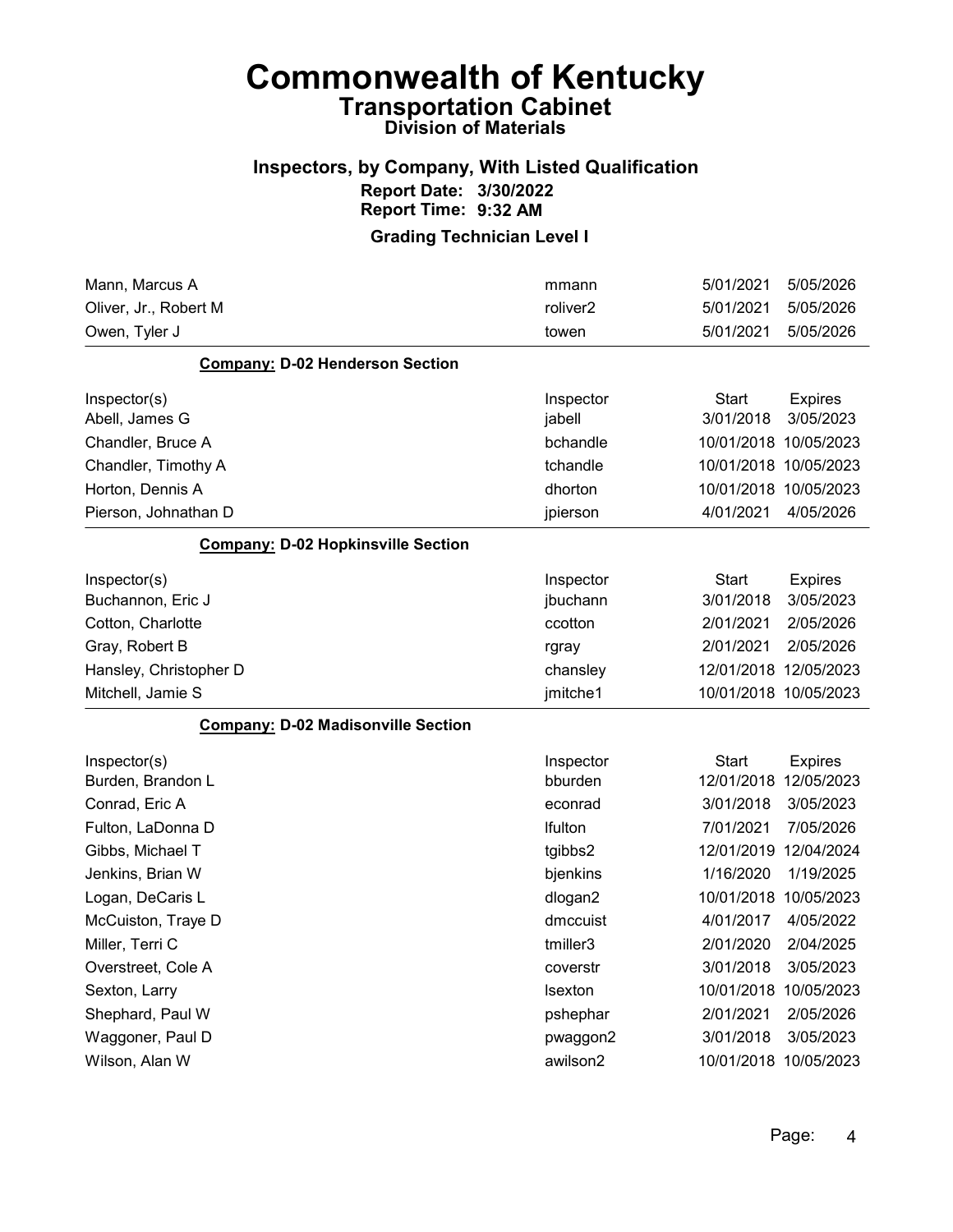# Commonwealth of Kentucky

## Transportation Cabinet

### Division of Materials

### Inspectors, by Company, With Listed Qualification

**Report Date: 3/30/2022**

**Report Time: 9:32 AM**

### Grading Technician Level I

| | | | |
|---|---|---|---|
| Mann, Marcus A | mmann | 5/01/2021 | 5/05/2026 |
| Oliver, Jr., Robert M | roliver2 | 5/01/2021 | 5/05/2026 |
| Owen, Tyler J | towen | 5/01/2021 | 5/05/2026 |

**Company: D-02 Henderson Section**

| Inspector(s) | Inspector | Start | Expires |
|---|---|---|---|
| Abell, James G | jabell | 3/01/2018 | 3/05/2023 |
| Chandler, Bruce A | bchandle | 10/01/2018 | 10/05/2023 |
| Chandler, Timothy A | tchandle | 10/01/2018 | 10/05/2023 |
| Horton, Dennis A | dhorton | 10/01/2018 | 10/05/2023 |
| Pierson, Johnathan D | jpierson | 4/01/2021 | 4/05/2026 |

**Company: D-02 Hopkinsville Section**

| Inspector(s) | Inspector | Start | Expires |
|---|---|---|---|
| Buchannon, Eric J | jbuchann | 3/01/2018 | 3/05/2023 |
| Cotton, Charlotte | ccotton | 2/01/2021 | 2/05/2026 |
| Gray, Robert B | rgray | 2/01/2021 | 2/05/2026 |
| Hansley, Christopher D | chansley | 12/01/2018 | 12/05/2023 |
| Mitchell, Jamie S | jmitche1 | 10/01/2018 | 10/05/2023 |

**Company: D-02 Madisonville Section**

| Inspector(s) | Inspector | Start | Expires |
|---|---|---|---|
| Burden, Brandon L | bburden | 12/01/2018 | 12/05/2023 |
| Conrad, Eric A | econrad | 3/01/2018 | 3/05/2023 |
| Fulton, LaDonna D | lfulton | 7/01/2021 | 7/05/2026 |
| Gibbs, Michael T | tgibbs2 | 12/01/2019 | 12/04/2024 |
| Jenkins, Brian W | bjenkins | 1/16/2020 | 1/19/2025 |
| Logan, DeCaris L | dlogan2 | 10/01/2018 | 10/05/2023 |
| McCuiston, Traye D | dmccuist | 4/01/2017 | 4/05/2022 |
| Miller, Terri C | tmiller3 | 2/01/2020 | 2/04/2025 |
| Overstreet, Cole A | coverstr | 3/01/2018 | 3/05/2023 |
| Sexton, Larry | lsexton | 10/01/2018 | 10/05/2023 |
| Shephard, Paul W | pshephar | 2/01/2021 | 2/05/2026 |
| Waggoner, Paul D | pwaggon2 | 3/01/2018 | 3/05/2023 |
| Wilson, Alan W | awilson2 | 10/01/2018 | 10/05/2023 |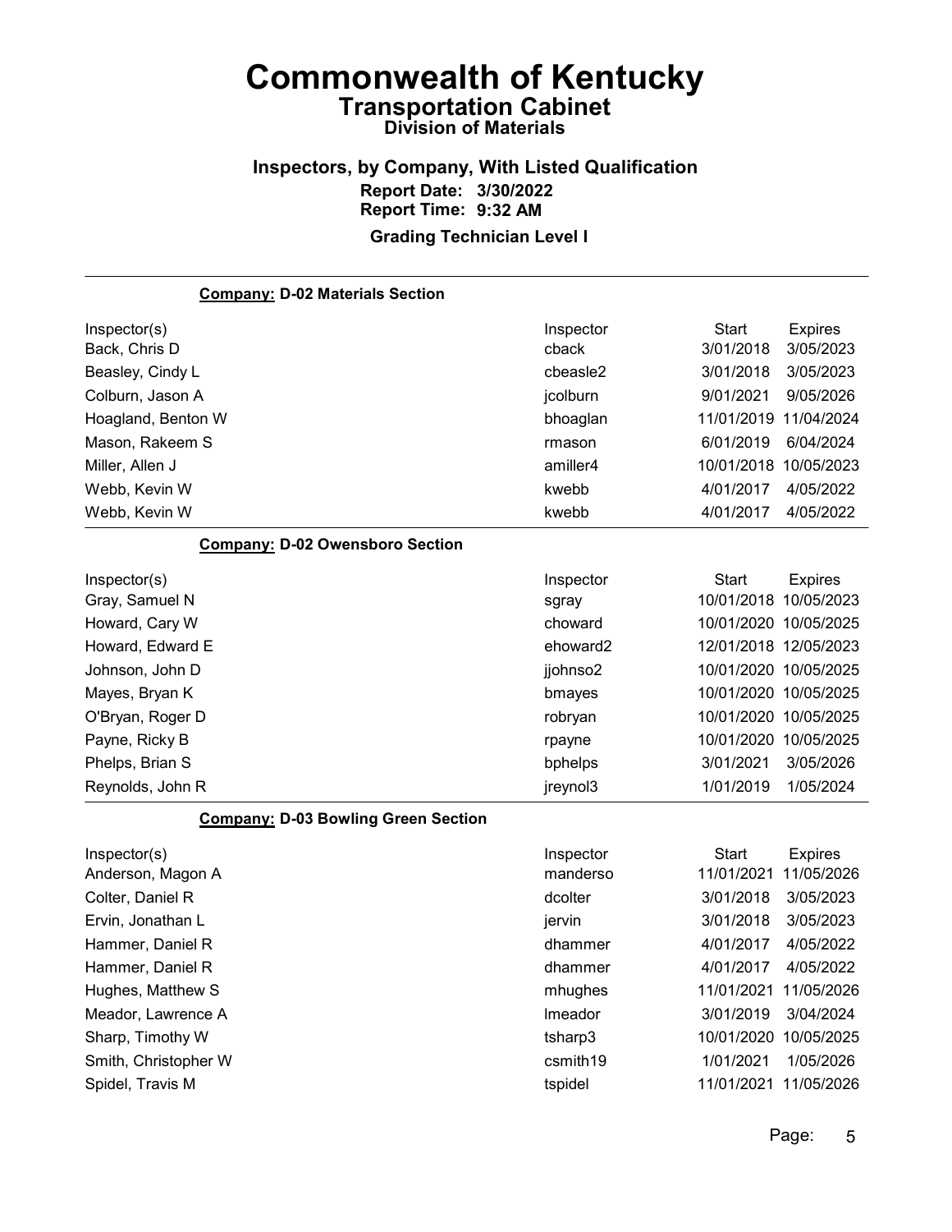# Commonwealth of Kentucky

## Transportation Cabinet

### Division of Materials

### Inspectors, by Company, With Listed Qualification

**Report Date: 3/30/2022**

**Report Time: 9:32 AM**

**Grading Technician Level I**

**Company: D-02 Materials Section**

| Inspector(s) | Inspector | Start | Expires |
|---|---|---|---|
| Back, Chris D | cback | 3/01/2018 | 3/05/2023 |
| Beasley, Cindy L | cbeasle2 | 3/01/2018 | 3/05/2023 |
| Colburn, Jason A | jcolburn | 9/01/2021 | 9/05/2026 |
| Hoagland, Benton W | bhoaglan | 11/01/2019 | 11/04/2024 |
| Mason, Rakeem S | rmason | 6/01/2019 | 6/04/2024 |
| Miller, Allen J | amiller4 | 10/01/2018 | 10/05/2023 |
| Webb, Kevin W | kwebb | 4/01/2017 | 4/05/2022 |
| Webb, Kevin W | kwebb | 4/01/2017 | 4/05/2022 |

**Company: D-02 Owensboro Section**

| Inspector(s) | Inspector | Start | Expires |
|---|---|---|---|
| Gray, Samuel N | sgray | 10/01/2018 | 10/05/2023 |
| Howard, Cary W | choward | 10/01/2020 | 10/05/2025 |
| Howard, Edward E | ehoward2 | 12/01/2018 | 12/05/2023 |
| Johnson, John D | jjohnso2 | 10/01/2020 | 10/05/2025 |
| Mayes, Bryan K | bmayes | 10/01/2020 | 10/05/2025 |
| O'Bryan, Roger D | robryan | 10/01/2020 | 10/05/2025 |
| Payne, Ricky B | rpayne | 10/01/2020 | 10/05/2025 |
| Phelps, Brian S | bphelps | 3/01/2021 | 3/05/2026 |
| Reynolds, John R | jreynol3 | 1/01/2019 | 1/05/2024 |

**Company: D-03 Bowling Green Section**

| Inspector(s) | Inspector | Start | Expires |
|---|---|---|---|
| Anderson, Magon A | manderso | 11/01/2021 | 11/05/2026 |
| Colter, Daniel R | dcolter | 3/01/2018 | 3/05/2023 |
| Ervin, Jonathan L | jervin | 3/01/2018 | 3/05/2023 |
| Hammer, Daniel R | dhammer | 4/01/2017 | 4/05/2022 |
| Hammer, Daniel R | dhammer | 4/01/2017 | 4/05/2022 |
| Hughes, Matthew S | mhughes | 11/01/2021 | 11/05/2026 |
| Meador, Lawrence A | lmeador | 3/01/2019 | 3/04/2024 |
| Sharp, Timothy W | tsharp3 | 10/01/2020 | 10/05/2025 |
| Smith, Christopher W | csmith19 | 1/01/2021 | 1/05/2026 |
| Spidel, Travis M | tspidel | 11/01/2021 | 11/05/2026 |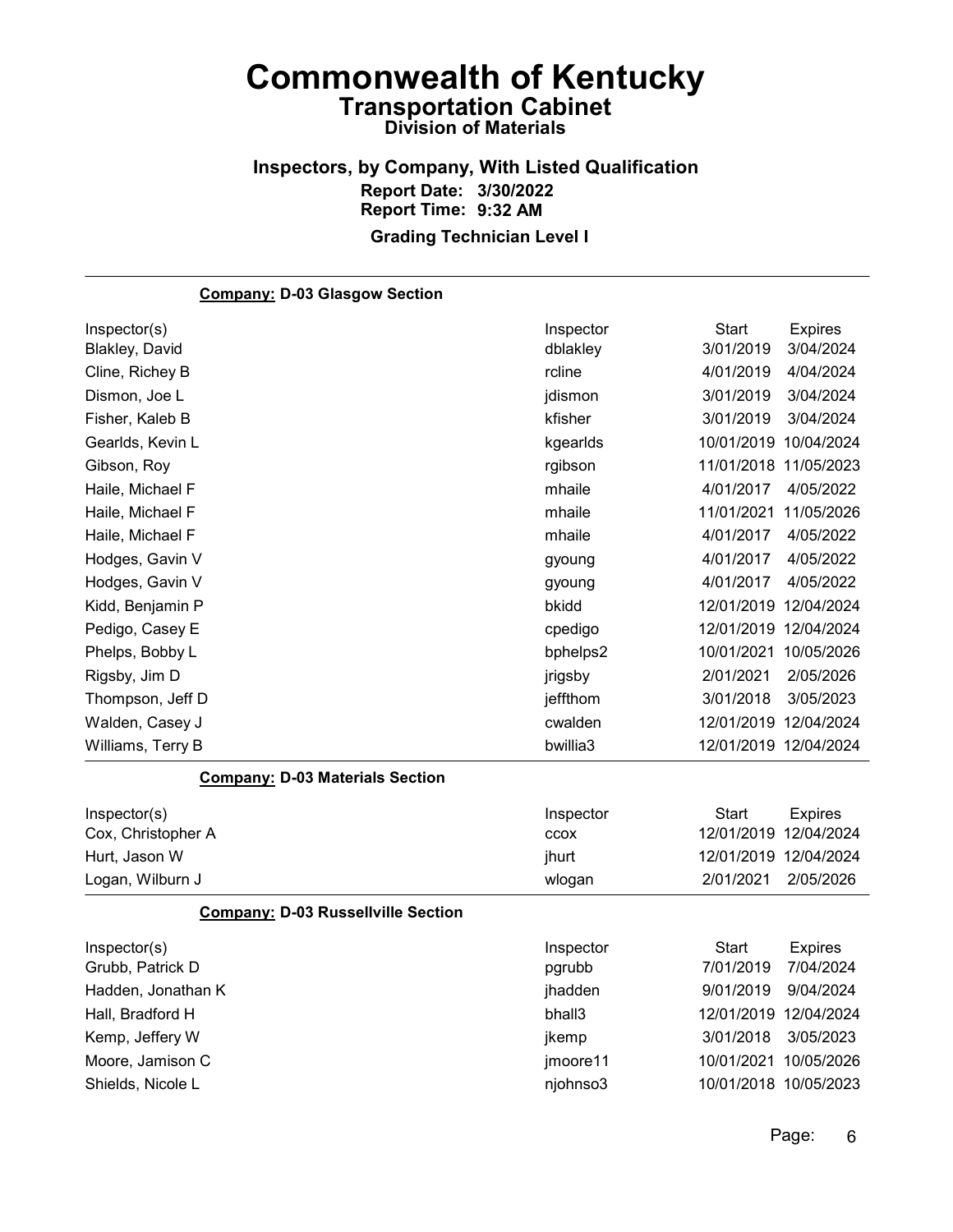# Commonwealth of Kentucky

## Transportation Cabinet

### Division of Materials

### Inspectors, by Company, With Listed Qualification

**Report Date: 3/30/2022**

**Report Time: 9:32 AM**

**Grading Technician Level I**

---

**Company: D-03 Glasgow Section**

| Inspector(s) | Inspector | Start | Expires |
|---|---|---|---|
| Blakley, David | dblakley | 3/01/2019 | 3/04/2024 |
| Cline, Richey B | rcline | 4/01/2019 | 4/04/2024 |
| Dismon, Joe L | jdismon | 3/01/2019 | 3/04/2024 |
| Fisher, Kaleb B | kfisher | 3/01/2019 | 3/04/2024 |
| Gearlds, Kevin L | kgearlds | 10/01/2019 | 10/04/2024 |
| Gibson, Roy | rgibson | 11/01/2018 | 11/05/2023 |
| Haile, Michael F | mhaile | 4/01/2017 | 4/05/2022 |
| Haile, Michael F | mhaile | 11/01/2021 | 11/05/2026 |
| Haile, Michael F | mhaile | 4/01/2017 | 4/05/2022 |
| Hodges, Gavin V | gyoung | 4/01/2017 | 4/05/2022 |
| Hodges, Gavin V | gyoung | 4/01/2017 | 4/05/2022 |
| Kidd, Benjamin P | bkidd | 12/01/2019 | 12/04/2024 |
| Pedigo, Casey E | cpedigo | 12/01/2019 | 12/04/2024 |
| Phelps, Bobby L | bphelps2 | 10/01/2021 | 10/05/2026 |
| Rigsby, Jim D | jrigsby | 2/01/2021 | 2/05/2026 |
| Thompson, Jeff D | jeffthom | 3/01/2018 | 3/05/2023 |
| Walden, Casey J | cwalden | 12/01/2019 | 12/04/2024 |
| Williams, Terry B | bwillia3 | 12/01/2019 | 12/04/2024 |

**Company: D-03 Materials Section**

| Inspector(s) | Inspector | Start | Expires |
|---|---|---|---|
| Cox, Christopher A | ccox | 12/01/2019 | 12/04/2024 |
| Hurt, Jason W | jhurt | 12/01/2019 | 12/04/2024 |
| Logan, Wilburn J | wlogan | 2/01/2021 | 2/05/2026 |

**Company: D-03 Russellville Section**

| Inspector(s) | Inspector | Start | Expires |
|---|---|---|---|
| Grubb, Patrick D | pgrubb | 7/01/2019 | 7/04/2024 |
| Hadden, Jonathan K | jhadden | 9/01/2019 | 9/04/2024 |
| Hall, Bradford H | bhall3 | 12/01/2019 | 12/04/2024 |
| Kemp, Jeffery W | jkemp | 3/01/2018 | 3/05/2023 |
| Moore, Jamison C | jmoore11 | 10/01/2021 | 10/05/2026 |
| Shields, Nicole L | njohnso3 | 10/01/2018 | 10/05/2023 |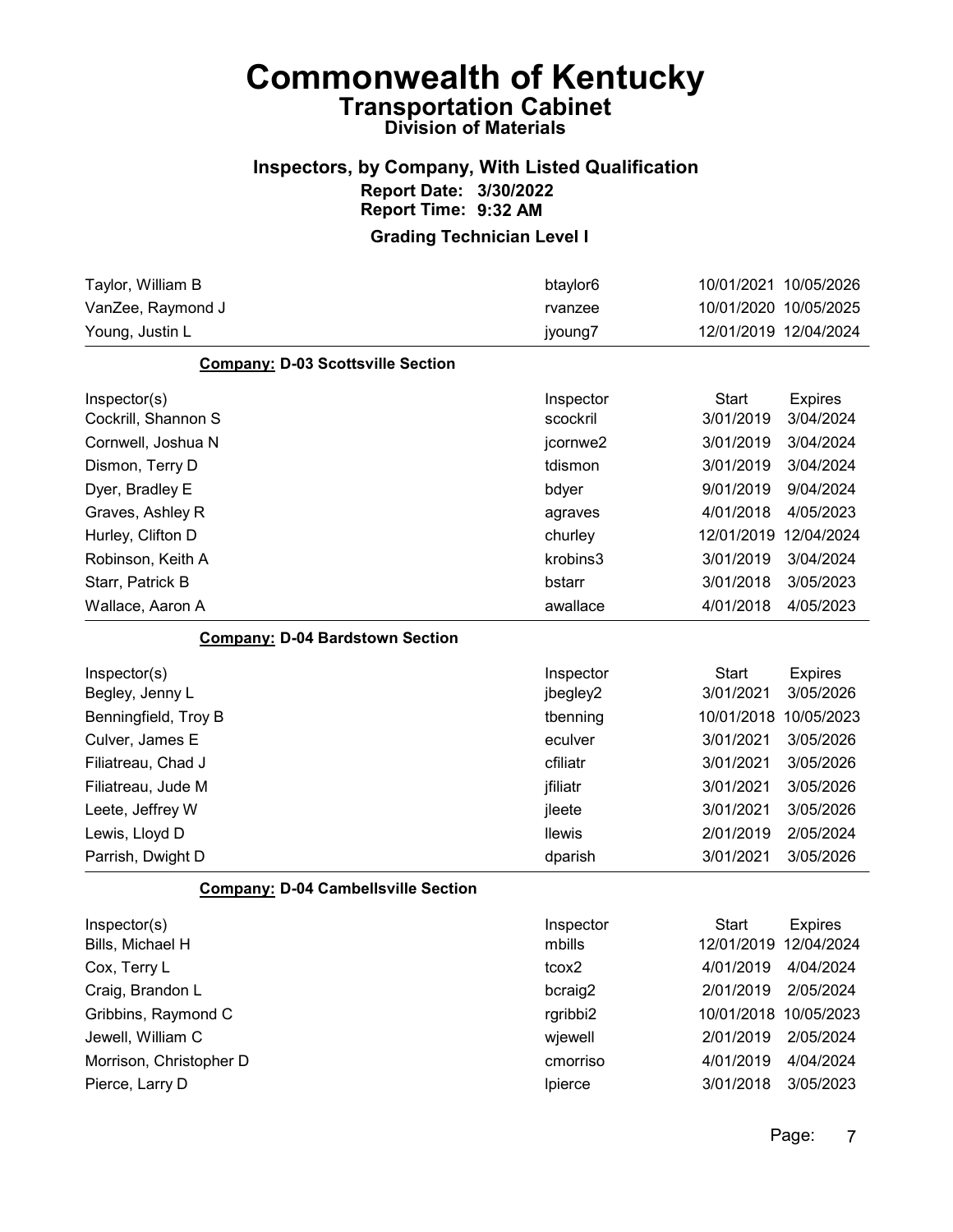# Commonwealth of Kentucky

## Transportation Cabinet

### Division of Materials

### Inspectors, by Company, With Listed Qualification

**Report Date: 3/30/2022**
**Report Time: 9:32 AM**

### Grading Technician Level I

| Inspector(s) | Inspector | Start | Expires |
|---|---|---|---|
| Taylor, William B | btaylor6 | 10/01/2021 | 10/05/2026 |
| VanZee, Raymond J | rvanzee | 10/01/2020 | 10/05/2025 |
| Young, Justin L | jyoung7 | 12/01/2019 | 12/04/2024 |

**Company: D-03 Scottsville Section**

| Inspector(s) | Inspector | Start | Expires |
|---|---|---|---|
| Cockrill, Shannon S | scockril | 3/01/2019 | 3/04/2024 |
| Cornwell, Joshua N | jcornwe2 | 3/01/2019 | 3/04/2024 |
| Dismon, Terry D | tdismon | 3/01/2019 | 3/04/2024 |
| Dyer, Bradley E | bdyer | 9/01/2019 | 9/04/2024 |
| Graves, Ashley R | agraves | 4/01/2018 | 4/05/2023 |
| Hurley, Clifton D | churley | 12/01/2019 | 12/04/2024 |
| Robinson, Keith A | krobins3 | 3/01/2019 | 3/04/2024 |
| Starr, Patrick B | bstarr | 3/01/2018 | 3/05/2023 |
| Wallace, Aaron A | awallace | 4/01/2018 | 4/05/2023 |

**Company: D-04 Bardstown Section**

| Inspector(s) | Inspector | Start | Expires |
|---|---|---|---|
| Begley, Jenny L | jbegley2 | 3/01/2021 | 3/05/2026 |
| Benningfield, Troy B | tbenning | 10/01/2018 | 10/05/2023 |
| Culver, James E | eculver | 3/01/2021 | 3/05/2026 |
| Filiatreau, Chad J | cfiliatr | 3/01/2021 | 3/05/2026 |
| Filiatreau, Jude M | jfiliatr | 3/01/2021 | 3/05/2026 |
| Leete, Jeffrey W | jleete | 3/01/2021 | 3/05/2026 |
| Lewis, Lloyd D | llewis | 2/01/2019 | 2/05/2024 |
| Parrish, Dwight D | dparish | 3/01/2021 | 3/05/2026 |

**Company: D-04 Cambellsville Section**

| Inspector(s) | Inspector | Start | Expires |
|---|---|---|---|
| Bills, Michael H | mbills | 12/01/2019 | 12/04/2024 |
| Cox, Terry L | tcox2 | 4/01/2019 | 4/04/2024 |
| Craig, Brandon L | bcraig2 | 2/01/2019 | 2/05/2024 |
| Gribbins, Raymond C | rgribbi2 | 10/01/2018 | 10/05/2023 |
| Jewell, William C | wjewell | 2/01/2019 | 2/05/2024 |
| Morrison, Christopher D | cmorriso | 4/01/2019 | 4/04/2024 |
| Pierce, Larry D | lpierce | 3/01/2018 | 3/05/2023 |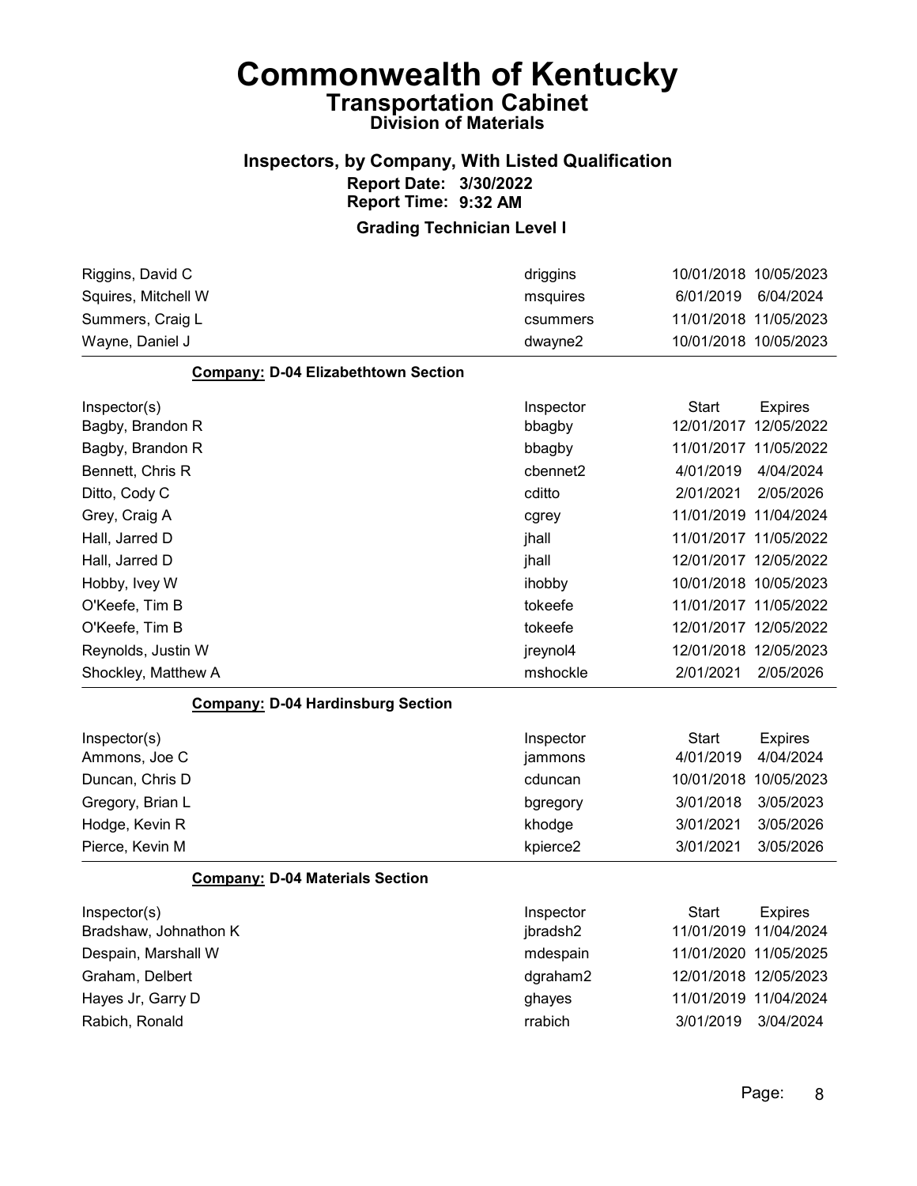# Commonwealth of Kentucky
## Transportation Cabinet
### Division of Materials

### Inspectors, by Company, With Listed Qualification
**Report Date: 3/30/2022**
**Report Time: 9:32 AM**

### Grading Technician Level I

| | | | |
|---|---|---|---|
| Riggins, David C | driggins | 10/01/2018 | 10/05/2023 |
| Squires, Mitchell W | msquires | 6/01/2019 | 6/04/2024 |
| Summers, Craig L | csummers | 11/01/2018 | 11/05/2023 |
| Wayne, Daniel J | dwayne2 | 10/01/2018 | 10/05/2023 |

**Company: D-04 Elizabethtown Section**

| Inspector(s) | Inspector | Start | Expires |
|---|---|---|---|
| Bagby, Brandon R | bbagby | 12/01/2017 | 12/05/2022 |
| Bagby, Brandon R | bbagby | 11/01/2017 | 11/05/2022 |
| Bennett, Chris R | cbennet2 | 4/01/2019 | 4/04/2024 |
| Ditto, Cody C | cditto | 2/01/2021 | 2/05/2026 |
| Grey, Craig A | cgrey | 11/01/2019 | 11/04/2024 |
| Hall, Jarred D | jhall | 11/01/2017 | 11/05/2022 |
| Hall, Jarred D | jhall | 12/01/2017 | 12/05/2022 |
| Hobby, Ivey W | ihobby | 10/01/2018 | 10/05/2023 |
| O'Keefe, Tim B | tokeefe | 11/01/2017 | 11/05/2022 |
| O'Keefe, Tim B | tokeefe | 12/01/2017 | 12/05/2022 |
| Reynolds, Justin W | jreynol4 | 12/01/2018 | 12/05/2023 |
| Shockley, Matthew A | mshockle | 2/01/2021 | 2/05/2026 |

**Company: D-04 Hardinsburg Section**

| Inspector(s) | Inspector | Start | Expires |
|---|---|---|---|
| Ammons, Joe C | jammons | 4/01/2019 | 4/04/2024 |
| Duncan, Chris D | cduncan | 10/01/2018 | 10/05/2023 |
| Gregory, Brian L | bgregory | 3/01/2018 | 3/05/2023 |
| Hodge, Kevin R | khodge | 3/01/2021 | 3/05/2026 |
| Pierce, Kevin M | kpierce2 | 3/01/2021 | 3/05/2026 |

**Company: D-04 Materials Section**

| Inspector(s) | Inspector | Start | Expires |
|---|---|---|---|
| Bradshaw, Johnathon K | jbradsh2 | 11/01/2019 | 11/04/2024 |
| Despain, Marshall W | mdespain | 11/01/2020 | 11/05/2025 |
| Graham, Delbert | dgraham2 | 12/01/2018 | 12/05/2023 |
| Hayes Jr, Garry D | ghayes | 11/01/2019 | 11/04/2024 |
| Rabich, Ronald | rrabich | 3/01/2019 | 3/04/2024 |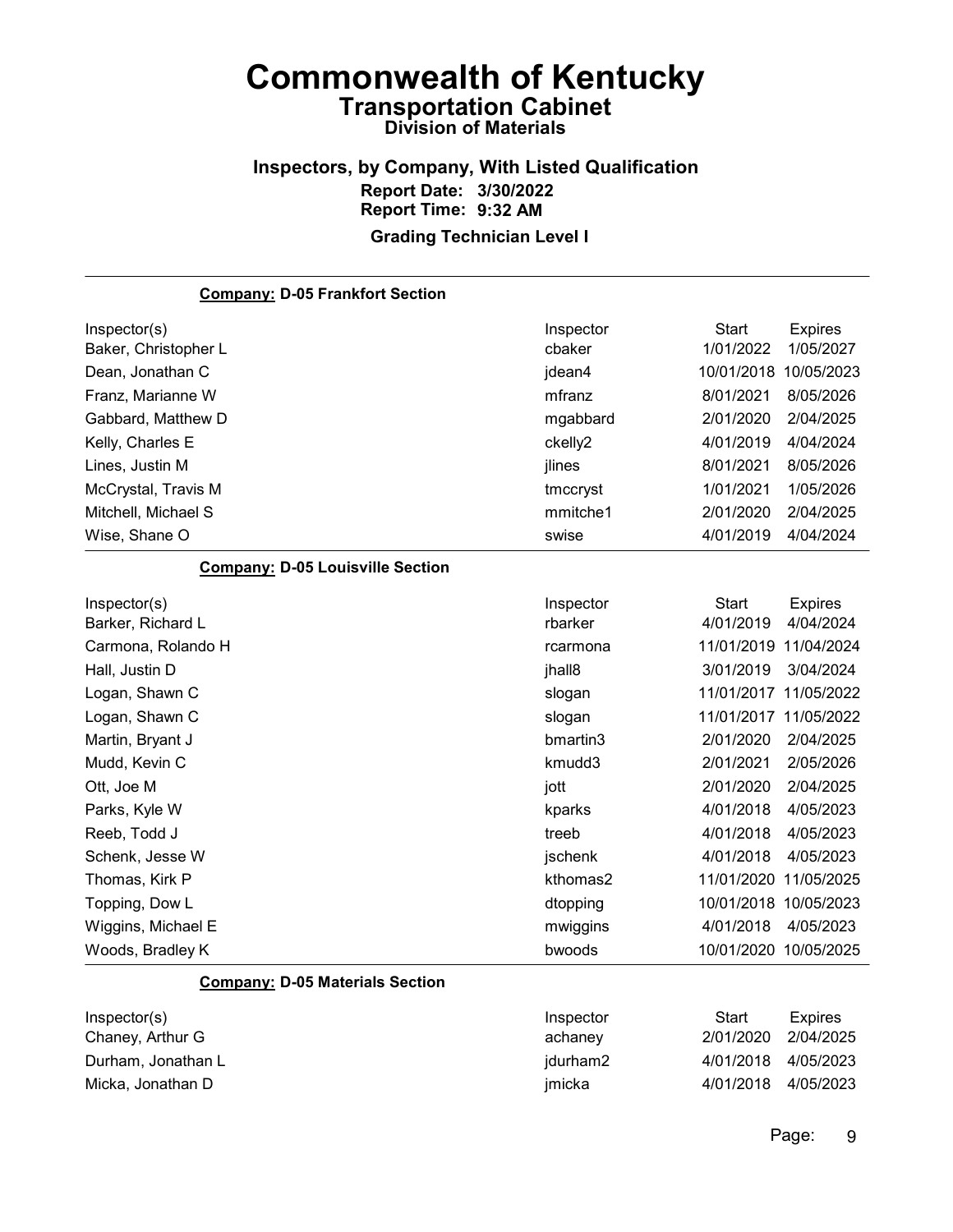# Commonwealth of Kentucky

## Transportation Cabinet

### Division of Materials

### Inspectors, by Company, With Listed Qualification

**Report Date: 3/30/2022**
**Report Time: 9:32 AM**

**Grading Technician Level I**

---

**Company: D-05 Frankfort Section**

| Inspector(s) | Inspector | Start | Expires |
|---|---|---|---|
| Baker, Christopher L | cbaker | 1/01/2022 | 1/05/2027 |
| Dean, Jonathan C | jdean4 | 10/01/2018 | 10/05/2023 |
| Franz, Marianne W | mfranz | 8/01/2021 | 8/05/2026 |
| Gabbard, Matthew D | mgabbard | 2/01/2020 | 2/04/2025 |
| Kelly, Charles E | ckelly2 | 4/01/2019 | 4/04/2024 |
| Lines, Justin M | jlines | 8/01/2021 | 8/05/2026 |
| McCrystal, Travis M | tmccryst | 1/01/2021 | 1/05/2026 |
| Mitchell, Michael S | mmitche1 | 2/01/2020 | 2/04/2025 |
| Wise, Shane O | swise | 4/01/2019 | 4/04/2024 |

**Company: D-05 Louisville Section**

| Inspector(s) | Inspector | Start | Expires |
|---|---|---|---|
| Barker, Richard L | rbarker | 4/01/2019 | 4/04/2024 |
| Carmona, Rolando H | rcarmona | 11/01/2019 | 11/04/2024 |
| Hall, Justin D | jhall8 | 3/01/2019 | 3/04/2024 |
| Logan, Shawn C | slogan | 11/01/2017 | 11/05/2022 |
| Logan, Shawn C | slogan | 11/01/2017 | 11/05/2022 |
| Martin, Bryant J | bmartin3 | 2/01/2020 | 2/04/2025 |
| Mudd, Kevin C | kmudd3 | 2/01/2021 | 2/05/2026 |
| Ott, Joe M | jott | 2/01/2020 | 2/04/2025 |
| Parks, Kyle W | kparks | 4/01/2018 | 4/05/2023 |
| Reeb, Todd J | treeb | 4/01/2018 | 4/05/2023 |
| Schenk, Jesse W | jschenk | 4/01/2018 | 4/05/2023 |
| Thomas, Kirk P | kthomas2 | 11/01/2020 | 11/05/2025 |
| Topping, Dow L | dtopping | 10/01/2018 | 10/05/2023 |
| Wiggins, Michael E | mwiggins | 4/01/2018 | 4/05/2023 |
| Woods, Bradley K | bwoods | 10/01/2020 | 10/05/2025 |

**Company: D-05 Materials Section**

| Inspector(s) | Inspector | Start | Expires |
|---|---|---|---|
| Chaney, Arthur G | achaney | 2/01/2020 | 2/04/2025 |
| Durham, Jonathan L | jdurham2 | 4/01/2018 | 4/05/2023 |
| Micka, Jonathan D | jmicka | 4/01/2018 | 4/05/2023 |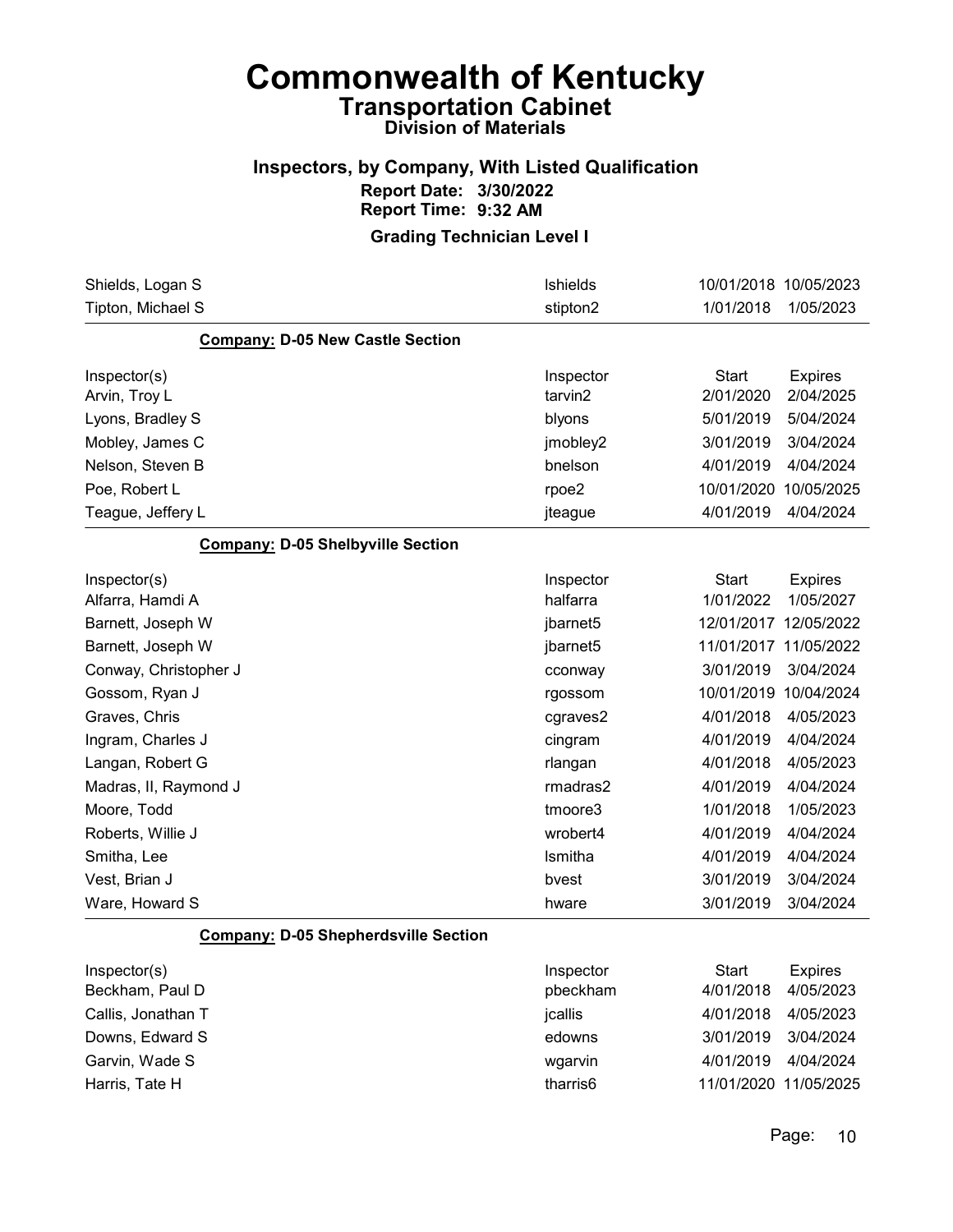# Commonwealth of Kentucky

## Transportation Cabinet

### Division of Materials

### Inspectors, by Company, With Listed Qualification

**Report Date: 3/30/2022**

**Report Time: 9:32 AM**

**Grading Technician Level I**

| | | | |
|---|---|---|---|
| Shields, Logan S | lshields | 10/01/2018 | 10/05/2023 |
| Tipton, Michael S | stipton2 | 1/01/2018 | 1/05/2023 |

**Company: D-05 New Castle Section**

| Inspector(s) | Inspector | Start | Expires |
|---|---|---|---|
| Arvin, Troy L | tarvin2 | 2/01/2020 | 2/04/2025 |
| Lyons, Bradley S | blyons | 5/01/2019 | 5/04/2024 |
| Mobley, James C | jmobley2 | 3/01/2019 | 3/04/2024 |
| Nelson, Steven B | bnelson | 4/01/2019 | 4/04/2024 |
| Poe, Robert L | rpoe2 | 10/01/2020 | 10/05/2025 |
| Teague, Jeffery L | jteague | 4/01/2019 | 4/04/2024 |

**Company: D-05 Shelbyville Section**

| Inspector(s) | Inspector | Start | Expires |
|---|---|---|---|
| Alfarra, Hamdi A | halfarra | 1/01/2022 | 1/05/2027 |
| Barnett, Joseph W | jbarnet5 | 12/01/2017 | 12/05/2022 |
| Barnett, Joseph W | jbarnet5 | 11/01/2017 | 11/05/2022 |
| Conway, Christopher J | cconway | 3/01/2019 | 3/04/2024 |
| Gossom, Ryan J | rgossom | 10/01/2019 | 10/04/2024 |
| Graves, Chris | cgraves2 | 4/01/2018 | 4/05/2023 |
| Ingram, Charles J | cingram | 4/01/2019 | 4/04/2024 |
| Langan, Robert G | rlangan | 4/01/2018 | 4/05/2023 |
| Madras, II, Raymond J | rmadras2 | 4/01/2019 | 4/04/2024 |
| Moore, Todd | tmoore3 | 1/01/2018 | 1/05/2023 |
| Roberts, Willie J | wrobert4 | 4/01/2019 | 4/04/2024 |
| Smitha, Lee | lsmitha | 4/01/2019 | 4/04/2024 |
| Vest, Brian J | bvest | 3/01/2019 | 3/04/2024 |
| Ware, Howard S | hware | 3/01/2019 | 3/04/2024 |

**Company: D-05 Shepherdsville Section**

| Inspector(s) | Inspector | Start | Expires |
|---|---|---|---|
| Beckham, Paul D | pbeckham | 4/01/2018 | 4/05/2023 |
| Callis, Jonathan T | jcallis | 4/01/2018 | 4/05/2023 |
| Downs, Edward S | edowns | 3/01/2019 | 3/04/2024 |
| Garvin, Wade S | wgarvin | 4/01/2019 | 4/04/2024 |
| Harris, Tate H | tharris6 | 11/01/2020 | 11/05/2025 |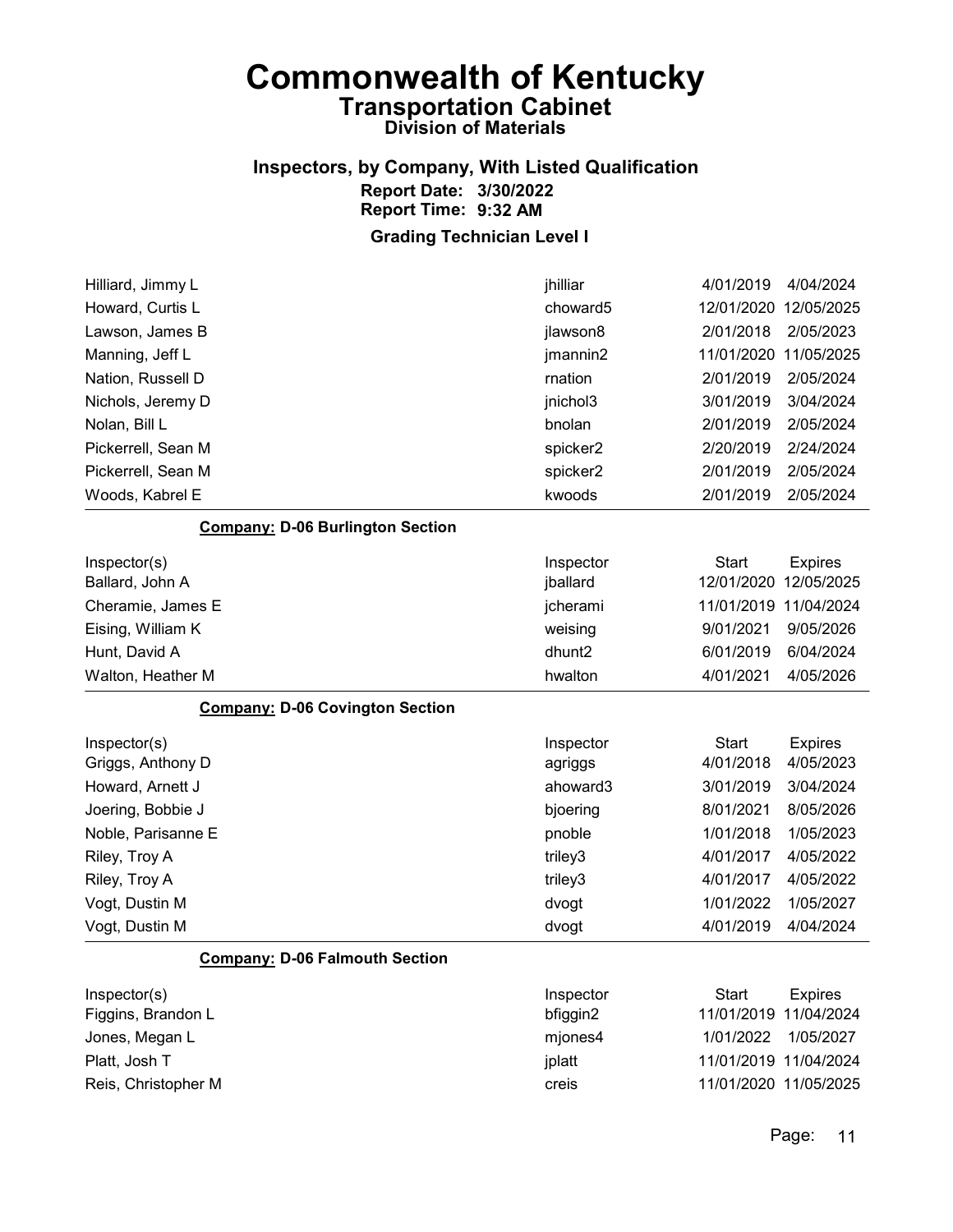# Commonwealth of Kentucky
## Transportation Cabinet
### Division of Materials

### Inspectors, by Company, With Listed Qualification
**Report Date: 3/30/2022**
**Report Time: 9:32 AM**

### Grading Technician Level I

| Inspector(s) | Inspector | Start | Expires |
|---|---|---|---|
| Hilliard, Jimmy L | jhilliar | 4/01/2019 | 4/04/2024 |
| Howard, Curtis L | choward5 | 12/01/2020 | 12/05/2025 |
| Lawson, James B | jlawson8 | 2/01/2018 | 2/05/2023 |
| Manning, Jeff L | jmannin2 | 11/01/2020 | 11/05/2025 |
| Nation, Russell D | rnation | 2/01/2019 | 2/05/2024 |
| Nichols, Jeremy D | jnichol3 | 3/01/2019 | 3/04/2024 |
| Nolan, Bill L | bnolan | 2/01/2019 | 2/05/2024 |
| Pickerrell, Sean M | spicker2 | 2/20/2019 | 2/24/2024 |
| Pickerrell, Sean M | spicker2 | 2/01/2019 | 2/05/2024 |
| Woods, Kabrel E | kwoods | 2/01/2019 | 2/05/2024 |

**Company: D-06 Burlington Section**

| Inspector(s) | Inspector | Start | Expires |
|---|---|---|---|
| Ballard, John A | jballard | 12/01/2020 | 12/05/2025 |
| Cheramie, James E | jcherami | 11/01/2019 | 11/04/2024 |
| Eising, William K | weising | 9/01/2021 | 9/05/2026 |
| Hunt, David A | dhunt2 | 6/01/2019 | 6/04/2024 |
| Walton, Heather M | hwalton | 4/01/2021 | 4/05/2026 |

**Company: D-06 Covington Section**

| Inspector(s) | Inspector | Start | Expires |
|---|---|---|---|
| Griggs, Anthony D | agriggs | 4/01/2018 | 4/05/2023 |
| Howard, Arnett J | ahoward3 | 3/01/2019 | 3/04/2024 |
| Joering, Bobbie J | bjoering | 8/01/2021 | 8/05/2026 |
| Noble, Parisanne E | pnoble | 1/01/2018 | 1/05/2023 |
| Riley, Troy A | triley3 | 4/01/2017 | 4/05/2022 |
| Riley, Troy A | triley3 | 4/01/2017 | 4/05/2022 |
| Vogt, Dustin M | dvogt | 1/01/2022 | 1/05/2027 |
| Vogt, Dustin M | dvogt | 4/01/2019 | 4/04/2024 |

**Company: D-06 Falmouth Section**

| Inspector(s) | Inspector | Start | Expires |
|---|---|---|---|
| Figgins, Brandon L | bfiggin2 | 11/01/2019 | 11/04/2024 |
| Jones, Megan L | mjones4 | 1/01/2022 | 1/05/2027 |
| Platt, Josh T | jplatt | 11/01/2019 | 11/04/2024 |
| Reis, Christopher M | creis | 11/01/2020 | 11/05/2025 |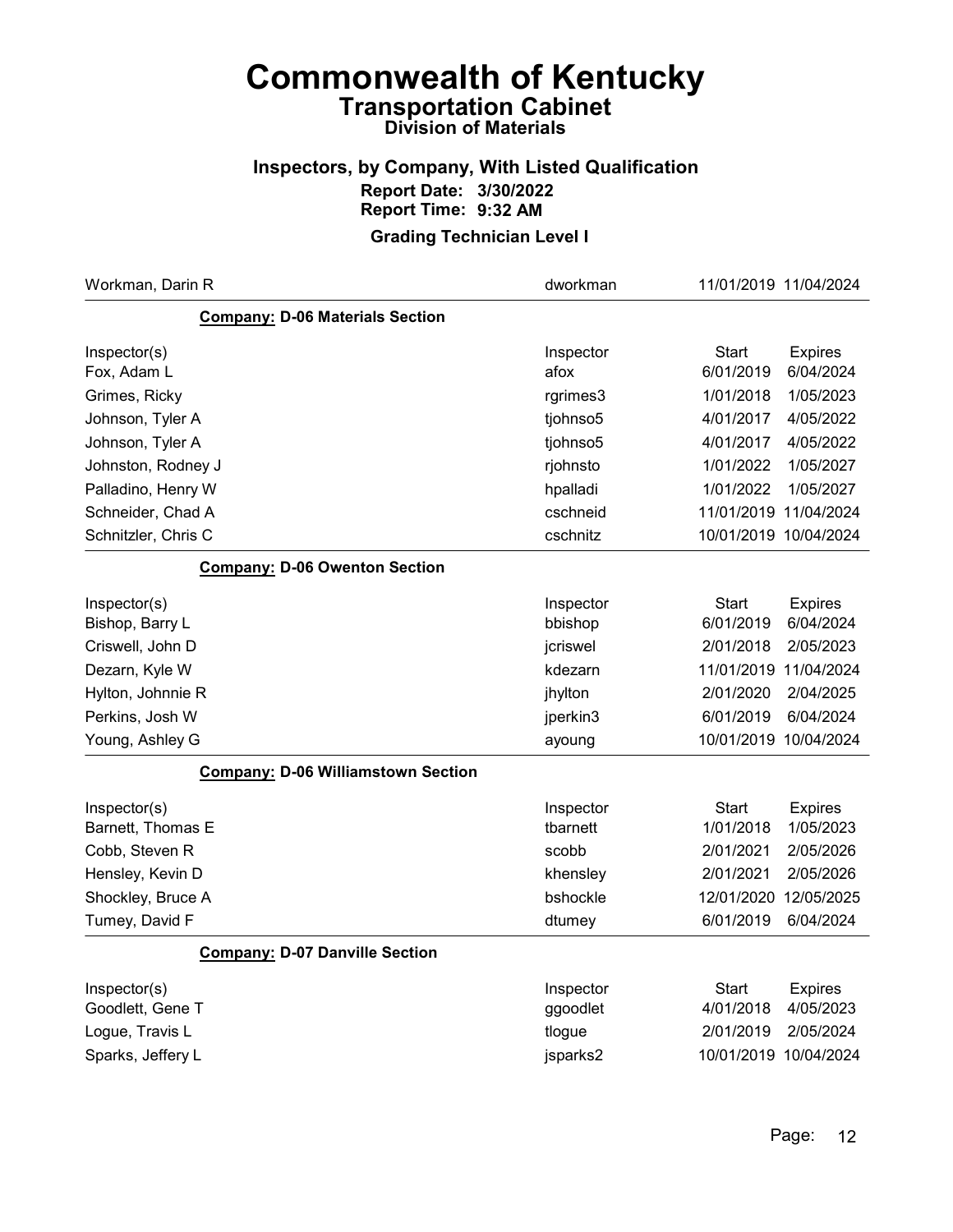# Commonwealth of Kentucky

## Transportation Cabinet

### Division of Materials

### Inspectors, by Company, With Listed Qualification

**Report Date: 3/30/2022**

**Report Time: 9:32 AM**

### Grading Technician Level I

| | | | |
|---|---|---|---|
| Workman, Darin R | dworkman | 11/01/2019 | 11/04/2024 |

**Company: D-06 Materials Section**

| Inspector(s) | Inspector | Start | Expires |
|---|---|---|---|
| Fox, Adam L | afox | 6/01/2019 | 6/04/2024 |
| Grimes, Ricky | rgrimes3 | 1/01/2018 | 1/05/2023 |
| Johnson, Tyler A | tjohnso5 | 4/01/2017 | 4/05/2022 |
| Johnson, Tyler A | tjohnso5 | 4/01/2017 | 4/05/2022 |
| Johnston, Rodney J | rjohnsto | 1/01/2022 | 1/05/2027 |
| Palladino, Henry W | hpalladi | 1/01/2022 | 1/05/2027 |
| Schneider, Chad A | cschneid | 11/01/2019 | 11/04/2024 |
| Schnitzler, Chris C | cschnitz | 10/01/2019 | 10/04/2024 |

**Company: D-06 Owenton Section**

| Inspector(s) | Inspector | Start | Expires |
|---|---|---|---|
| Bishop, Barry L | bbishop | 6/01/2019 | 6/04/2024 |
| Criswell, John D | jcriswel | 2/01/2018 | 2/05/2023 |
| Dezarn, Kyle W | kdezarn | 11/01/2019 | 11/04/2024 |
| Hylton, Johnnie R | jhylton | 2/01/2020 | 2/04/2025 |
| Perkins, Josh W | jperkin3 | 6/01/2019 | 6/04/2024 |
| Young, Ashley G | ayoung | 10/01/2019 | 10/04/2024 |

**Company: D-06 Williamstown Section**

| Inspector(s) | Inspector | Start | Expires |
|---|---|---|---|
| Barnett, Thomas E | tbarnett | 1/01/2018 | 1/05/2023 |
| Cobb, Steven R | scobb | 2/01/2021 | 2/05/2026 |
| Hensley, Kevin D | khensley | 2/01/2021 | 2/05/2026 |
| Shockley, Bruce A | bshockle | 12/01/2020 | 12/05/2025 |
| Tumey, David F | dtumey | 6/01/2019 | 6/04/2024 |

**Company: D-07 Danville Section**

| Inspector(s) | Inspector | Start | Expires |
|---|---|---|---|
| Goodlett, Gene T | ggoodlet | 4/01/2018 | 4/05/2023 |
| Logue, Travis L | tlogue | 2/01/2019 | 2/05/2024 |
| Sparks, Jeffery L | jsparks2 | 10/01/2019 | 10/04/2024 |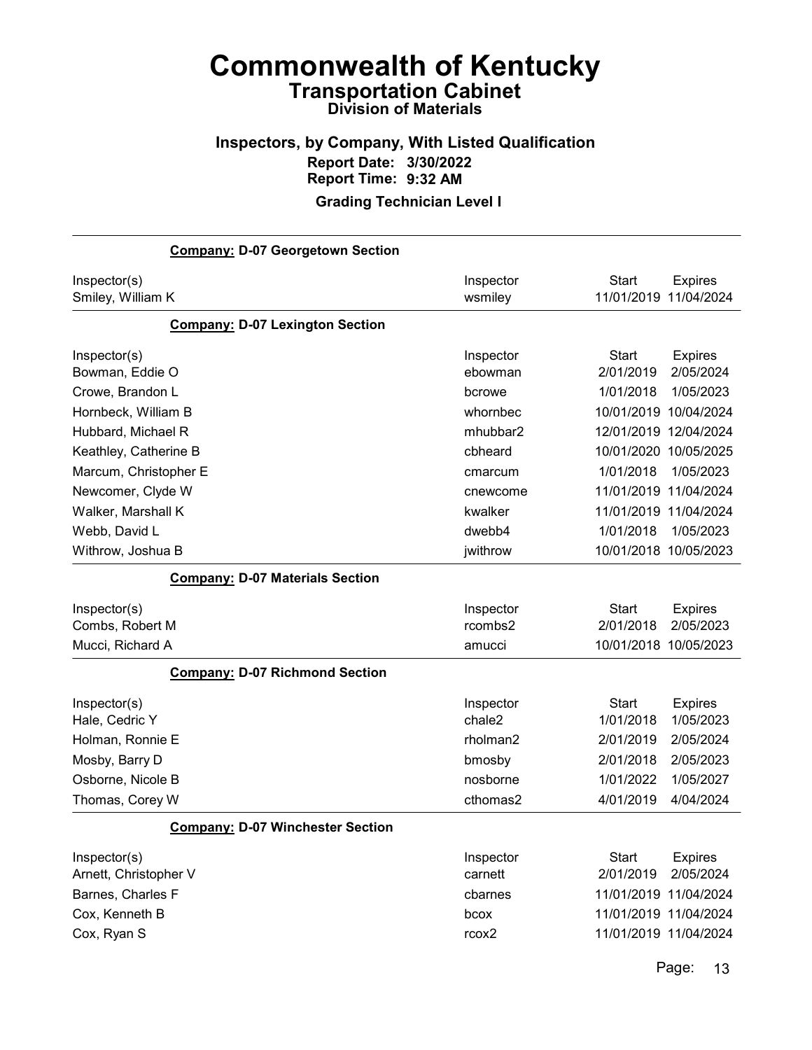# Commonwealth of Kentucky
## Transportation Cabinet
### Division of Materials

### Inspectors, by Company, With Listed Qualification

**Report Date: 3/30/2022**
**Report Time: 9:32 AM**

**Grading Technician Level I**

---

**Company: D-07 Georgetown Section**

| Inspector(s) | Inspector | Start | Expires |
|---|---|---|---|
| Smiley, William K | wsmiley | 11/01/2019 | 11/04/2024 |

**Company: D-07 Lexington Section**

| Inspector(s) | Inspector | Start | Expires |
|---|---|---|---|
| Bowman, Eddie O | ebowman | 2/01/2019 | 2/05/2024 |
| Crowe, Brandon L | bcrowe | 1/01/2018 | 1/05/2023 |
| Hornbeck, William B | whornbec | 10/01/2019 | 10/04/2024 |
| Hubbard, Michael R | mhubbar2 | 12/01/2019 | 12/04/2024 |
| Keathley, Catherine B | cbheard | 10/01/2020 | 10/05/2025 |
| Marcum, Christopher E | cmarcum | 1/01/2018 | 1/05/2023 |
| Newcomer, Clyde W | cnewcome | 11/01/2019 | 11/04/2024 |
| Walker, Marshall K | kwalker | 11/01/2019 | 11/04/2024 |
| Webb, David L | dwebb4 | 1/01/2018 | 1/05/2023 |
| Withrow, Joshua B | jwithrow | 10/01/2018 | 10/05/2023 |

**Company: D-07 Materials Section**

| Inspector(s) | Inspector | Start | Expires |
|---|---|---|---|
| Combs, Robert M | rcombs2 | 2/01/2018 | 2/05/2023 |
| Mucci, Richard A | amucci | 10/01/2018 | 10/05/2023 |

**Company: D-07 Richmond Section**

| Inspector(s) | Inspector | Start | Expires |
|---|---|---|---|
| Hale, Cedric Y | chale2 | 1/01/2018 | 1/05/2023 |
| Holman, Ronnie E | rholman2 | 2/01/2019 | 2/05/2024 |
| Mosby, Barry D | bmosby | 2/01/2018 | 2/05/2023 |
| Osborne, Nicole B | nosborne | 1/01/2022 | 1/05/2027 |
| Thomas, Corey W | cthomas2 | 4/01/2019 | 4/04/2024 |

**Company: D-07 Winchester Section**

| Inspector(s) | Inspector | Start | Expires |
|---|---|---|---|
| Arnett, Christopher V | carnett | 2/01/2019 | 2/05/2024 |
| Barnes, Charles F | cbarnes | 11/01/2019 | 11/04/2024 |
| Cox, Kenneth B | bcox | 11/01/2019 | 11/04/2024 |
| Cox, Ryan S | rcox2 | 11/01/2019 | 11/04/2024 |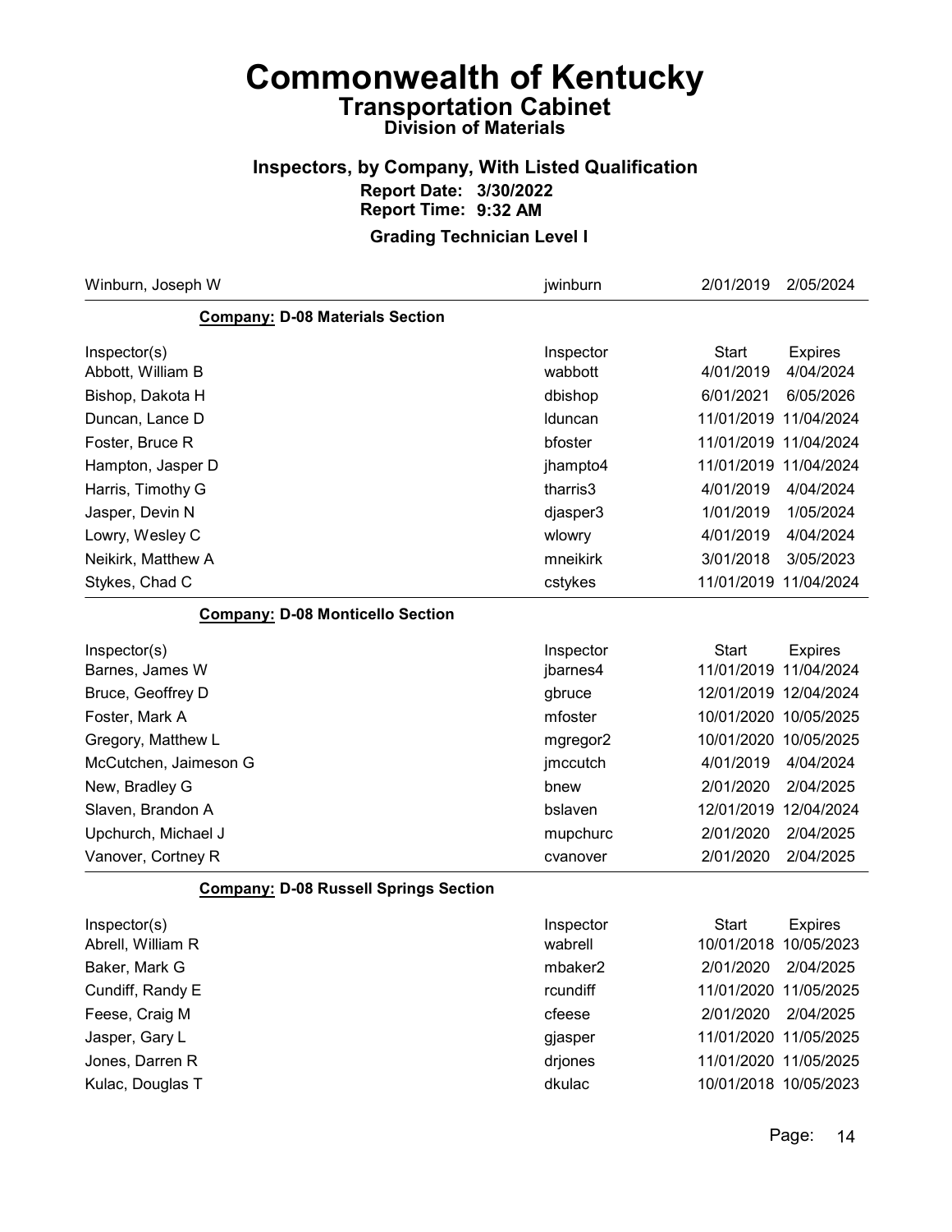# Commonwealth of Kentucky

## Transportation Cabinet

### Division of Materials

### Inspectors, by Company, With Listed Qualification

**Report Date: 3/30/2022**
**Report Time: 9:32 AM**

### Grading Technician Level I

| Inspector(s) | Inspector | Start | Expires |
|---|---|---|---|
| Winburn, Joseph W | jwinburn | 2/01/2019 | 2/05/2024 |

**Company: D-08 Materials Section**

| Inspector(s) | Inspector | Start | Expires |
|---|---|---|---|
| Abbott, William B | wabbott | 4/01/2019 | 4/04/2024 |
| Bishop, Dakota H | dbishop | 6/01/2021 | 6/05/2026 |
| Duncan, Lance D | lduncan | 11/01/2019 | 11/04/2024 |
| Foster, Bruce R | bfoster | 11/01/2019 | 11/04/2024 |
| Hampton, Jasper D | jhampto4 | 11/01/2019 | 11/04/2024 |
| Harris, Timothy G | tharris3 | 4/01/2019 | 4/04/2024 |
| Jasper, Devin N | djasper3 | 1/01/2019 | 1/05/2024 |
| Lowry, Wesley C | wlowry | 4/01/2019 | 4/04/2024 |
| Neikirk, Matthew A | mneikirk | 3/01/2018 | 3/05/2023 |
| Stykes, Chad C | cstykes | 11/01/2019 | 11/04/2024 |

**Company: D-08 Monticello Section**

| Inspector(s) | Inspector | Start | Expires |
|---|---|---|---|
| Barnes, James W | jbarnes4 | 11/01/2019 | 11/04/2024 |
| Bruce, Geoffrey D | gbruce | 12/01/2019 | 12/04/2024 |
| Foster, Mark A | mfoster | 10/01/2020 | 10/05/2025 |
| Gregory, Matthew L | mgregor2 | 10/01/2020 | 10/05/2025 |
| McCutchen, Jaimeson G | jmccutch | 4/01/2019 | 4/04/2024 |
| New, Bradley G | bnew | 2/01/2020 | 2/04/2025 |
| Slaven, Brandon A | bslaven | 12/01/2019 | 12/04/2024 |
| Upchurch, Michael J | mupchurc | 2/01/2020 | 2/04/2025 |
| Vanover, Cortney R | cvanover | 2/01/2020 | 2/04/2025 |

**Company: D-08 Russell Springs Section**

| Inspector(s) | Inspector | Start | Expires |
|---|---|---|---|
| Abrell, William R | wabrell | 10/01/2018 | 10/05/2023 |
| Baker, Mark G | mbaker2 | 2/01/2020 | 2/04/2025 |
| Cundiff, Randy E | rcundiff | 11/01/2020 | 11/05/2025 |
| Feese, Craig M | cfeese | 2/01/2020 | 2/04/2025 |
| Jasper, Gary L | gjasper | 11/01/2020 | 11/05/2025 |
| Jones, Darren R | drjones | 11/01/2020 | 11/05/2025 |
| Kulac, Douglas T | dkulac | 10/01/2018 | 10/05/2023 |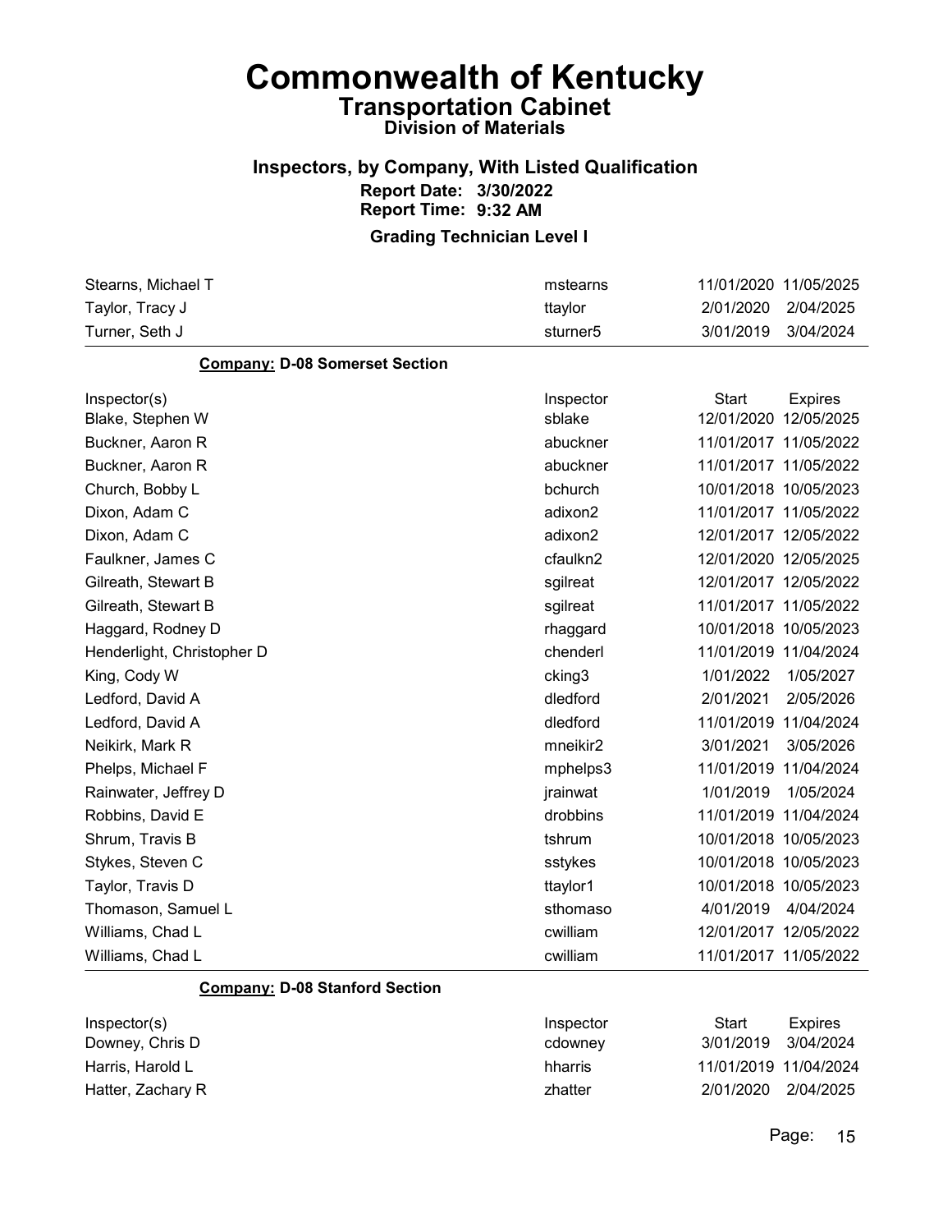# Commonwealth of Kentucky

## Transportation Cabinet

### Division of Materials

### Inspectors, by Company, With Listed Qualification

**Report Date: 3/30/2022**

**Report Time: 9:32 AM**

### Grading Technician Level I

| Inspector(s) | Inspector | Start | Expires |
|---|---|---|---|
| Stearns, Michael T | mstearns | 11/01/2020 | 11/05/2025 |
| Taylor, Tracy J | ttaylor | 2/01/2020 | 2/04/2025 |
| Turner, Seth J | sturner5 | 3/01/2019 | 3/04/2024 |

**Company: D-08 Somerset Section**

| Inspector(s) | Inspector | Start | Expires |
|---|---|---|---|
| Blake, Stephen W | sblake | 12/01/2020 | 12/05/2025 |
| Buckner, Aaron R | abuckner | 11/01/2017 | 11/05/2022 |
| Buckner, Aaron R | abuckner | 11/01/2017 | 11/05/2022 |
| Church, Bobby L | bchurch | 10/01/2018 | 10/05/2023 |
| Dixon, Adam C | adixon2 | 11/01/2017 | 11/05/2022 |
| Dixon, Adam C | adixon2 | 12/01/2017 | 12/05/2022 |
| Faulkner, James C | cfaulkn2 | 12/01/2020 | 12/05/2025 |
| Gilreath, Stewart B | sgilreat | 12/01/2017 | 12/05/2022 |
| Gilreath, Stewart B | sgilreat | 11/01/2017 | 11/05/2022 |
| Haggard, Rodney D | rhaggard | 10/01/2018 | 10/05/2023 |
| Henderlight, Christopher D | chenderl | 11/01/2019 | 11/04/2024 |
| King, Cody W | cking3 | 1/01/2022 | 1/05/2027 |
| Ledford, David A | dledford | 2/01/2021 | 2/05/2026 |
| Ledford, David A | dledford | 11/01/2019 | 11/04/2024 |
| Neikirk, Mark R | mneikir2 | 3/01/2021 | 3/05/2026 |
| Phelps, Michael F | mphelps3 | 11/01/2019 | 11/04/2024 |
| Rainwater, Jeffrey D | jrainwat | 1/01/2019 | 1/05/2024 |
| Robbins, David E | drobbins | 11/01/2019 | 11/04/2024 |
| Shrum, Travis B | tshrum | 10/01/2018 | 10/05/2023 |
| Stykes, Steven C | sstykes | 10/01/2018 | 10/05/2023 |
| Taylor, Travis D | ttaylor1 | 10/01/2018 | 10/05/2023 |
| Thomason, Samuel L | sthomaso | 4/01/2019 | 4/04/2024 |
| Williams, Chad L | cwilliam | 12/01/2017 | 12/05/2022 |
| Williams, Chad L | cwilliam | 11/01/2017 | 11/05/2022 |

**Company: D-08 Stanford Section**

| Inspector(s) | Inspector | Start | Expires |
|---|---|---|---|
| Downey, Chris D | cdowney | 3/01/2019 | 3/04/2024 |
| Harris, Harold L | hharris | 11/01/2019 | 11/04/2024 |
| Hatter, Zachary R | zhatter | 2/01/2020 | 2/04/2025 |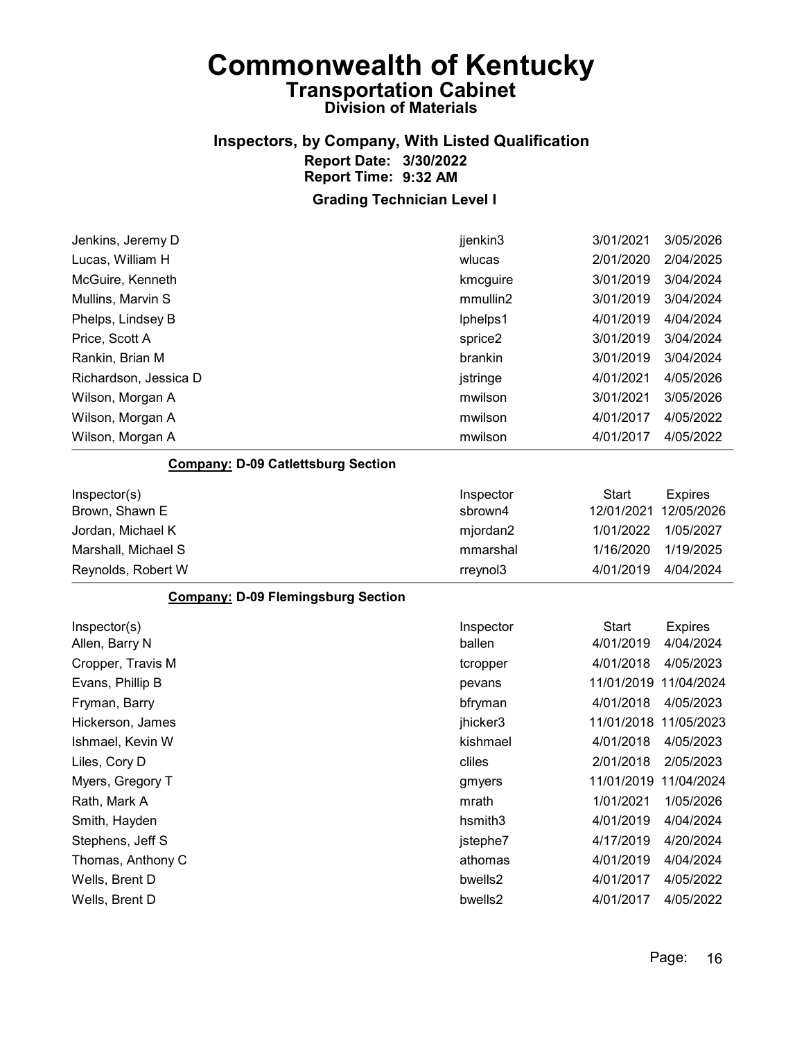# Commonwealth of Kentucky
## Transportation Cabinet
### Division of Materials

### Inspectors, by Company, With Listed Qualification
**Report Date: 3/30/2022**
**Report Time: 9:32 AM**

**Grading Technician Level I**

| Inspector(s) | Inspector | Start | Expires |
|---|---|---|---|
| Jenkins, Jeremy D | jjenkin3 | 3/01/2021 | 3/05/2026 |
| Lucas, William H | wlucas | 2/01/2020 | 2/04/2025 |
| McGuire, Kenneth | kmcguire | 3/01/2019 | 3/04/2024 |
| Mullins, Marvin S | mmullin2 | 3/01/2019 | 3/04/2024 |
| Phelps, Lindsey B | lphelps1 | 4/01/2019 | 4/04/2024 |
| Price, Scott A | sprice2 | 3/01/2019 | 3/04/2024 |
| Rankin, Brian M | brankin | 3/01/2019 | 3/04/2024 |
| Richardson, Jessica D | jstringe | 4/01/2021 | 4/05/2026 |
| Wilson, Morgan A | mwilson | 3/01/2021 | 3/05/2026 |
| Wilson, Morgan A | mwilson | 4/01/2017 | 4/05/2022 |
| Wilson, Morgan A | mwilson | 4/01/2017 | 4/05/2022 |

**Company: D-09 Catlettsburg Section**

| Inspector(s) | Inspector | Start | Expires |
|---|---|---|---|
| Brown, Shawn E | sbrown4 | 12/01/2021 | 12/05/2026 |
| Jordan, Michael K | mjordan2 | 1/01/2022 | 1/05/2027 |
| Marshall, Michael S | mmarshal | 1/16/2020 | 1/19/2025 |
| Reynolds, Robert W | rreynol3 | 4/01/2019 | 4/04/2024 |

**Company: D-09 Flemingsburg Section**

| Inspector(s) | Inspector | Start | Expires |
|---|---|---|---|
| Allen, Barry N | ballen | 4/01/2019 | 4/04/2024 |
| Cropper, Travis M | tcropper | 4/01/2018 | 4/05/2023 |
| Evans, Phillip B | pevans | 11/01/2019 | 11/04/2024 |
| Fryman, Barry | bfryman | 4/01/2018 | 4/05/2023 |
| Hickerson, James | jhicker3 | 11/01/2018 | 11/05/2023 |
| Ishmael, Kevin W | kishmael | 4/01/2018 | 4/05/2023 |
| Liles, Cory D | cliles | 2/01/2018 | 2/05/2023 |
| Myers, Gregory T | gmyers | 11/01/2019 | 11/04/2024 |
| Rath, Mark A | mrath | 1/01/2021 | 1/05/2026 |
| Smith, Hayden | hsmith3 | 4/01/2019 | 4/04/2024 |
| Stephens, Jeff S | jstephe7 | 4/17/2019 | 4/20/2024 |
| Thomas, Anthony C | athomas | 4/01/2019 | 4/04/2024 |
| Wells, Brent D | bwells2 | 4/01/2017 | 4/05/2022 |
| Wells, Brent D | bwells2 | 4/01/2017 | 4/05/2022 |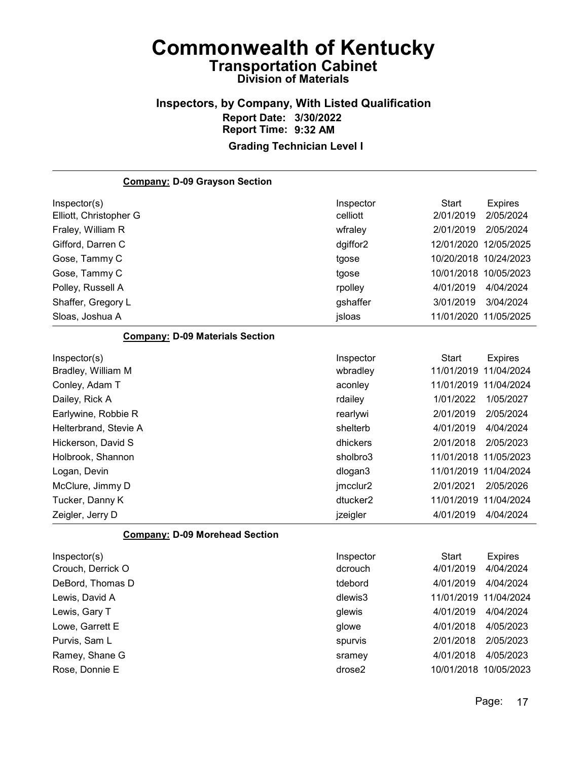# Commonwealth of Kentucky

## Transportation Cabinet

### Division of Materials

### Inspectors, by Company, With Listed Qualification

**Report Date: 3/30/2022**
**Report Time: 9:32 AM**

**Grading Technician Level I**

**Company: D-09 Grayson Section**

| Inspector(s) | Inspector | Start | Expires |
| --- | --- | --- | --- |
| Elliott, Christopher G | celliott | 2/01/2019 | 2/05/2024 |
| Fraley, William R | wfraley | 2/01/2019 | 2/05/2024 |
| Gifford, Darren C | dgiffor2 | 12/01/2020 | 12/05/2025 |
| Gose, Tammy C | tgose | 10/20/2018 | 10/24/2023 |
| Gose, Tammy C | tgose | 10/01/2018 | 10/05/2023 |
| Polley, Russell A | rpolley | 4/01/2019 | 4/04/2024 |
| Shaffer, Gregory L | gshaffer | 3/01/2019 | 3/04/2024 |
| Sloas, Joshua A | jsloas | 11/01/2020 | 11/05/2025 |

**Company: D-09 Materials Section**

| Inspector(s) | Inspector | Start | Expires |
| --- | --- | --- | --- |
| Bradley, William M | wbradley | 11/01/2019 | 11/04/2024 |
| Conley, Adam T | aconley | 11/01/2019 | 11/04/2024 |
| Dailey, Rick A | rdailey | 1/01/2022 | 1/05/2027 |
| Earlywine, Robbie R | rearlywi | 2/01/2019 | 2/05/2024 |
| Helterbrand, Stevie A | shelterb | 4/01/2019 | 4/04/2024 |
| Hickerson, David S | dhickers | 2/01/2018 | 2/05/2023 |
| Holbrook, Shannon | sholbro3 | 11/01/2018 | 11/05/2023 |
| Logan, Devin | dlogan3 | 11/01/2019 | 11/04/2024 |
| McClure, Jimmy D | jmcclur2 | 2/01/2021 | 2/05/2026 |
| Tucker, Danny K | dtucker2 | 11/01/2019 | 11/04/2024 |
| Zeigler, Jerry D | jzeigler | 4/01/2019 | 4/04/2024 |

**Company: D-09 Morehead Section**

| Inspector(s) | Inspector | Start | Expires |
| --- | --- | --- | --- |
| Crouch, Derrick O | dcrouch | 4/01/2019 | 4/04/2024 |
| DeBord, Thomas D | tdebord | 4/01/2019 | 4/04/2024 |
| Lewis, David A | dlewis3 | 11/01/2019 | 11/04/2024 |
| Lewis, Gary T | glewis | 4/01/2019 | 4/04/2024 |
| Lowe, Garrett E | glowe | 4/01/2018 | 4/05/2023 |
| Purvis, Sam L | spurvis | 2/01/2018 | 2/05/2023 |
| Ramey, Shane G | sramey | 4/01/2018 | 4/05/2023 |
| Rose, Donnie E | drose2 | 10/01/2018 | 10/05/2023 |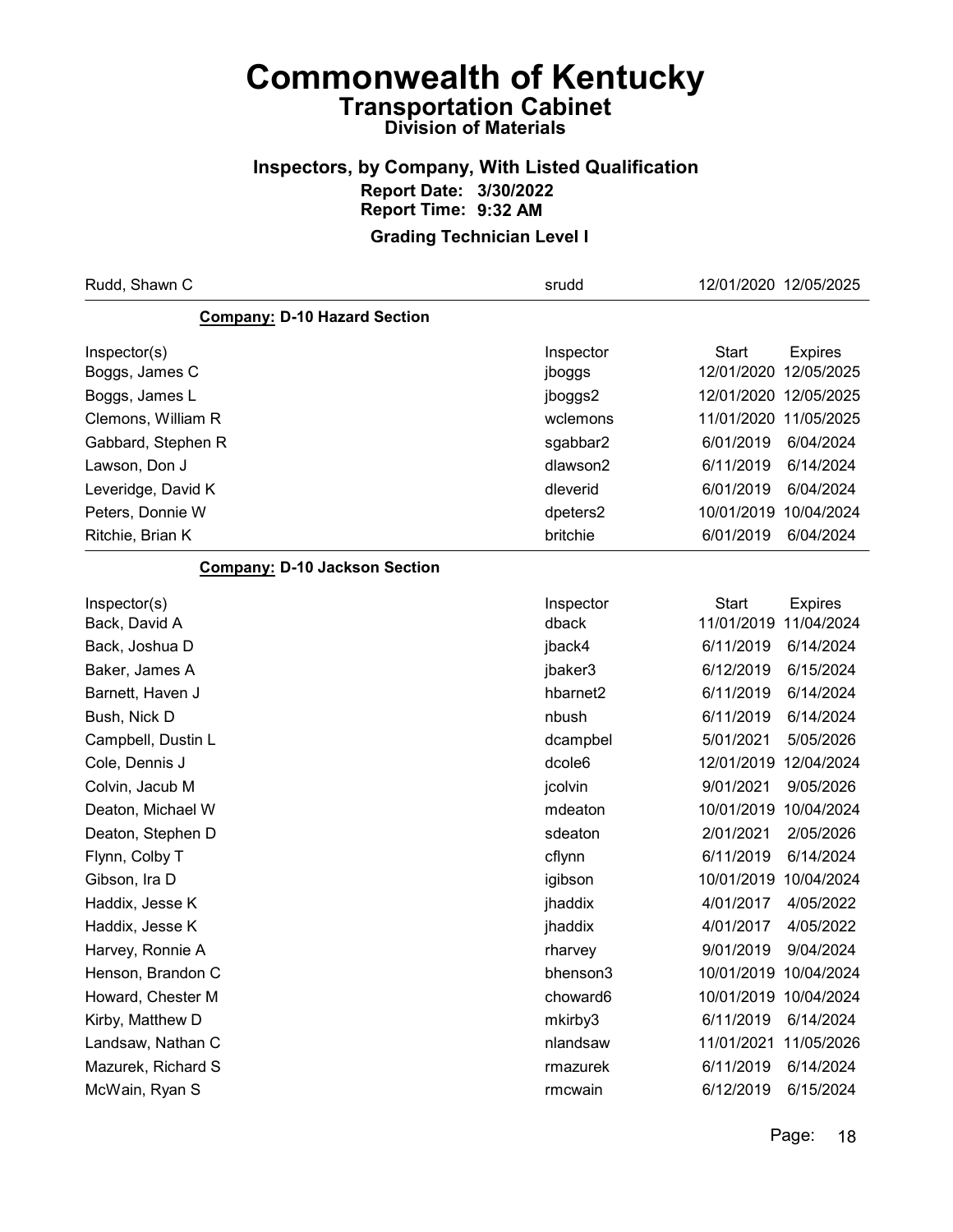# Commonwealth of Kentucky

## Transportation Cabinet

### Division of Materials

### Inspectors, by Company, With Listed Qualification

**Report Date: 3/30/2022**

**Report Time: 9:32 AM**

**Grading Technician Level I**

| | | | |
|---|---|---|---|
| Rudd, Shawn C | srudd | 12/01/2020 | 12/05/2025 |

**Company: D-10 Hazard Section**

| Inspector(s) | Inspector | Start | Expires |
|---|---|---|---|
| Boggs, James C | jboggs | 12/01/2020 | 12/05/2025 |
| Boggs, James L | jboggs2 | 12/01/2020 | 12/05/2025 |
| Clemons, William R | wclemons | 11/01/2020 | 11/05/2025 |
| Gabbard, Stephen R | sgabbar2 | 6/01/2019 | 6/04/2024 |
| Lawson, Don J | dlawson2 | 6/11/2019 | 6/14/2024 |
| Leveridge, David K | dleverid | 6/01/2019 | 6/04/2024 |
| Peters, Donnie W | dpeters2 | 10/01/2019 | 10/04/2024 |
| Ritchie, Brian K | britchie | 6/01/2019 | 6/04/2024 |

**Company: D-10 Jackson Section**

| Inspector(s) | Inspector | Start | Expires |
|---|---|---|---|
| Back, David A | dback | 11/01/2019 | 11/04/2024 |
| Back, Joshua D | jback4 | 6/11/2019 | 6/14/2024 |
| Baker, James A | jbaker3 | 6/12/2019 | 6/15/2024 |
| Barnett, Haven J | hbarnet2 | 6/11/2019 | 6/14/2024 |
| Bush, Nick D | nbush | 6/11/2019 | 6/14/2024 |
| Campbell, Dustin L | dcampbel | 5/01/2021 | 5/05/2026 |
| Cole, Dennis J | dcole6 | 12/01/2019 | 12/04/2024 |
| Colvin, Jacub M | jcolvin | 9/01/2021 | 9/05/2026 |
| Deaton, Michael W | mdeaton | 10/01/2019 | 10/04/2024 |
| Deaton, Stephen D | sdeaton | 2/01/2021 | 2/05/2026 |
| Flynn, Colby T | cflynn | 6/11/2019 | 6/14/2024 |
| Gibson, Ira D | igibson | 10/01/2019 | 10/04/2024 |
| Haddix, Jesse K | jhaddix | 4/01/2017 | 4/05/2022 |
| Haddix, Jesse K | jhaddix | 4/01/2017 | 4/05/2022 |
| Harvey, Ronnie A | rharvey | 9/01/2019 | 9/04/2024 |
| Henson, Brandon C | bhenson3 | 10/01/2019 | 10/04/2024 |
| Howard, Chester M | choward6 | 10/01/2019 | 10/04/2024 |
| Kirby, Matthew D | mkirby3 | 6/11/2019 | 6/14/2024 |
| Landsaw, Nathan C | nlandsaw | 11/01/2021 | 11/05/2026 |
| Mazurek, Richard S | rmazurek | 6/11/2019 | 6/14/2024 |
| McWain, Ryan S | rmcwain | 6/12/2019 | 6/15/2024 |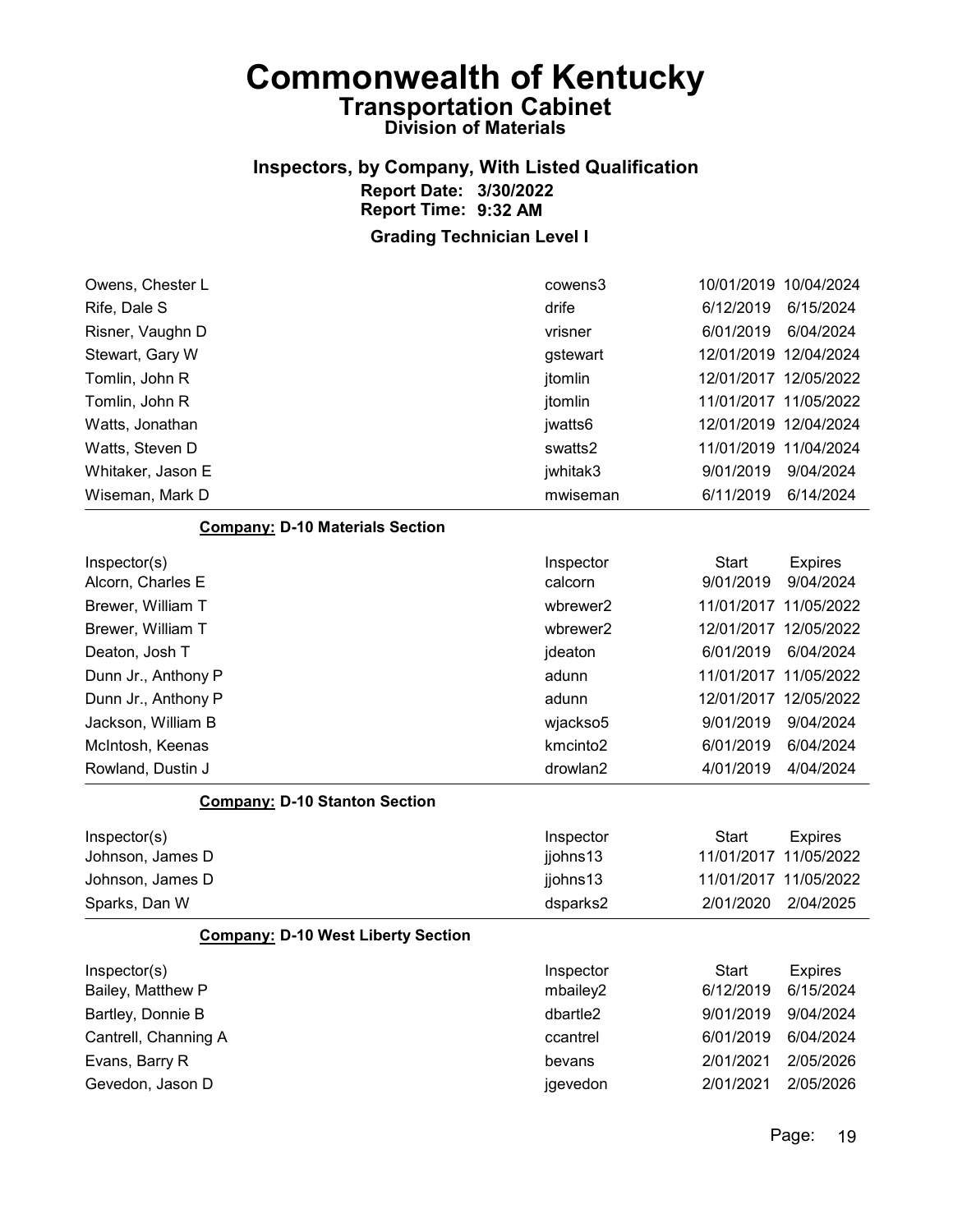# Commonwealth of Kentucky

## Transportation Cabinet

### Division of Materials

### Inspectors, by Company, With Listed Qualification

**Report Date: 3/30/2022**
**Report Time: 9:32 AM**

### Grading Technician Level I

| | | | |
|---|---|---|---|
| Owens, Chester L | cowens3 | 10/01/2019 | 10/04/2024 |
| Rife, Dale S | drife | 6/12/2019 | 6/15/2024 |
| Risner, Vaughn D | vrisner | 6/01/2019 | 6/04/2024 |
| Stewart, Gary W | gstewart | 12/01/2019 | 12/04/2024 |
| Tomlin, John R | jtomlin | 12/01/2017 | 12/05/2022 |
| Tomlin, John R | jtomlin | 11/01/2017 | 11/05/2022 |
| Watts, Jonathan | jwatts6 | 12/01/2019 | 12/04/2024 |
| Watts, Steven D | swatts2 | 11/01/2019 | 11/04/2024 |
| Whitaker, Jason E | jwhitak3 | 9/01/2019 | 9/04/2024 |
| Wiseman, Mark D | mwiseman | 6/11/2019 | 6/14/2024 |

**Company: D-10 Materials Section**

| Inspector(s) | Inspector | Start | Expires |
|---|---|---|---|
| Alcorn, Charles E | calcorn | 9/01/2019 | 9/04/2024 |
| Brewer, William T | wbrewer2 | 11/01/2017 | 11/05/2022 |
| Brewer, William T | wbrewer2 | 12/01/2017 | 12/05/2022 |
| Deaton, Josh T | jdeaton | 6/01/2019 | 6/04/2024 |
| Dunn Jr., Anthony P | adunn | 11/01/2017 | 11/05/2022 |
| Dunn Jr., Anthony P | adunn | 12/01/2017 | 12/05/2022 |
| Jackson, William B | wjackso5 | 9/01/2019 | 9/04/2024 |
| McIntosh, Keenas | kmcinto2 | 6/01/2019 | 6/04/2024 |
| Rowland, Dustin J | drowlan2 | 4/01/2019 | 4/04/2024 |

**Company: D-10 Stanton Section**

| Inspector(s) | Inspector | Start | Expires |
|---|---|---|---|
| Johnson, James D | jjohns13 | 11/01/2017 | 11/05/2022 |
| Johnson, James D | jjohns13 | 11/01/2017 | 11/05/2022 |
| Sparks, Dan W | dsparks2 | 2/01/2020 | 2/04/2025 |

**Company: D-10 West Liberty Section**

| Inspector(s) | Inspector | Start | Expires |
|---|---|---|---|
| Bailey, Matthew P | mbailey2 | 6/12/2019 | 6/15/2024 |
| Bartley, Donnie B | dbartle2 | 9/01/2019 | 9/04/2024 |
| Cantrell, Channing A | ccantrel | 6/01/2019 | 6/04/2024 |
| Evans, Barry R | bevans | 2/01/2021 | 2/05/2026 |
| Gevedon, Jason D | jgevedon | 2/01/2021 | 2/05/2026 |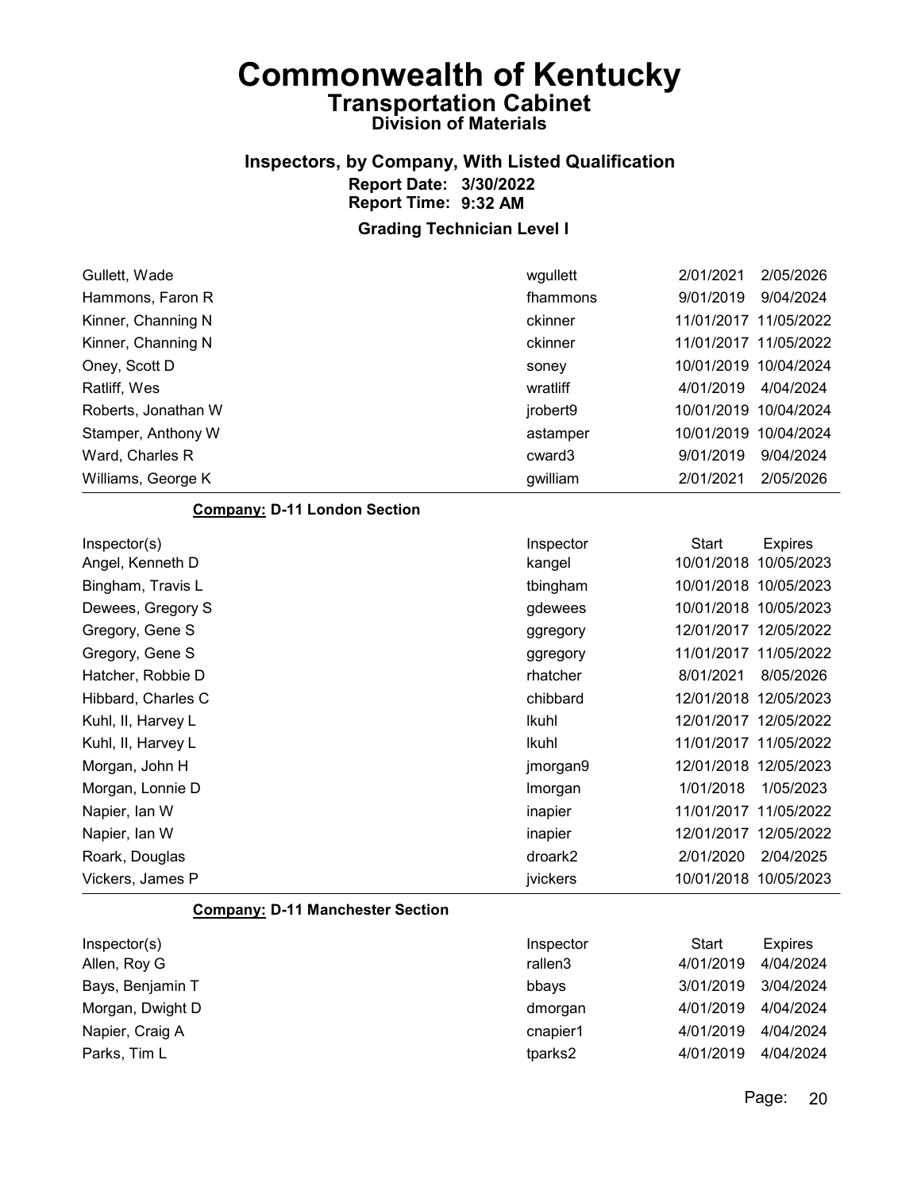# Commonwealth of Kentucky

## Transportation Cabinet

### Division of Materials

### Inspectors, by Company, With Listed Qualification

**Report Date: 3/30/2022**

**Report Time: 9:32 AM**

### Grading Technician Level I

| Inspector(s) | Inspector | Start | Expires |
|---|---|---|---|
| Gullett, Wade | wgullett | 2/01/2021 | 2/05/2026 |
| Hammons, Faron R | fhammons | 9/01/2019 | 9/04/2024 |
| Kinner, Channing N | ckinner | 11/01/2017 | 11/05/2022 |
| Kinner, Channing N | ckinner | 11/01/2017 | 11/05/2022 |
| Oney, Scott D | soney | 10/01/2019 | 10/04/2024 |
| Ratliff, Wes | wratliff | 4/01/2019 | 4/04/2024 |
| Roberts, Jonathan W | jrobert9 | 10/01/2019 | 10/04/2024 |
| Stamper, Anthony W | astamper | 10/01/2019 | 10/04/2024 |
| Ward, Charles R | cward3 | 9/01/2019 | 9/04/2024 |
| Williams, George K | gwilliam | 2/01/2021 | 2/05/2026 |

**Company: D-11 London Section**

| Inspector(s) | Inspector | Start | Expires |
|---|---|---|---|
| Angel, Kenneth D | kangel | 10/01/2018 | 10/05/2023 |
| Bingham, Travis L | tbingham | 10/01/2018 | 10/05/2023 |
| Dewees, Gregory S | gdewees | 10/01/2018 | 10/05/2023 |
| Gregory, Gene S | ggregory | 12/01/2017 | 12/05/2022 |
| Gregory, Gene S | ggregory | 11/01/2017 | 11/05/2022 |
| Hatcher, Robbie D | rhatcher | 8/01/2021 | 8/05/2026 |
| Hibbard, Charles C | chibbard | 12/01/2018 | 12/05/2023 |
| Kuhl, II, Harvey L | lkuhl | 12/01/2017 | 12/05/2022 |
| Kuhl, II, Harvey L | lkuhl | 11/01/2017 | 11/05/2022 |
| Morgan, John H | jmorgan9 | 12/01/2018 | 12/05/2023 |
| Morgan, Lonnie D | lmorgan | 1/01/2018 | 1/05/2023 |
| Napier, Ian W | inapier | 11/01/2017 | 11/05/2022 |
| Napier, Ian W | inapier | 12/01/2017 | 12/05/2022 |
| Roark, Douglas | droark2 | 2/01/2020 | 2/04/2025 |
| Vickers, James P | jvickers | 10/01/2018 | 10/05/2023 |

**Company: D-11 Manchester Section**

| Inspector(s) | Inspector | Start | Expires |
|---|---|---|---|
| Allen, Roy G | rallen3 | 4/01/2019 | 4/04/2024 |
| Bays, Benjamin T | bbays | 3/01/2019 | 3/04/2024 |
| Morgan, Dwight D | dmorgan | 4/01/2019 | 4/04/2024 |
| Napier, Craig A | cnapier1 | 4/01/2019 | 4/04/2024 |
| Parks, Tim L | tparks2 | 4/01/2019 | 4/04/2024 |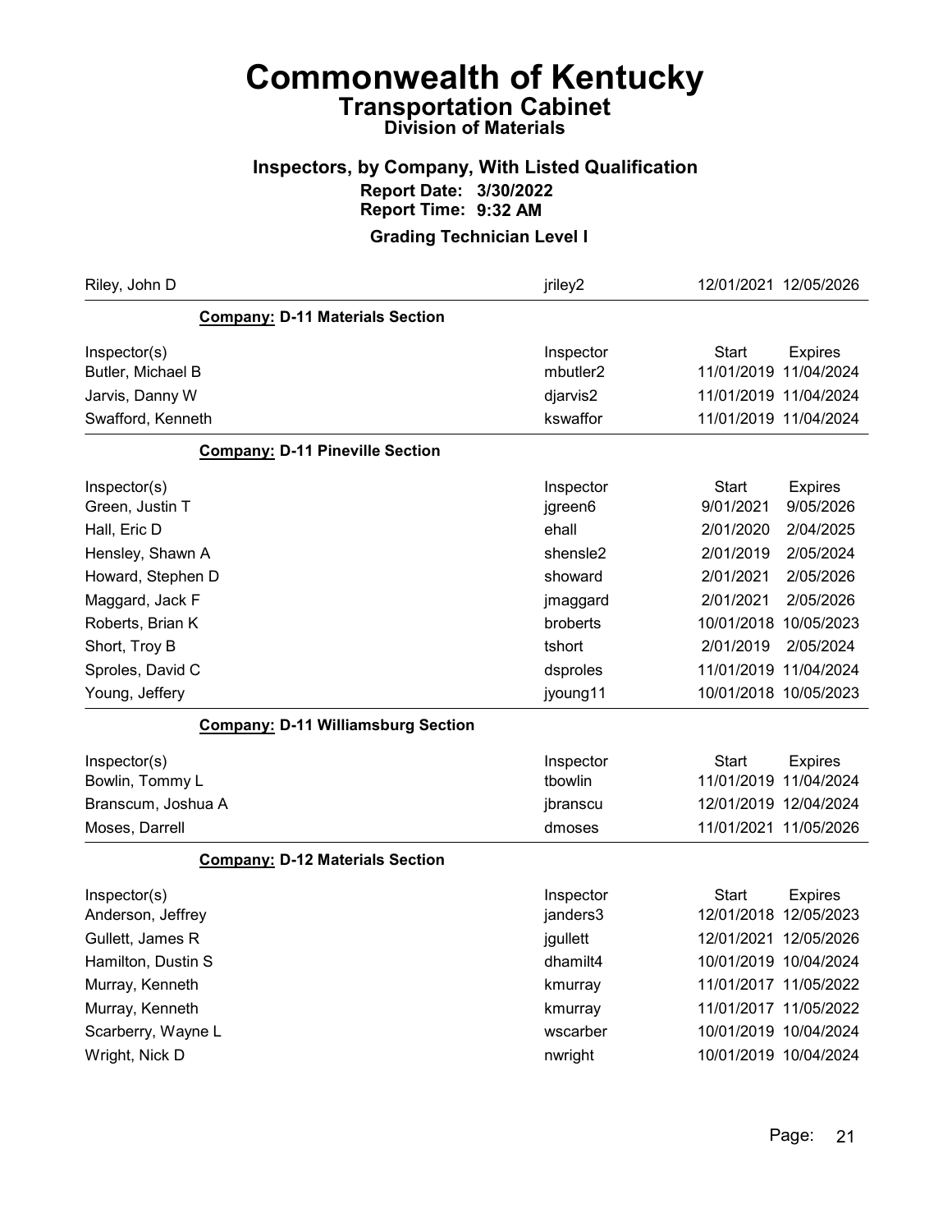# Commonwealth of Kentucky

## Transportation Cabinet

### Division of Materials

### Inspectors, by Company, With Listed Qualification

**Report Date: 3/30/2022**
**Report Time: 9:32 AM**

**Grading Technician Level I**

| | | | |
|---|---|---|---|
| Riley, John D | jriley2 | 12/01/2021 | 12/05/2026 |

**Company: D-11 Materials Section**

| Inspector(s) | Inspector | Start | Expires |
|---|---|---|---|
| Butler, Michael B | mbutler2 | 11/01/2019 | 11/04/2024 |
| Jarvis, Danny W | djarvis2 | 11/01/2019 | 11/04/2024 |
| Swafford, Kenneth | kswaffor | 11/01/2019 | 11/04/2024 |

**Company: D-11 Pineville Section**

| Inspector(s) | Inspector | Start | Expires |
|---|---|---|---|
| Green, Justin T | jgreen6 | 9/01/2021 | 9/05/2026 |
| Hall, Eric D | ehall | 2/01/2020 | 2/04/2025 |
| Hensley, Shawn A | shensle2 | 2/01/2019 | 2/05/2024 |
| Howard, Stephen D | showard | 2/01/2021 | 2/05/2026 |
| Maggard, Jack F | jmaggard | 2/01/2021 | 2/05/2026 |
| Roberts, Brian K | broberts | 10/01/2018 | 10/05/2023 |
| Short, Troy B | tshort | 2/01/2019 | 2/05/2024 |
| Sproles, David C | dsproles | 11/01/2019 | 11/04/2024 |
| Young, Jeffery | jyoung11 | 10/01/2018 | 10/05/2023 |

**Company: D-11 Williamsburg Section**

| Inspector(s) | Inspector | Start | Expires |
|---|---|---|---|
| Bowlin, Tommy L | tbowlin | 11/01/2019 | 11/04/2024 |
| Branscum, Joshua A | jbranscu | 12/01/2019 | 12/04/2024 |
| Moses, Darrell | dmoses | 11/01/2021 | 11/05/2026 |

**Company: D-12 Materials Section**

| Inspector(s) | Inspector | Start | Expires |
|---|---|---|---|
| Anderson, Jeffrey | janders3 | 12/01/2018 | 12/05/2023 |
| Gullett, James R | jgullett | 12/01/2021 | 12/05/2026 |
| Hamilton, Dustin S | dhamilt4 | 10/01/2019 | 10/04/2024 |
| Murray, Kenneth | kmurray | 11/01/2017 | 11/05/2022 |
| Murray, Kenneth | kmurray | 11/01/2017 | 11/05/2022 |
| Scarberry, Wayne L | wscarber | 10/01/2019 | 10/04/2024 |
| Wright, Nick D | nwright | 10/01/2019 | 10/04/2024 |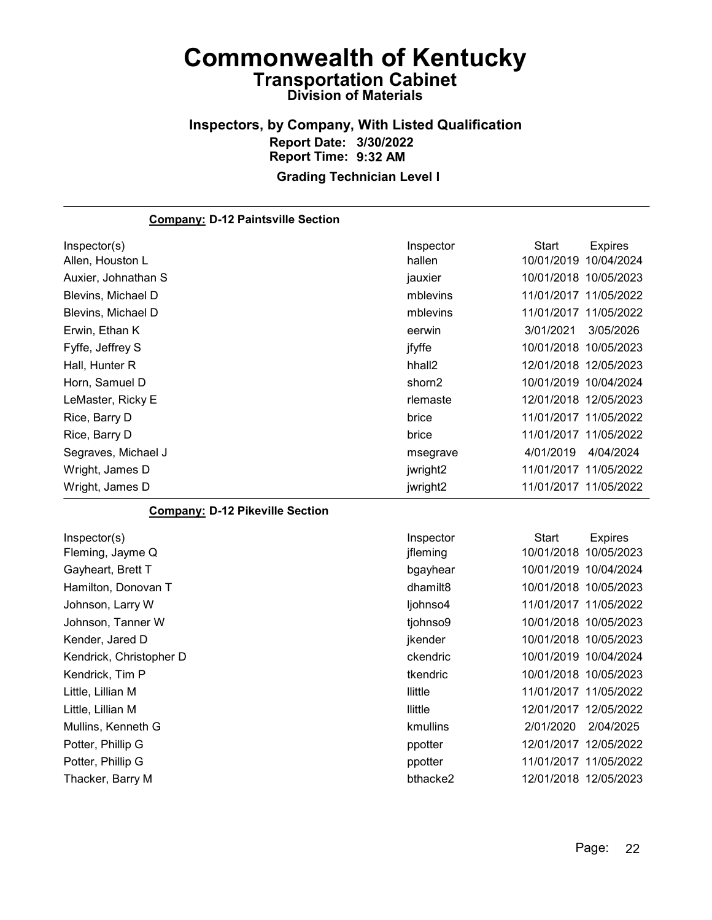# Commonwealth of Kentucky

## Transportation Cabinet

### Division of Materials

### Inspectors, by Company, With Listed Qualification

**Report Date: 3/30/2022**
**Report Time: 9:32 AM**

**Grading Technician Level I**

**Company: D-12 Paintsville Section**

| Inspector(s) | Inspector | Start | Expires |
|---|---|---|---|
| Allen, Houston L | hallen | 10/01/2019 | 10/04/2024 |
| Auxier, Johnathan S | jauxier | 10/01/2018 | 10/05/2023 |
| Blevins, Michael D | mblevins | 11/01/2017 | 11/05/2022 |
| Blevins, Michael D | mblevins | 11/01/2017 | 11/05/2022 |
| Erwin, Ethan K | eerwin | 3/01/2021 | 3/05/2026 |
| Fyffe, Jeffrey S | jfyffe | 10/01/2018 | 10/05/2023 |
| Hall, Hunter R | hhall2 | 12/01/2018 | 12/05/2023 |
| Horn, Samuel D | shorn2 | 10/01/2019 | 10/04/2024 |
| LeMaster, Ricky E | rlemaste | 12/01/2018 | 12/05/2023 |
| Rice, Barry D | brice | 11/01/2017 | 11/05/2022 |
| Rice, Barry D | brice | 11/01/2017 | 11/05/2022 |
| Segraves, Michael J | msegrave | 4/01/2019 | 4/04/2024 |
| Wright, James D | jwright2 | 11/01/2017 | 11/05/2022 |
| Wright, James D | jwright2 | 11/01/2017 | 11/05/2022 |

**Company: D-12 Pikeville Section**

| Inspector(s) | Inspector | Start | Expires |
|---|---|---|---|
| Fleming, Jayme Q | jfleming | 10/01/2018 | 10/05/2023 |
| Gayheart, Brett T | bgayhear | 10/01/2019 | 10/04/2024 |
| Hamilton, Donovan T | dhamilt8 | 10/01/2018 | 10/05/2023 |
| Johnson, Larry W | ljohnso4 | 11/01/2017 | 11/05/2022 |
| Johnson, Tanner W | tjohnso9 | 10/01/2018 | 10/05/2023 |
| Kender, Jared D | jkender | 10/01/2018 | 10/05/2023 |
| Kendrick, Christopher D | ckendric | 10/01/2019 | 10/04/2024 |
| Kendrick, Tim P | tkendric | 10/01/2018 | 10/05/2023 |
| Little, Lillian M | llittle | 11/01/2017 | 11/05/2022 |
| Little, Lillian M | llittle | 12/01/2017 | 12/05/2022 |
| Mullins, Kenneth G | kmullins | 2/01/2020 | 2/04/2025 |
| Potter, Phillip G | ppotter | 12/01/2017 | 12/05/2022 |
| Potter, Phillip G | ppotter | 11/01/2017 | 11/05/2022 |
| Thacker, Barry M | bthacke2 | 12/01/2018 | 12/05/2023 |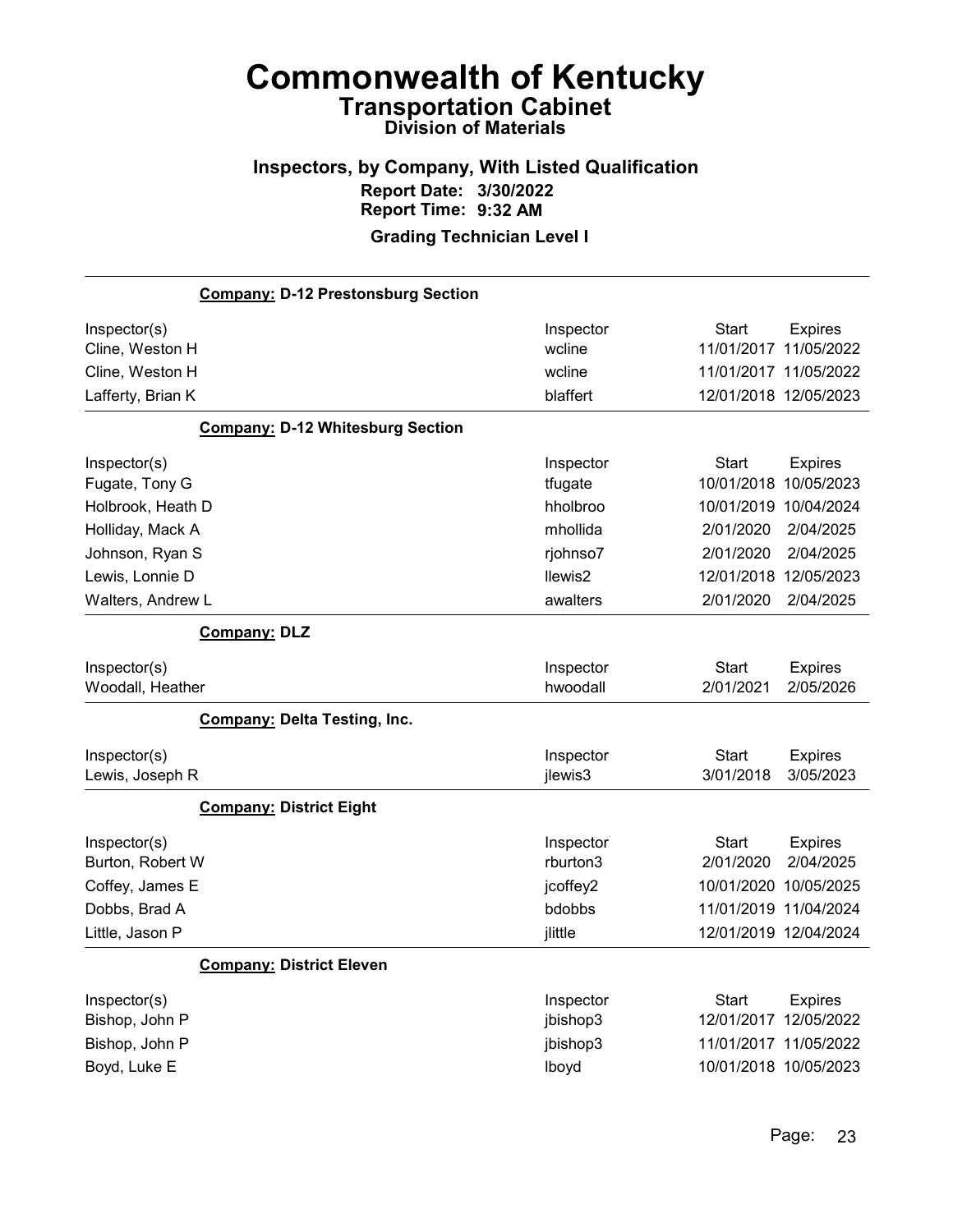# Commonwealth of Kentucky

## Transportation Cabinet

### Division of Materials

### Inspectors, by Company, With Listed Qualification

**Report Date: 3/30/2022**
**Report Time: 9:32 AM**

**Grading Technician Level I**

**Company: D-12 Prestonsburg Section**

| Inspector(s) | Inspector | Start | Expires |
|---|---|---|---|
| Cline, Weston H | wcline | 11/01/2017 | 11/05/2022 |
| Cline, Weston H | wcline | 11/01/2017 | 11/05/2022 |
| Lafferty, Brian K | blaffert | 12/01/2018 | 12/05/2023 |

**Company: D-12 Whitesburg Section**

| Inspector(s) | Inspector | Start | Expires |
|---|---|---|---|
| Fugate, Tony G | tfugate | 10/01/2018 | 10/05/2023 |
| Holbrook, Heath D | hholbroo | 10/01/2019 | 10/04/2024 |
| Holliday, Mack A | mhollida | 2/01/2020 | 2/04/2025 |
| Johnson, Ryan S | rjohnso7 | 2/01/2020 | 2/04/2025 |
| Lewis, Lonnie D | llewis2 | 12/01/2018 | 12/05/2023 |
| Walters, Andrew L | awalters | 2/01/2020 | 2/04/2025 |

**Company: DLZ**

| Inspector(s) | Inspector | Start | Expires |
|---|---|---|---|
| Woodall, Heather | hwoodall | 2/01/2021 | 2/05/2026 |

**Company: Delta Testing, Inc.**

| Inspector(s) | Inspector | Start | Expires |
|---|---|---|---|
| Lewis, Joseph R | jlewis3 | 3/01/2018 | 3/05/2023 |

**Company: District Eight**

| Inspector(s) | Inspector | Start | Expires |
|---|---|---|---|
| Burton, Robert W | rburton3 | 2/01/2020 | 2/04/2025 |
| Coffey, James E | jcoffey2 | 10/01/2020 | 10/05/2025 |
| Dobbs, Brad A | bdobbs | 11/01/2019 | 11/04/2024 |
| Little, Jason P | jlittle | 12/01/2019 | 12/04/2024 |

**Company: District Eleven**

| Inspector(s) | Inspector | Start | Expires |
|---|---|---|---|
| Bishop, John P | jbishop3 | 12/01/2017 | 12/05/2022 |
| Bishop, John P | jbishop3 | 11/01/2017 | 11/05/2022 |
| Boyd, Luke E | lboyd | 10/01/2018 | 10/05/2023 |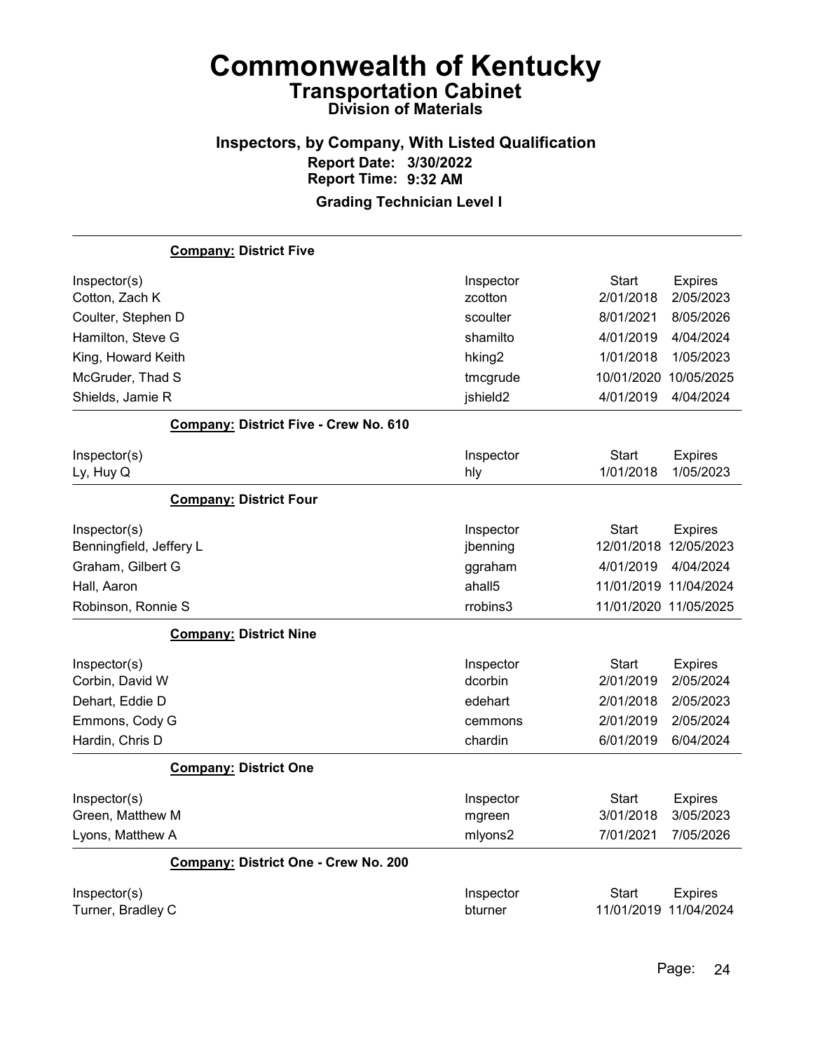# Commonwealth of Kentucky
## Transportation Cabinet
### Division of Materials

### Inspectors, by Company, With Listed Qualification
**Report Date: 3/30/2022**
**Report Time: 9:32 AM**

**Grading Technician Level I**

**Company: District Five**

| Inspector(s) | Inspector | Start | Expires |
|---|---|---|---|
| Cotton, Zach K | zcotton | 2/01/2018 | 2/05/2023 |
| Coulter, Stephen D | scoulter | 8/01/2021 | 8/05/2026 |
| Hamilton, Steve G | shamilto | 4/01/2019 | 4/04/2024 |
| King, Howard Keith | hking2 | 1/01/2018 | 1/05/2023 |
| McGruder, Thad S | tmcgrude | 10/01/2020 | 10/05/2025 |
| Shields, Jamie R | jshield2 | 4/01/2019 | 4/04/2024 |

**Company: District Five - Crew No. 610**

| Inspector(s) | Inspector | Start | Expires |
|---|---|---|---|
| Ly, Huy Q | hly | 1/01/2018 | 1/05/2023 |

**Company: District Four**

| Inspector(s) | Inspector | Start | Expires |
|---|---|---|---|
| Benningfield, Jeffery L | jbenning | 12/01/2018 | 12/05/2023 |
| Graham, Gilbert G | ggraham | 4/01/2019 | 4/04/2024 |
| Hall, Aaron | ahall5 | 11/01/2019 | 11/04/2024 |
| Robinson, Ronnie S | rrobins3 | 11/01/2020 | 11/05/2025 |

**Company: District Nine**

| Inspector(s) | Inspector | Start | Expires |
|---|---|---|---|
| Corbin, David W | dcorbin | 2/01/2019 | 2/05/2024 |
| Dehart, Eddie D | edehart | 2/01/2018 | 2/05/2023 |
| Emmons, Cody G | cemmons | 2/01/2019 | 2/05/2024 |
| Hardin, Chris D | chardin | 6/01/2019 | 6/04/2024 |

**Company: District One**

| Inspector(s) | Inspector | Start | Expires |
|---|---|---|---|
| Green, Matthew M | mgreen | 3/01/2018 | 3/05/2023 |
| Lyons, Matthew A | mlyons2 | 7/01/2021 | 7/05/2026 |

**Company: District One - Crew No. 200**

| Inspector(s) | Inspector | Start | Expires |
|---|---|---|---|
| Turner, Bradley C | bturner | 11/01/2019 | 11/04/2024 |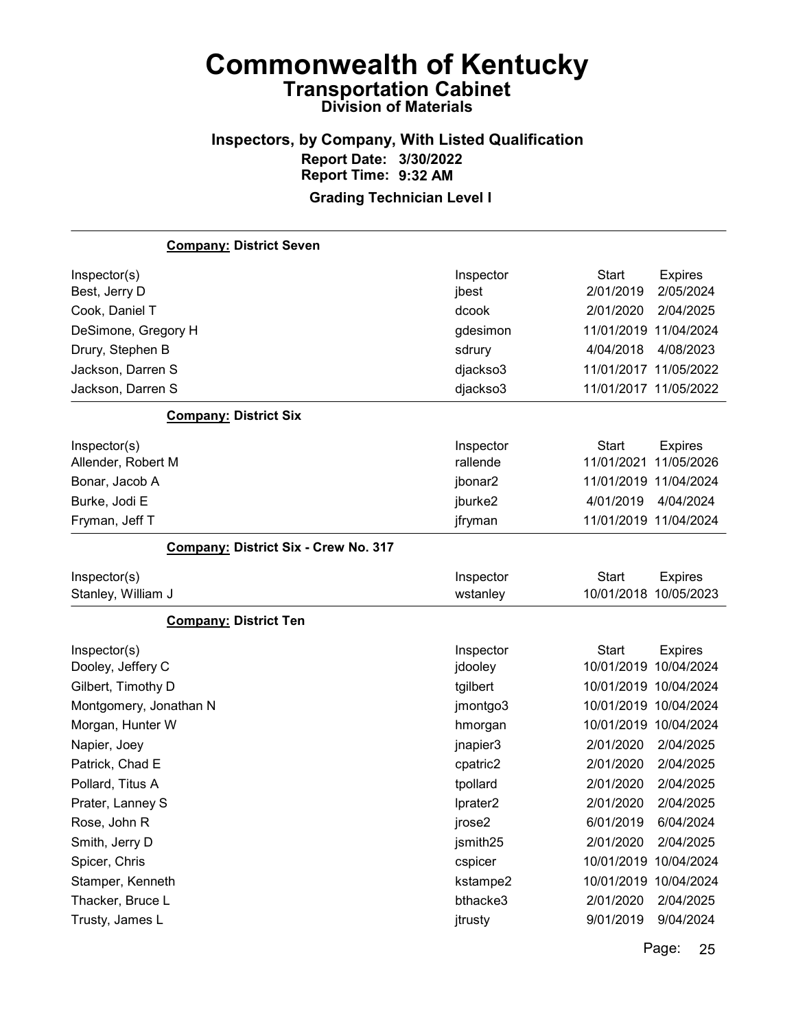# Commonwealth of Kentucky
## Transportation Cabinet
### Division of Materials

### Inspectors, by Company, With Listed Qualification
**Report Date: 3/30/2022**
**Report Time: 9:32 AM**

**Grading Technician Level I**

**Company: District Seven**

| Inspector(s) | Inspector | Start | Expires |
|---|---|---|---|
| Best, Jerry D | jbest | 2/01/2019 | 2/05/2024 |
| Cook, Daniel T | dcook | 2/01/2020 | 2/04/2025 |
| DeSimone, Gregory H | gdesimon | 11/01/2019 | 11/04/2024 |
| Drury, Stephen B | sdrury | 4/04/2018 | 4/08/2023 |
| Jackson, Darren S | djackso3 | 11/01/2017 | 11/05/2022 |
| Jackson, Darren S | djackso3 | 11/01/2017 | 11/05/2022 |

**Company: District Six**

| Inspector(s) | Inspector | Start | Expires |
|---|---|---|---|
| Allender, Robert M | rallende | 11/01/2021 | 11/05/2026 |
| Bonar, Jacob A | jbonar2 | 11/01/2019 | 11/04/2024 |
| Burke, Jodi E | jburke2 | 4/01/2019 | 4/04/2024 |
| Fryman, Jeff T | jfryman | 11/01/2019 | 11/04/2024 |

**Company: District Six - Crew No. 317**

| Inspector(s) | Inspector | Start | Expires |
|---|---|---|---|
| Stanley, William J | wstanley | 10/01/2018 | 10/05/2023 |

**Company: District Ten**

| Inspector(s) | Inspector | Start | Expires |
|---|---|---|---|
| Dooley, Jeffery C | jdooley | 10/01/2019 | 10/04/2024 |
| Gilbert, Timothy D | tgilbert | 10/01/2019 | 10/04/2024 |
| Montgomery, Jonathan N | jmontgo3 | 10/01/2019 | 10/04/2024 |
| Morgan, Hunter W | hmorgan | 10/01/2019 | 10/04/2024 |
| Napier, Joey | jnapier3 | 2/01/2020 | 2/04/2025 |
| Patrick, Chad E | cpatric2 | 2/01/2020 | 2/04/2025 |
| Pollard, Titus A | tpollard | 2/01/2020 | 2/04/2025 |
| Prater, Lanney S | lprater2 | 2/01/2020 | 2/04/2025 |
| Rose, John R | jrose2 | 6/01/2019 | 6/04/2024 |
| Smith, Jerry D | jsmith25 | 2/01/2020 | 2/04/2025 |
| Spicer, Chris | cspicer | 10/01/2019 | 10/04/2024 |
| Stamper, Kenneth | kstampe2 | 10/01/2019 | 10/04/2024 |
| Thacker, Bruce L | bthacke3 | 2/01/2020 | 2/04/2025 |
| Trusty, James L | jtrusty | 9/01/2019 | 9/04/2024 |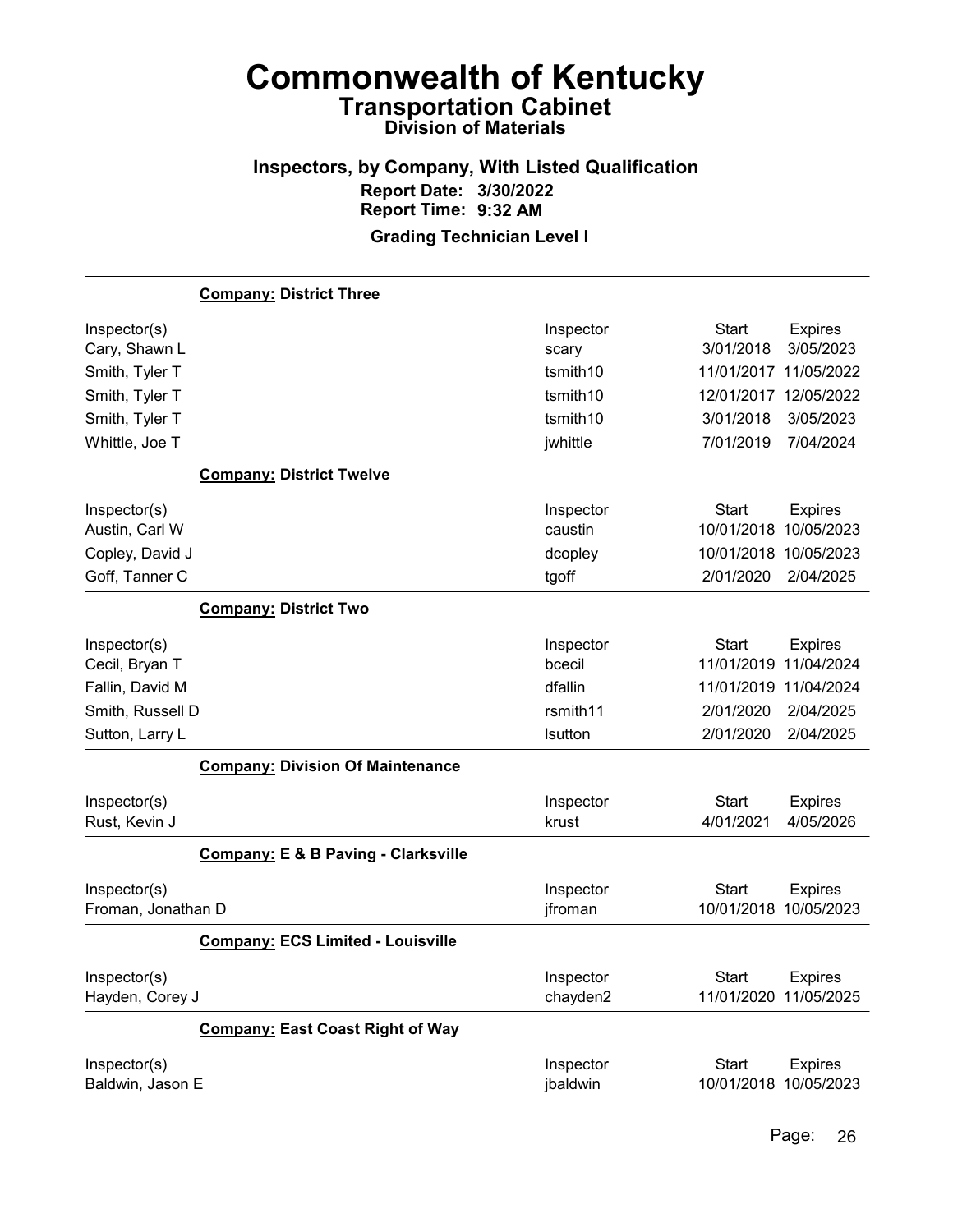# Commonwealth of Kentucky
## Transportation Cabinet
### Division of Materials

### Inspectors, by Company, With Listed Qualification

**Report Date: 3/30/2022**
**Report Time: 9:32 AM**

**Grading Technician Level I**

**Company: District Three**

| Inspector(s) | Inspector | Start | Expires |
|---|---|---|---|
| Cary, Shawn L | scary | 3/01/2018 | 3/05/2023 |
| Smith, Tyler T | tsmith10 | 11/01/2017 | 11/05/2022 |
| Smith, Tyler T | tsmith10 | 12/01/2017 | 12/05/2022 |
| Smith, Tyler T | tsmith10 | 3/01/2018 | 3/05/2023 |
| Whittle, Joe T | jwhittle | 7/01/2019 | 7/04/2024 |

**Company: District Twelve**

| Inspector(s) | Inspector | Start | Expires |
|---|---|---|---|
| Austin, Carl W | caustin | 10/01/2018 | 10/05/2023 |
| Copley, David J | dcopley | 10/01/2018 | 10/05/2023 |
| Goff, Tanner C | tgoff | 2/01/2020 | 2/04/2025 |

**Company: District Two**

| Inspector(s) | Inspector | Start | Expires |
|---|---|---|---|
| Cecil, Bryan T | bcecil | 11/01/2019 | 11/04/2024 |
| Fallin, David M | dfallin | 11/01/2019 | 11/04/2024 |
| Smith, Russell D | rsmith11 | 2/01/2020 | 2/04/2025 |
| Sutton, Larry L | lsutton | 2/01/2020 | 2/04/2025 |

**Company: Division Of Maintenance**

| Inspector(s) | Inspector | Start | Expires |
|---|---|---|---|
| Rust, Kevin J | krust | 4/01/2021 | 4/05/2026 |

**Company: E & B Paving - Clarksville**

| Inspector(s) | Inspector | Start | Expires |
|---|---|---|---|
| Froman, Jonathan D | jfroman | 10/01/2018 | 10/05/2023 |

**Company: ECS Limited - Louisville**

| Inspector(s) | Inspector | Start | Expires |
|---|---|---|---|
| Hayden, Corey J | chayden2 | 11/01/2020 | 11/05/2025 |

**Company: East Coast Right of Way**

| Inspector(s) | Inspector | Start | Expires |
|---|---|---|---|
| Baldwin, Jason E | jbaldwin | 10/01/2018 | 10/05/2023 |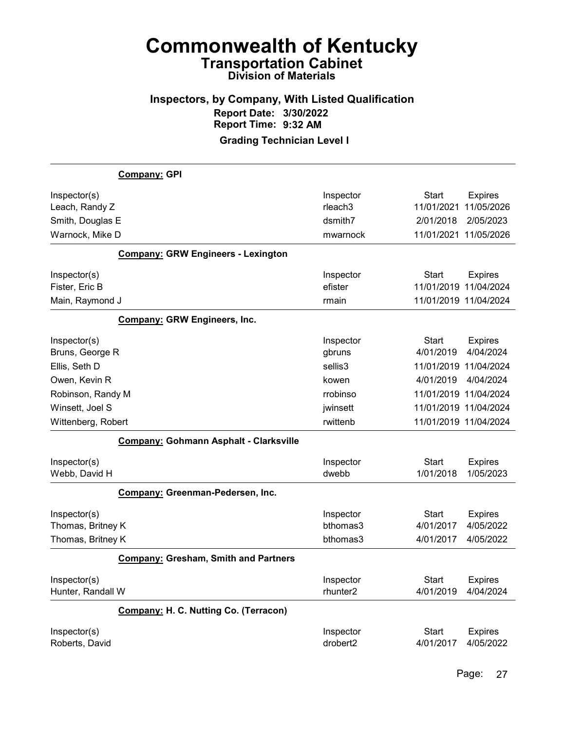# Commonwealth of Kentucky

## Transportation Cabinet

### Division of Materials

### Inspectors, by Company, With Listed Qualification

**Report Date: 3/30/2022**
**Report Time: 9:32 AM**

**Grading Technician Level I**

---

**Company: GPI**

| Inspector(s) | Inspector | Start | Expires |
|---|---|---|---|
| Leach, Randy Z | rleach3 | 11/01/2021 | 11/05/2026 |
| Smith, Douglas E | dsmith7 | 2/01/2018 | 2/05/2023 |
| Warnock, Mike D | mwarnock | 11/01/2021 | 11/05/2026 |

**Company: GRW Engineers - Lexington**

| Inspector(s) | Inspector | Start | Expires |
|---|---|---|---|
| Fister, Eric B | efister | 11/01/2019 | 11/04/2024 |
| Main, Raymond J | rmain | 11/01/2019 | 11/04/2024 |

**Company: GRW Engineers, Inc.**

| Inspector(s) | Inspector | Start | Expires |
|---|---|---|---|
| Bruns, George R | gbruns | 4/01/2019 | 4/04/2024 |
| Ellis, Seth D | sellis3 | 11/01/2019 | 11/04/2024 |
| Owen, Kevin R | kowen | 4/01/2019 | 4/04/2024 |
| Robinson, Randy M | rrobinso | 11/01/2019 | 11/04/2024 |
| Winsett, Joel S | jwinsett | 11/01/2019 | 11/04/2024 |
| Wittenberg, Robert | rwittenb | 11/01/2019 | 11/04/2024 |

**Company: Gohmann Asphalt - Clarksville**

| Inspector(s) | Inspector | Start | Expires |
|---|---|---|---|
| Webb, David H | dwebb | 1/01/2018 | 1/05/2023 |

**Company: Greenman-Pedersen, Inc.**

| Inspector(s) | Inspector | Start | Expires |
|---|---|---|---|
| Thomas, Britney K | bthomas3 | 4/01/2017 | 4/05/2022 |
| Thomas, Britney K | bthomas3 | 4/01/2017 | 4/05/2022 |

**Company: Gresham, Smith and Partners**

| Inspector(s) | Inspector | Start | Expires |
|---|---|---|---|
| Hunter, Randall W | rhunter2 | 4/01/2019 | 4/04/2024 |

**Company: H. C. Nutting Co. (Terracon)**

| Inspector(s) | Inspector | Start | Expires |
|---|---|---|---|
| Roberts, David | drobert2 | 4/01/2017 | 4/05/2022 |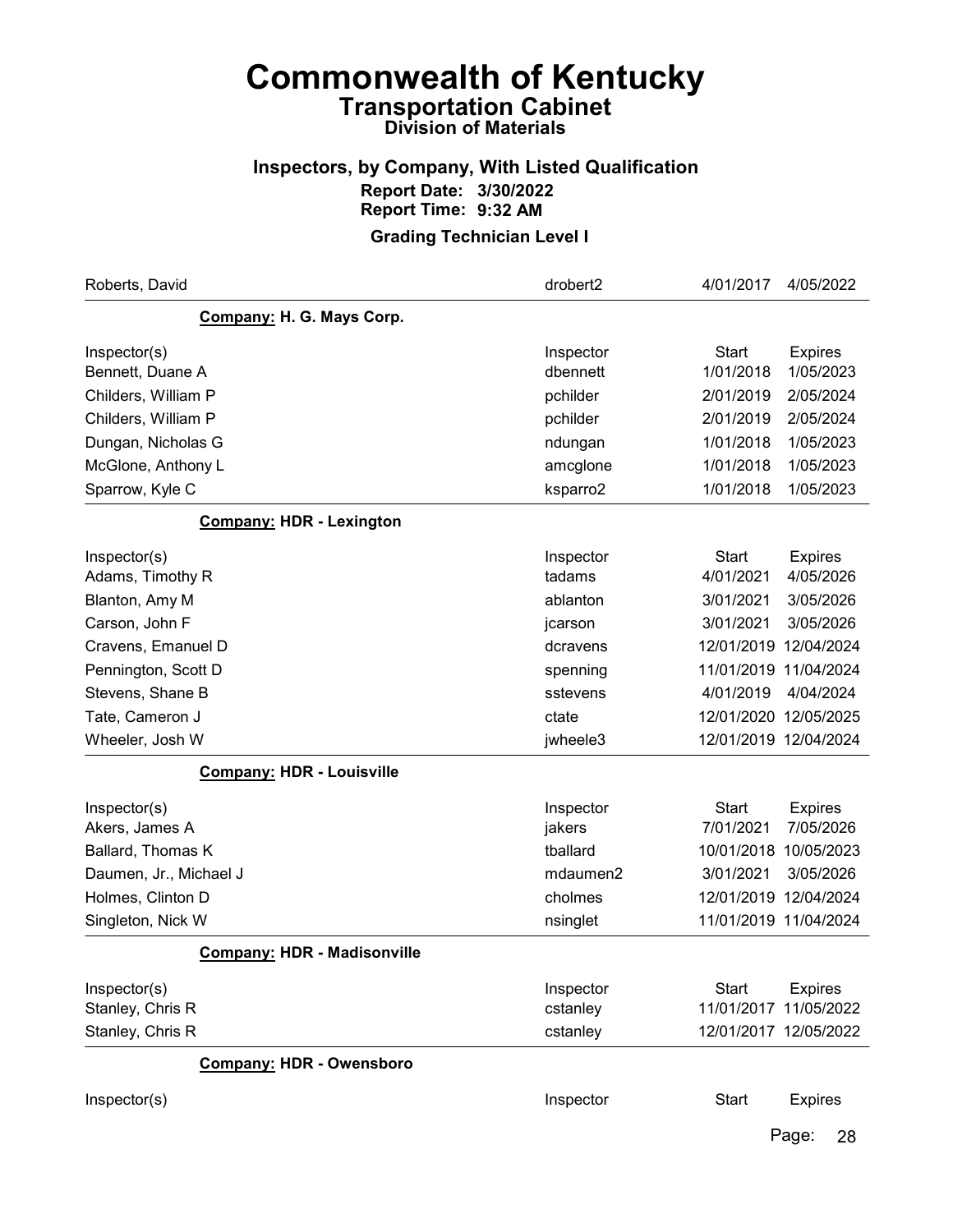# Commonwealth of Kentucky
## Transportation Cabinet
### Division of Materials

### Inspectors, by Company, With Listed Qualification
**Report Date: 3/30/2022**
**Report Time: 9:32 AM**

### Grading Technician Level I

| | | | |
|---|---|---|---|
| Roberts, David | drobert2 | 4/01/2017 | 4/05/2022 |

**Company: H. G. Mays Corp.**

| Inspector(s) | Inspector | Start | Expires |
|---|---|---|---|
| Bennett, Duane A | dbennett | 1/01/2018 | 1/05/2023 |
| Childers, William P | pchilder | 2/01/2019 | 2/05/2024 |
| Childers, William P | pchilder | 2/01/2019 | 2/05/2024 |
| Dungan, Nicholas G | ndungan | 1/01/2018 | 1/05/2023 |
| McGlone, Anthony L | amcglone | 1/01/2018 | 1/05/2023 |
| Sparrow, Kyle C | ksparro2 | 1/01/2018 | 1/05/2023 |

**Company: HDR - Lexington**

| Inspector(s) | Inspector | Start | Expires |
|---|---|---|---|
| Adams, Timothy R | tadams | 4/01/2021 | 4/05/2026 |
| Blanton, Amy M | ablanton | 3/01/2021 | 3/05/2026 |
| Carson, John F | jcarson | 3/01/2021 | 3/05/2026 |
| Cravens, Emanuel D | dcravens | 12/01/2019 | 12/04/2024 |
| Pennington, Scott D | spenning | 11/01/2019 | 11/04/2024 |
| Stevens, Shane B | sstevens | 4/01/2019 | 4/04/2024 |
| Tate, Cameron J | ctate | 12/01/2020 | 12/05/2025 |
| Wheeler, Josh W | jwheele3 | 12/01/2019 | 12/04/2024 |

**Company: HDR - Louisville**

| Inspector(s) | Inspector | Start | Expires |
|---|---|---|---|
| Akers, James A | jakers | 7/01/2021 | 7/05/2026 |
| Ballard, Thomas K | tballard | 10/01/2018 | 10/05/2023 |
| Daumen, Jr., Michael J | mdaumen2 | 3/01/2021 | 3/05/2026 |
| Holmes, Clinton D | cholmes | 12/01/2019 | 12/04/2024 |
| Singleton, Nick W | nsinglet | 11/01/2019 | 11/04/2024 |

**Company: HDR - Madisonville**

| Inspector(s) | Inspector | Start | Expires |
|---|---|---|---|
| Stanley, Chris R | cstanley | 11/01/2017 | 11/05/2022 |
| Stanley, Chris R | cstanley | 12/01/2017 | 12/05/2022 |

**Company: HDR - Owensboro**

| Inspector(s) | Inspector | Start | Expires |
|---|---|---|---|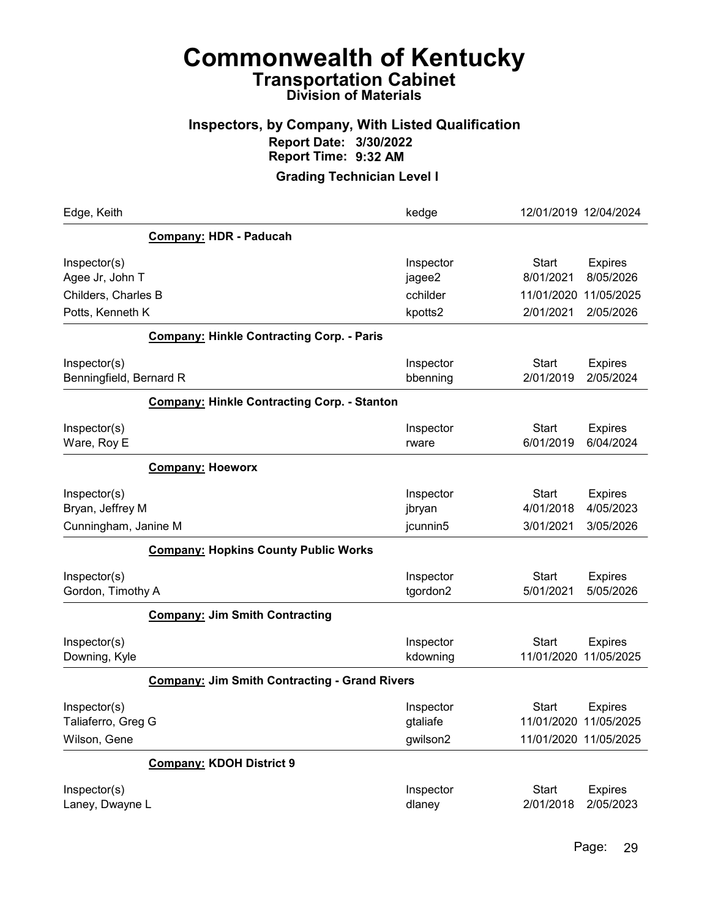# Commonwealth of Kentucky
## Transportation Cabinet
### Division of Materials

### Inspectors, by Company, With Listed Qualification

**Report Date: 3/30/2022**
**Report Time: 9:32 AM**

**Grading Technician Level I**

| Edge, Keith | kedge | 12/01/2019 | 12/04/2024 |
|---|---|---|---|

**Company: HDR - Paducah**

| Inspector(s) | Inspector | Start | Expires |
|---|---|---|---|
| Agee Jr, John T | jagee2 | 8/01/2021 | 8/05/2026 |
| Childers, Charles B | cchilder | 11/01/2020 | 11/05/2025 |
| Potts, Kenneth K | kpotts2 | 2/01/2021 | 2/05/2026 |

**Company: Hinkle Contracting Corp. - Paris**

| Inspector(s) | Inspector | Start | Expires |
|---|---|---|---|
| Benningfield, Bernard R | bbenning | 2/01/2019 | 2/05/2024 |

**Company: Hinkle Contracting Corp. - Stanton**

| Inspector(s) | Inspector | Start | Expires |
|---|---|---|---|
| Ware, Roy E | rware | 6/01/2019 | 6/04/2024 |

**Company: Hoeworx**

| Inspector(s) | Inspector | Start | Expires |
|---|---|---|---|
| Bryan, Jeffrey M | jbryan | 4/01/2018 | 4/05/2023 |
| Cunningham, Janine M | jcunnin5 | 3/01/2021 | 3/05/2026 |

**Company: Hopkins County Public Works**

| Inspector(s) | Inspector | Start | Expires |
|---|---|---|---|
| Gordon, Timothy A | tgordon2 | 5/01/2021 | 5/05/2026 |

**Company: Jim Smith Contracting**

| Inspector(s) | Inspector | Start | Expires |
|---|---|---|---|
| Downing, Kyle | kdowning | 11/01/2020 | 11/05/2025 |

**Company: Jim Smith Contracting - Grand Rivers**

| Inspector(s) | Inspector | Start | Expires |
|---|---|---|---|
| Taliaferro, Greg G | gtaliafe | 11/01/2020 | 11/05/2025 |
| Wilson, Gene | gwilson2 | 11/01/2020 | 11/05/2025 |

**Company: KDOH District 9**

| Inspector(s) | Inspector | Start | Expires |
|---|---|---|---|
| Laney, Dwayne L | dlaney | 2/01/2018 | 2/05/2023 |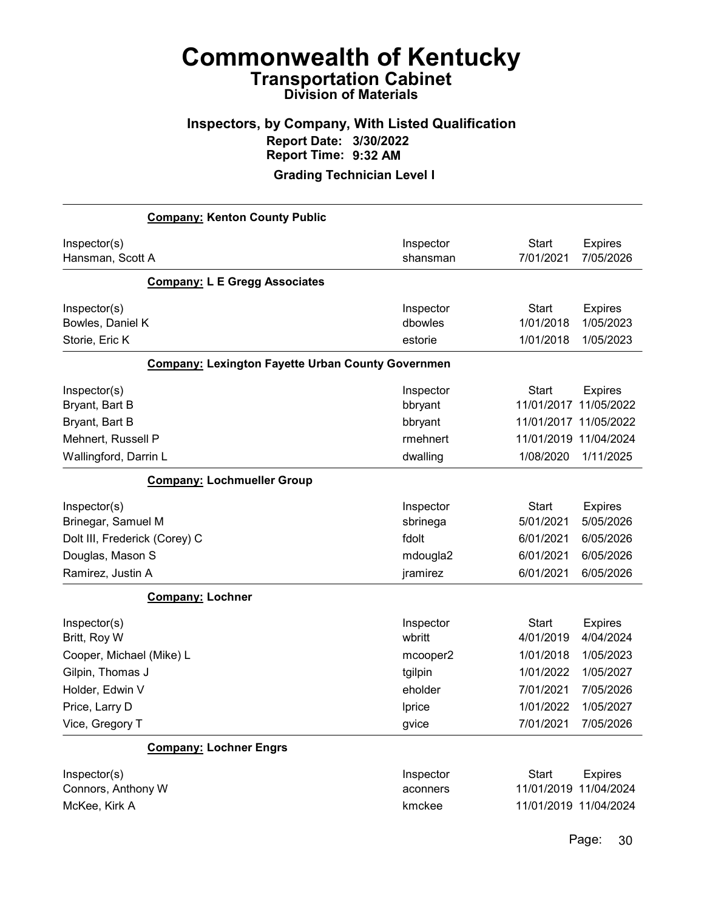# Commonwealth of Kentucky
## Transportation Cabinet
### Division of Materials

### Inspectors, by Company, With Listed Qualification
**Report Date: 3/30/2022**
**Report Time: 9:32 AM**

**Grading Technician Level I**

**Company: Kenton County Public**

| Inspector(s) | Inspector | Start | Expires |
|---|---|---|---|
| Hansman, Scott A | shansman | 7/01/2021 | 7/05/2026 |

**Company: L E Gregg Associates**

| Inspector(s) | Inspector | Start | Expires |
|---|---|---|---|
| Bowles, Daniel K | dbowles | 1/01/2018 | 1/05/2023 |
| Storie, Eric K | estorie | 1/01/2018 | 1/05/2023 |

**Company: Lexington Fayette Urban County Governmen**

| Inspector(s) | Inspector | Start | Expires |
|---|---|---|---|
| Bryant, Bart B | bbryant | 11/01/2017 | 11/05/2022 |
| Bryant, Bart B | bbryant | 11/01/2017 | 11/05/2022 |
| Mehnert, Russell P | rmehnert | 11/01/2019 | 11/04/2024 |
| Wallingford, Darrin L | dwalling | 1/08/2020 | 1/11/2025 |

**Company: Lochmueller Group**

| Inspector(s) | Inspector | Start | Expires |
|---|---|---|---|
| Brinegar, Samuel M | sbrinega | 5/01/2021 | 5/05/2026 |
| Dolt III, Frederick (Corey) C | fdolt | 6/01/2021 | 6/05/2026 |
| Douglas, Mason S | mdougla2 | 6/01/2021 | 6/05/2026 |
| Ramirez, Justin A | jramirez | 6/01/2021 | 6/05/2026 |

**Company: Lochner**

| Inspector(s) | Inspector | Start | Expires |
|---|---|---|---|
| Britt, Roy W | wbritt | 4/01/2019 | 4/04/2024 |
| Cooper, Michael (Mike) L | mcooper2 | 1/01/2018 | 1/05/2023 |
| Gilpin, Thomas J | tgilpin | 1/01/2022 | 1/05/2027 |
| Holder, Edwin V | eholder | 7/01/2021 | 7/05/2026 |
| Price, Larry D | lprice | 1/01/2022 | 1/05/2027 |
| Vice, Gregory T | gvice | 7/01/2021 | 7/05/2026 |

**Company: Lochner Engrs**

| Inspector(s) | Inspector | Start | Expires |
|---|---|---|---|
| Connors, Anthony W | aconners | 11/01/2019 | 11/04/2024 |
| McKee, Kirk A | kmckee | 11/01/2019 | 11/04/2024 |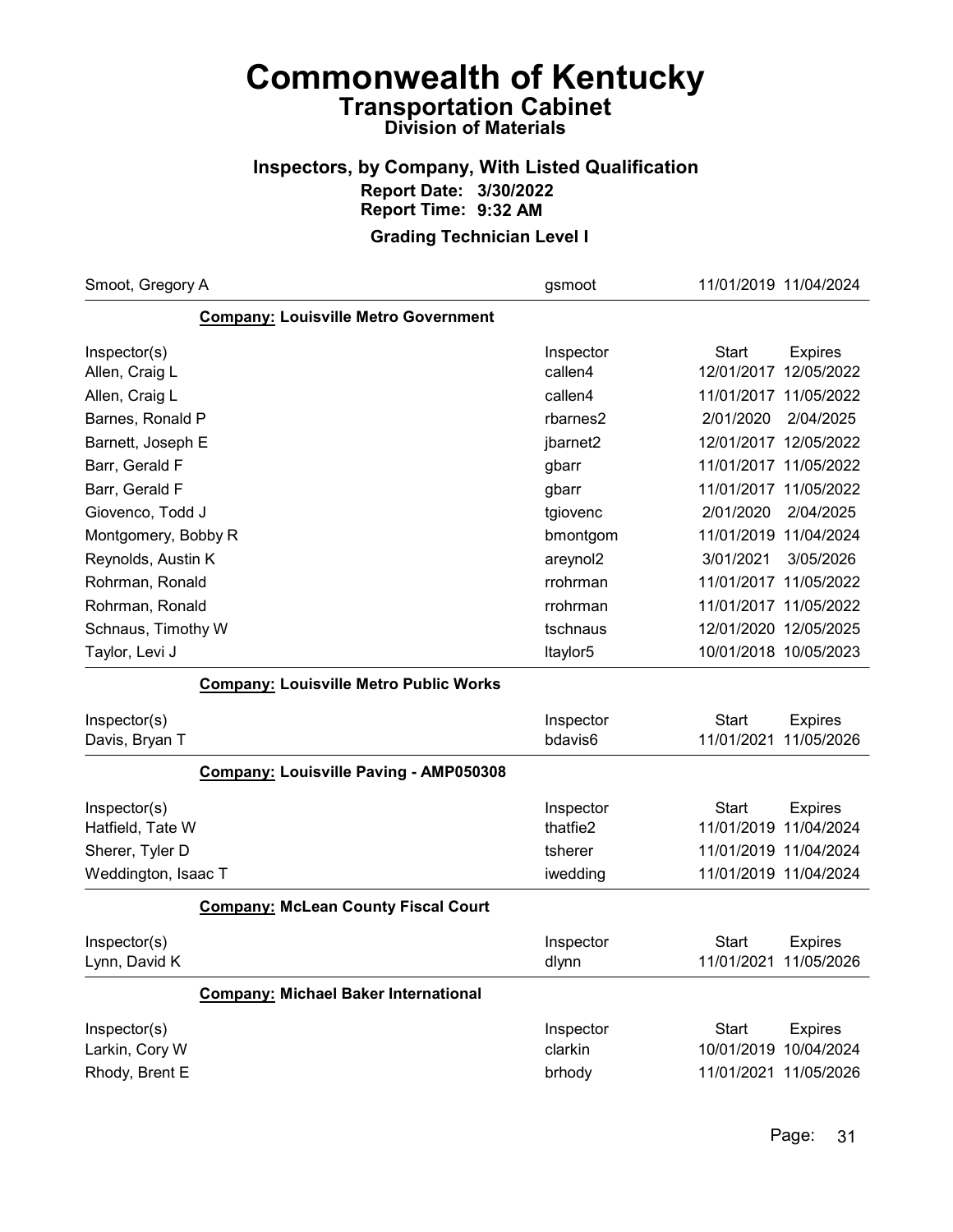# Commonwealth of Kentucky

## Transportation Cabinet

### Division of Materials

### Inspectors, by Company, With Listed Qualification

**Report Date: 3/30/2022**
**Report Time: 9:32 AM**

### Grading Technician Level I

| Smoot, Gregory A | gsmoot | 11/01/2019 | 11/04/2024 |
|---|---|---|---|

**Company: Louisville Metro Government**

| Inspector(s) | Inspector | Start | Expires |
|---|---|---|---|
| Allen, Craig L | callen4 | 12/01/2017 | 12/05/2022 |
| Allen, Craig L | callen4 | 11/01/2017 | 11/05/2022 |
| Barnes, Ronald P | rbarnes2 | 2/01/2020 | 2/04/2025 |
| Barnett, Joseph E | jbarnet2 | 12/01/2017 | 12/05/2022 |
| Barr, Gerald F | gbarr | 11/01/2017 | 11/05/2022 |
| Barr, Gerald F | gbarr | 11/01/2017 | 11/05/2022 |
| Giovenco, Todd J | tgiovenc | 2/01/2020 | 2/04/2025 |
| Montgomery, Bobby R | bmontgom | 11/01/2019 | 11/04/2024 |
| Reynolds, Austin K | areynol2 | 3/01/2021 | 3/05/2026 |
| Rohrman, Ronald | rrohrman | 11/01/2017 | 11/05/2022 |
| Rohrman, Ronald | rrohrman | 11/01/2017 | 11/05/2022 |
| Schnaus, Timothy W | tschnaus | 12/01/2020 | 12/05/2025 |
| Taylor, Levi J | ltaylor5 | 10/01/2018 | 10/05/2023 |

**Company: Louisville Metro Public Works**

| Inspector(s) | Inspector | Start | Expires |
|---|---|---|---|
| Davis, Bryan T | bdavis6 | 11/01/2021 | 11/05/2026 |

**Company: Louisville Paving - AMP050308**

| Inspector(s) | Inspector | Start | Expires |
|---|---|---|---|
| Hatfield, Tate W | thatfie2 | 11/01/2019 | 11/04/2024 |
| Sherer, Tyler D | tsherer | 11/01/2019 | 11/04/2024 |
| Weddington, Isaac T | iwedding | 11/01/2019 | 11/04/2024 |

**Company: McLean County Fiscal Court**

| Inspector(s) | Inspector | Start | Expires |
|---|---|---|---|
| Lynn, David K | dlynn | 11/01/2021 | 11/05/2026 |

**Company: Michael Baker International**

| Inspector(s) | Inspector | Start | Expires |
|---|---|---|---|
| Larkin, Cory W | clarkin | 10/01/2019 | 10/04/2024 |
| Rhody, Brent E | brhody | 11/01/2021 | 11/05/2026 |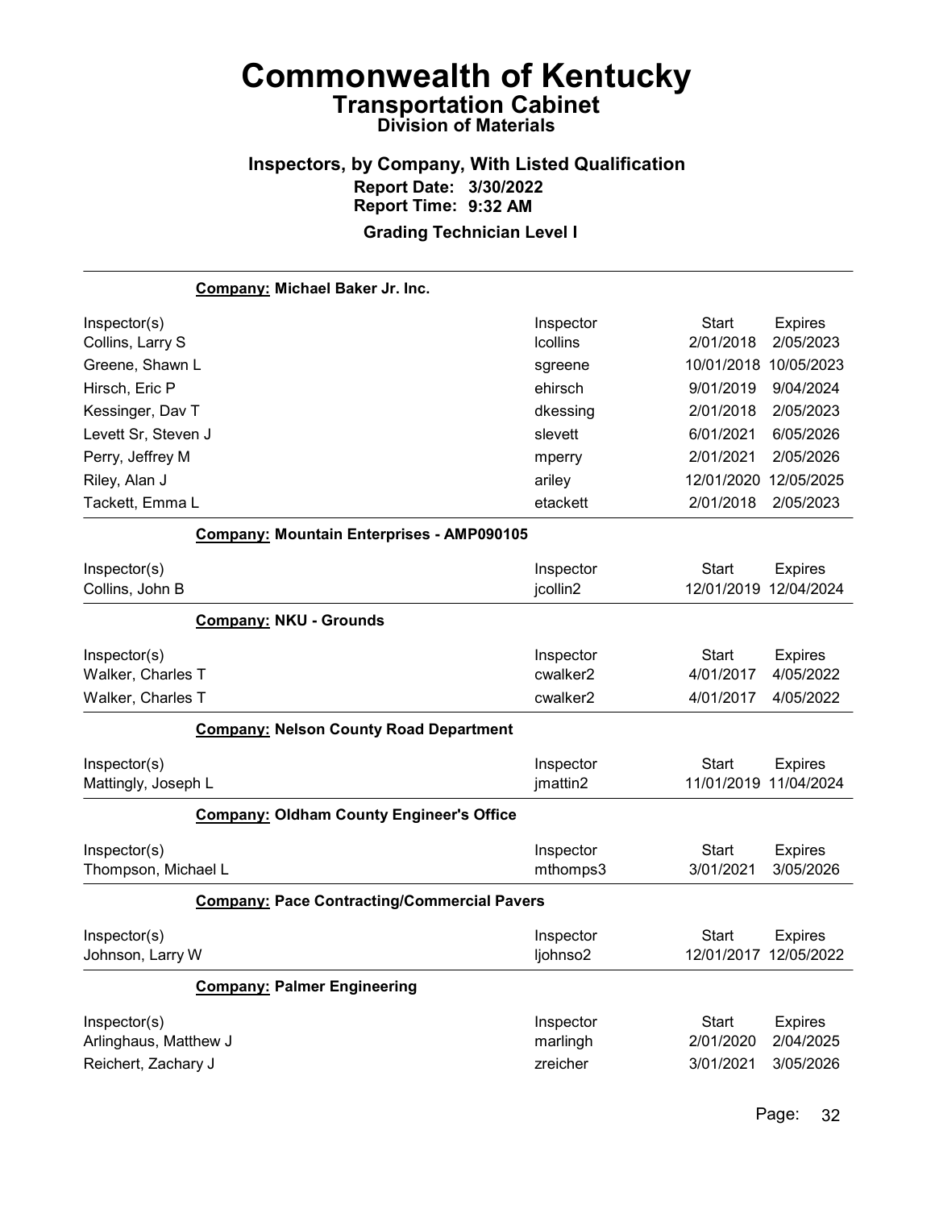# Commonwealth of Kentucky

## Transportation Cabinet

### Division of Materials

### Inspectors, by Company, With Listed Qualification

**Report Date: 3/30/2022**

**Report Time: 9:32 AM**

**Grading Technician Level I**

**Company: Michael Baker Jr. Inc.**

| Inspector(s) | Inspector | Start | Expires |
|---|---|---|---|
| Collins, Larry S | lcollins | 2/01/2018 | 2/05/2023 |
| Greene, Shawn L | sgreene | 10/01/2018 | 10/05/2023 |
| Hirsch, Eric P | ehirsch | 9/01/2019 | 9/04/2024 |
| Kessinger, Dav T | dkessing | 2/01/2018 | 2/05/2023 |
| Levett Sr, Steven J | slevett | 6/01/2021 | 6/05/2026 |
| Perry, Jeffrey M | mperry | 2/01/2021 | 2/05/2026 |
| Riley, Alan J | ariley | 12/01/2020 | 12/05/2025 |
| Tackett, Emma L | etackett | 2/01/2018 | 2/05/2023 |

**Company: Mountain Enterprises - AMP090105**

| Inspector(s) | Inspector | Start | Expires |
|---|---|---|---|
| Collins, John B | jcollin2 | 12/01/2019 | 12/04/2024 |

**Company: NKU - Grounds**

| Inspector(s) | Inspector | Start | Expires |
|---|---|---|---|
| Walker, Charles T | cwalker2 | 4/01/2017 | 4/05/2022 |
| Walker, Charles T | cwalker2 | 4/01/2017 | 4/05/2022 |

**Company: Nelson County Road Department**

| Inspector(s) | Inspector | Start | Expires |
|---|---|---|---|
| Mattingly, Joseph L | jmattin2 | 11/01/2019 | 11/04/2024 |

**Company: Oldham County Engineer's Office**

| Inspector(s) | Inspector | Start | Expires |
|---|---|---|---|
| Thompson, Michael L | mthomps3 | 3/01/2021 | 3/05/2026 |

**Company: Pace Contracting/Commercial Pavers**

| Inspector(s) | Inspector | Start | Expires |
|---|---|---|---|
| Johnson, Larry W | ljohnso2 | 12/01/2017 | 12/05/2022 |

**Company: Palmer Engineering**

| Inspector(s) | Inspector | Start | Expires |
|---|---|---|---|
| Arlinghaus, Matthew J | marlingh | 2/01/2020 | 2/04/2025 |
| Reichert, Zachary J | zreicher | 3/01/2021 | 3/05/2026 |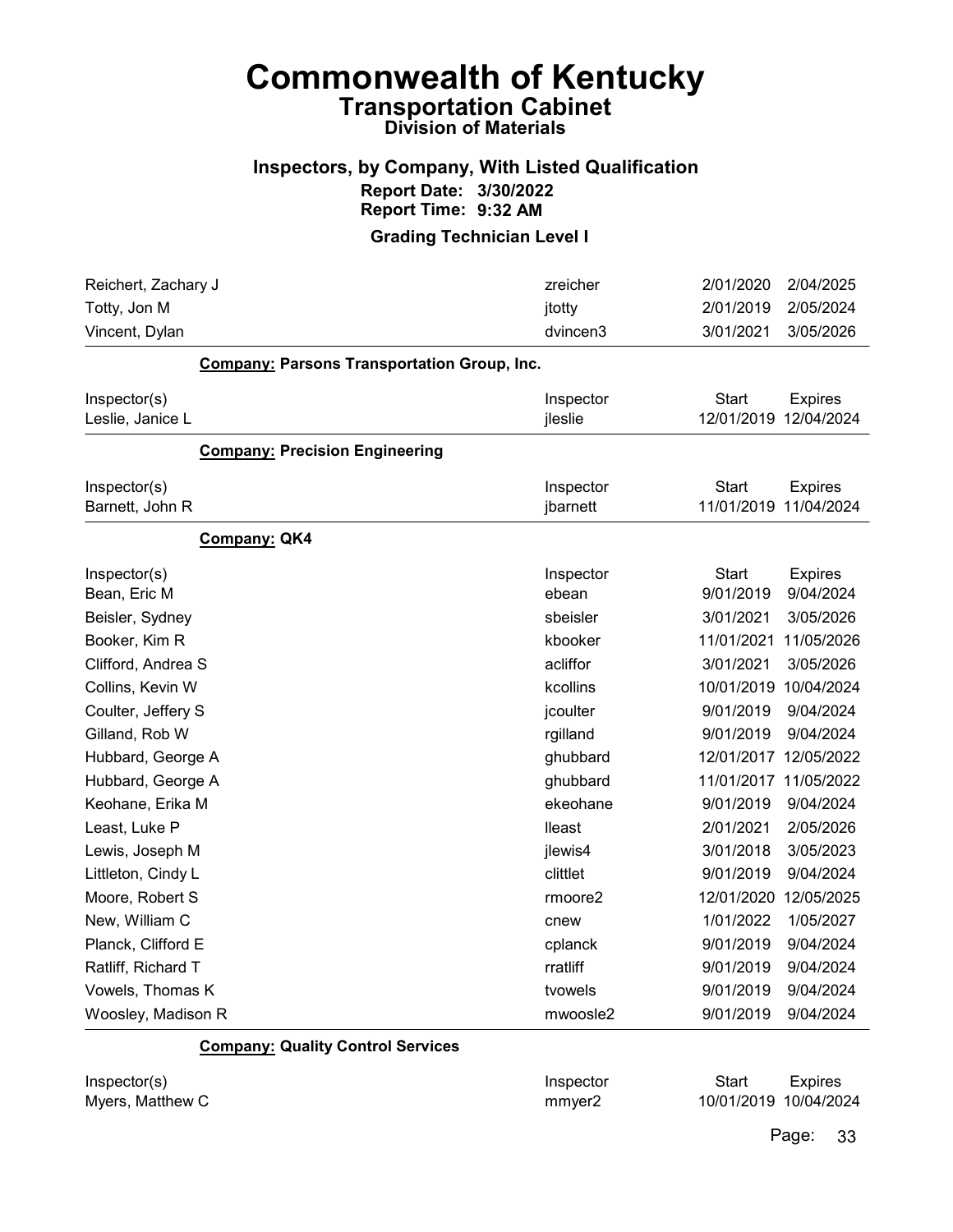# Commonwealth of Kentucky

## Transportation Cabinet

### Division of Materials

### Inspectors, by Company, With Listed Qualification

**Report Date: 3/30/2022**
**Report Time: 9:32 AM**

### Grading Technician Level I

| Inspector(s) | Inspector | Start | Expires |
|---|---|---|---|
| Reichert, Zachary J | zreicher | 2/01/2020 | 2/04/2025 |
| Totty, Jon M | jtotty | 2/01/2019 | 2/05/2024 |
| Vincent, Dylan | dvincen3 | 3/01/2021 | 3/05/2026 |

**Company: Parsons Transportation Group, Inc.**

| Inspector(s) | Inspector | Start | Expires |
|---|---|---|---|
| Leslie, Janice L | jleslie | 12/01/2019 | 12/04/2024 |

**Company: Precision Engineering**

| Inspector(s) | Inspector | Start | Expires |
|---|---|---|---|
| Barnett, John R | jbarnett | 11/01/2019 | 11/04/2024 |

**Company: QK4**

| Inspector(s) | Inspector | Start | Expires |
|---|---|---|---|
| Bean, Eric M | ebean | 9/01/2019 | 9/04/2024 |
| Beisler, Sydney | sbeisler | 3/01/2021 | 3/05/2026 |
| Booker, Kim R | kbooker | 11/01/2021 | 11/05/2026 |
| Clifford, Andrea S | acliffor | 3/01/2021 | 3/05/2026 |
| Collins, Kevin W | kcollins | 10/01/2019 | 10/04/2024 |
| Coulter, Jeffery S | jcoulter | 9/01/2019 | 9/04/2024 |
| Gilland, Rob W | rgilland | 9/01/2019 | 9/04/2024 |
| Hubbard, George A | ghubbard | 12/01/2017 | 12/05/2022 |
| Hubbard, George A | ghubbard | 11/01/2017 | 11/05/2022 |
| Keohane, Erika M | ekeohane | 9/01/2019 | 9/04/2024 |
| Least, Luke P | lleast | 2/01/2021 | 2/05/2026 |
| Lewis, Joseph M | jlewis4 | 3/01/2018 | 3/05/2023 |
| Littleton, Cindy L | clittlet | 9/01/2019 | 9/04/2024 |
| Moore, Robert S | rmoore2 | 12/01/2020 | 12/05/2025 |
| New, William C | cnew | 1/01/2022 | 1/05/2027 |
| Planck, Clifford E | cplanck | 9/01/2019 | 9/04/2024 |
| Ratliff, Richard T | rratliff | 9/01/2019 | 9/04/2024 |
| Vowels, Thomas K | tvowels | 9/01/2019 | 9/04/2024 |
| Woosley, Madison R | mwoosle2 | 9/01/2019 | 9/04/2024 |

**Company: Quality Control Services**

| Inspector(s) | Inspector | Start | Expires |
|---|---|---|---|
| Myers, Matthew C | mmyer2 | 10/01/2019 | 10/04/2024 |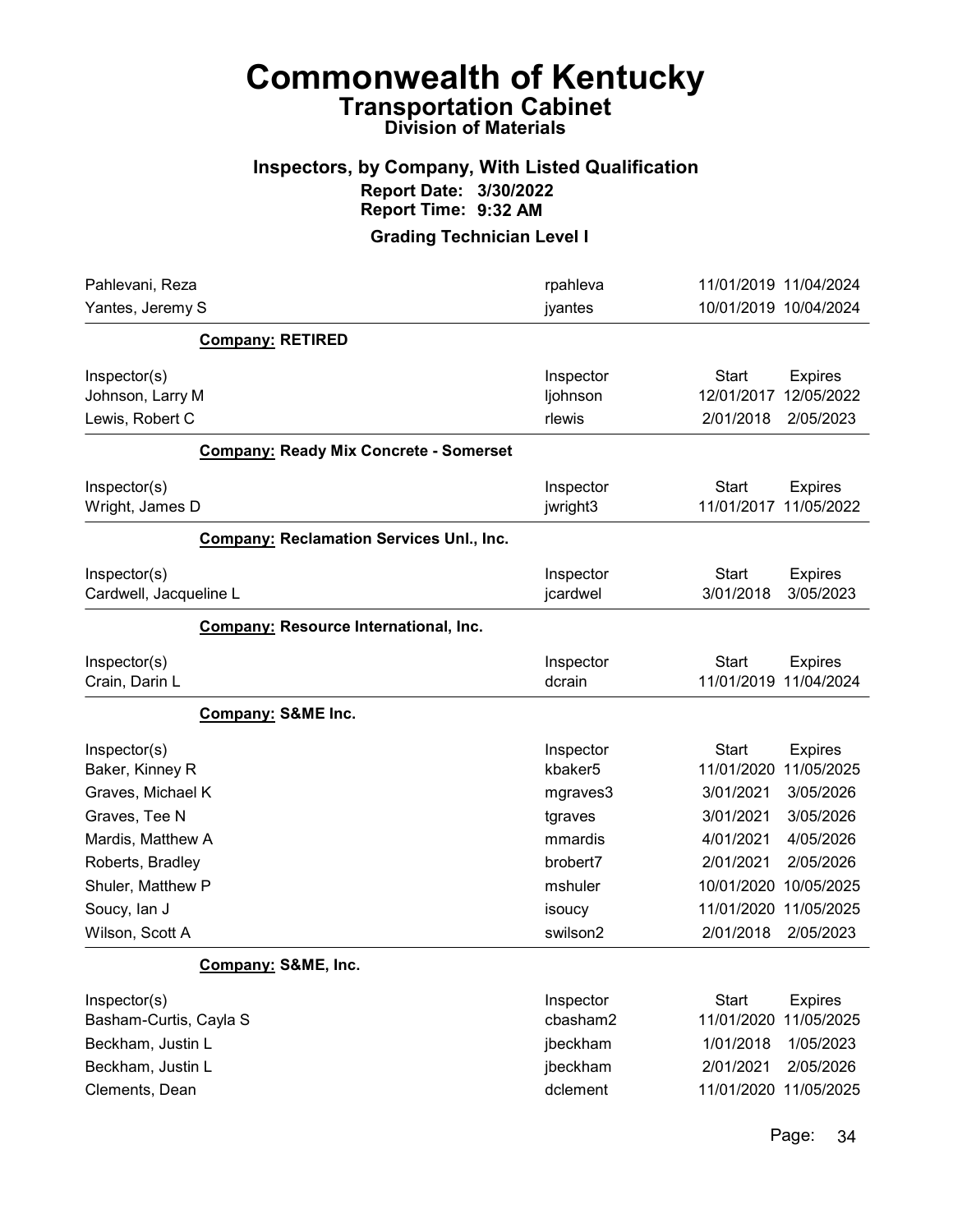# Commonwealth of Kentucky
## Transportation Cabinet
### Division of Materials

### Inspectors, by Company, With Listed Qualification
**Report Date: 3/30/2022**
**Report Time: 9:32 AM**

### Grading Technician Level I

| | | | |
|---|---|---|---|
| Pahlevani, Reza | rpahleva | 11/01/2019 | 11/04/2024 |
| Yantes, Jeremy S | jyantes | 10/01/2019 | 10/04/2024 |

**Company: RETIRED**

| Inspector(s) | Inspector | Start | Expires |
|---|---|---|---|
| Johnson, Larry M | ljohnson | 12/01/2017 | 12/05/2022 |
| Lewis, Robert C | rlewis | 2/01/2018 | 2/05/2023 |

**Company: Ready Mix Concrete - Somerset**

| Inspector(s) | Inspector | Start | Expires |
|---|---|---|---|
| Wright, James D | jwright3 | 11/01/2017 | 11/05/2022 |

**Company: Reclamation Services Unl., Inc.**

| Inspector(s) | Inspector | Start | Expires |
|---|---|---|---|
| Cardwell, Jacqueline L | jcardwel | 3/01/2018 | 3/05/2023 |

**Company: Resource International, Inc.**

| Inspector(s) | Inspector | Start | Expires |
|---|---|---|---|
| Crain, Darin L | dcrain | 11/01/2019 | 11/04/2024 |

**Company: S&ME Inc.**

| Inspector(s) | Inspector | Start | Expires |
|---|---|---|---|
| Baker, Kinney R | kbaker5 | 11/01/2020 | 11/05/2025 |
| Graves, Michael K | mgraves3 | 3/01/2021 | 3/05/2026 |
| Graves, Tee N | tgraves | 3/01/2021 | 3/05/2026 |
| Mardis, Matthew A | mmardis | 4/01/2021 | 4/05/2026 |
| Roberts, Bradley | brobert7 | 2/01/2021 | 2/05/2026 |
| Shuler, Matthew P | mshuler | 10/01/2020 | 10/05/2025 |
| Soucy, Ian J | isoucy | 11/01/2020 | 11/05/2025 |
| Wilson, Scott A | swilson2 | 2/01/2018 | 2/05/2023 |

**Company: S&ME, Inc.**

| Inspector(s) | Inspector | Start | Expires |
|---|---|---|---|
| Basham-Curtis, Cayla S | cbasham2 | 11/01/2020 | 11/05/2025 |
| Beckham, Justin L | jbeckham | 1/01/2018 | 1/05/2023 |
| Beckham, Justin L | jbeckham | 2/01/2021 | 2/05/2026 |
| Clements, Dean | dclement | 11/01/2020 | 11/05/2025 |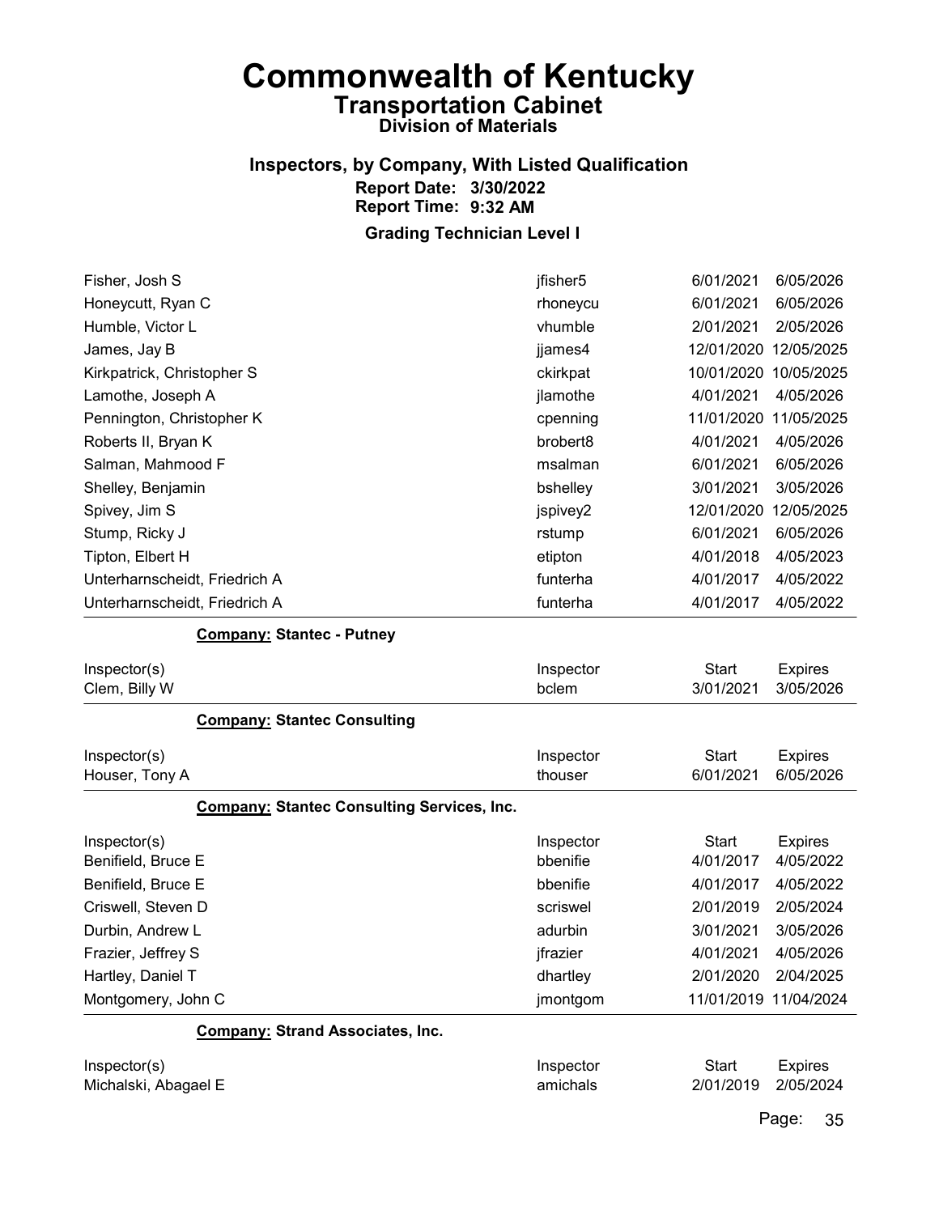# Commonwealth of Kentucky
## Transportation Cabinet
### Division of Materials

### Inspectors, by Company, With Listed Qualification
**Report Date: 3/30/2022**
**Report Time: 9:32 AM**

### Grading Technician Level I

| | | | |
|---|---|---|---|
| Fisher, Josh S | jfisher5 | 6/01/2021 | 6/05/2026 |
| Honeycutt, Ryan C | rhoneycu | 6/01/2021 | 6/05/2026 |
| Humble, Victor L | vhumble | 2/01/2021 | 2/05/2026 |
| James, Jay B | jjames4 | 12/01/2020 | 12/05/2025 |
| Kirkpatrick, Christopher S | ckirkpat | 10/01/2020 | 10/05/2025 |
| Lamothe, Joseph A | jlamothe | 4/01/2021 | 4/05/2026 |
| Pennington, Christopher K | cpenning | 11/01/2020 | 11/05/2025 |
| Roberts II, Bryan K | brobert8 | 4/01/2021 | 4/05/2026 |
| Salman, Mahmood F | msalman | 6/01/2021 | 6/05/2026 |
| Shelley, Benjamin | bshelley | 3/01/2021 | 3/05/2026 |
| Spivey, Jim S | jspivey2 | 12/01/2020 | 12/05/2025 |
| Stump, Ricky J | rstump | 6/01/2021 | 6/05/2026 |
| Tipton, Elbert H | etipton | 4/01/2018 | 4/05/2023 |
| Unterharnscheidt, Friedrich A | funterha | 4/01/2017 | 4/05/2022 |
| Unterharnscheidt, Friedrich A | funterha | 4/01/2017 | 4/05/2022 |

**Company:** Stantec - Putney

| Inspector(s) | Inspector | Start | Expires |
|---|---|---|---|
| Clem, Billy W | bclem | 3/01/2021 | 3/05/2026 |

**Company:** Stantec Consulting

| Inspector(s) | Inspector | Start | Expires |
|---|---|---|---|
| Houser, Tony A | thouser | 6/01/2021 | 6/05/2026 |

**Company:** Stantec Consulting Services, Inc.

| Inspector(s) | Inspector | Start | Expires |
|---|---|---|---|
| Benifield, Bruce E | bbenifie | 4/01/2017 | 4/05/2022 |
| Benifield, Bruce E | bbenifie | 4/01/2017 | 4/05/2022 |
| Criswell, Steven D | scriswel | 2/01/2019 | 2/05/2024 |
| Durbin, Andrew L | adurbin | 3/01/2021 | 3/05/2026 |
| Frazier, Jeffrey S | jfrazier | 4/01/2021 | 4/05/2026 |
| Hartley, Daniel T | dhartley | 2/01/2020 | 2/04/2025 |
| Montgomery, John C | jmontgom | 11/01/2019 | 11/04/2024 |

**Company:** Strand Associates, Inc.

| Inspector(s) | Inspector | Start | Expires |
|---|---|---|---|
| Michalski, Abagael E | amichals | 2/01/2019 | 2/05/2024 |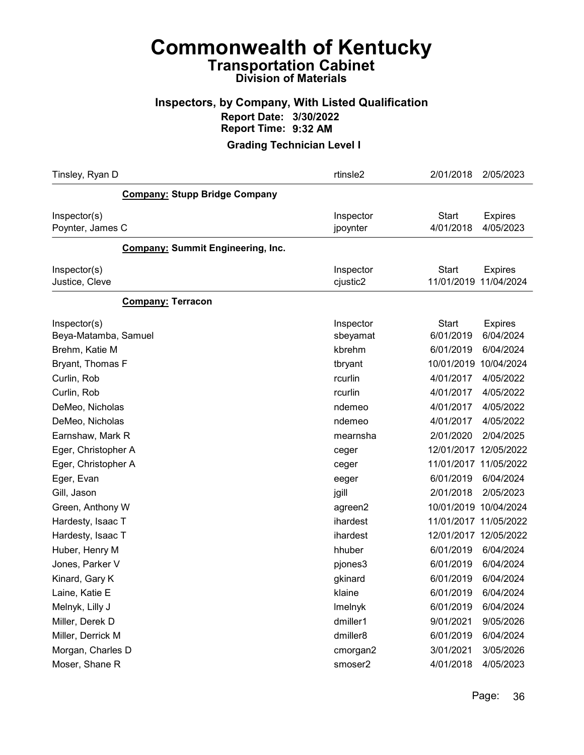# Commonwealth of Kentucky
## Transportation Cabinet
### Division of Materials

### Inspectors, by Company, With Listed Qualification
**Report Date: 3/30/2022**
**Report Time: 9:32 AM**

### Grading Technician Level I

| | | | |
|---|---|---|---|
| Tinsley, Ryan D | rtinsle2 | 2/01/2018 | 2/05/2023 |

**Company: Stupp Bridge Company**

| Inspector(s) | Inspector | Start | Expires |
|---|---|---|---|
| Poynter, James C | jpoynter | 4/01/2018 | 4/05/2023 |

**Company: Summit Engineering, Inc.**

| Inspector(s) | Inspector | Start | Expires |
|---|---|---|---|
| Justice, Cleve | cjustic2 | 11/01/2019 | 11/04/2024 |

**Company: Terracon**

| Inspector(s) | Inspector | Start | Expires |
|---|---|---|---|
| Beya-Matamba, Samuel | sbeyamat | 6/01/2019 | 6/04/2024 |
| Brehm, Katie M | kbrehm | 6/01/2019 | 6/04/2024 |
| Bryant, Thomas F | tbryant | 10/01/2019 | 10/04/2024 |
| Curlin, Rob | rcurlin | 4/01/2017 | 4/05/2022 |
| Curlin, Rob | rcurlin | 4/01/2017 | 4/05/2022 |
| DeMeo, Nicholas | ndemeo | 4/01/2017 | 4/05/2022 |
| DeMeo, Nicholas | ndemeo | 4/01/2017 | 4/05/2022 |
| Earnshaw, Mark R | mearnsha | 2/01/2020 | 2/04/2025 |
| Eger, Christopher A | ceger | 12/01/2017 | 12/05/2022 |
| Eger, Christopher A | ceger | 11/01/2017 | 11/05/2022 |
| Eger, Evan | eeger | 6/01/2019 | 6/04/2024 |
| Gill, Jason | jgill | 2/01/2018 | 2/05/2023 |
| Green, Anthony W | agreen2 | 10/01/2019 | 10/04/2024 |
| Hardesty, Isaac T | ihardest | 11/01/2017 | 11/05/2022 |
| Hardesty, Isaac T | ihardest | 12/01/2017 | 12/05/2022 |
| Huber, Henry M | hhuber | 6/01/2019 | 6/04/2024 |
| Jones, Parker V | pjones3 | 6/01/2019 | 6/04/2024 |
| Kinard, Gary K | gkinard | 6/01/2019 | 6/04/2024 |
| Laine, Katie E | klaine | 6/01/2019 | 6/04/2024 |
| Melnyk, Lilly J | lmelnyk | 6/01/2019 | 6/04/2024 |
| Miller, Derek D | dmiller1 | 9/01/2021 | 9/05/2026 |
| Miller, Derrick M | dmiller8 | 6/01/2019 | 6/04/2024 |
| Morgan, Charles D | cmorgan2 | 3/01/2021 | 3/05/2026 |
| Moser, Shane R | smoser2 | 4/01/2018 | 4/05/2023 |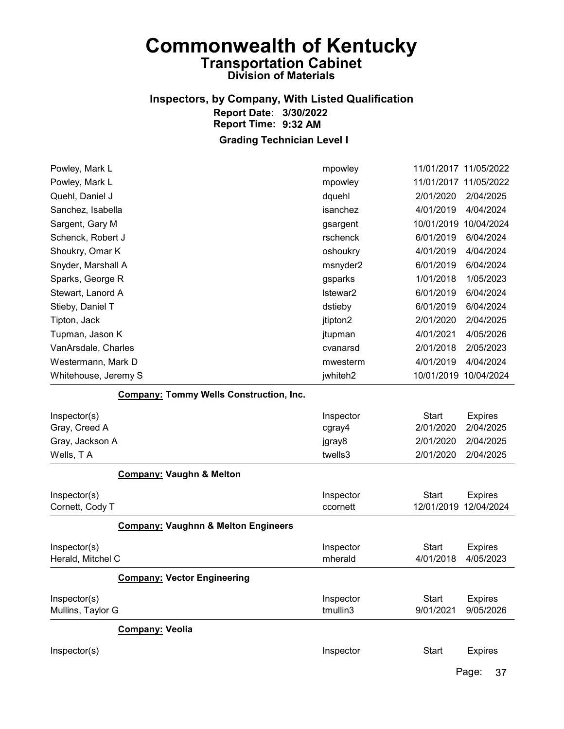# Commonwealth of Kentucky
## Transportation Cabinet
### Division of Materials

### Inspectors, by Company, With Listed Qualification

**Report Date: 3/30/2022**
**Report Time: 9:32 AM**

### Grading Technician Level I

| Inspector(s) | Inspector | Start | Expires |
|---|---|---|---|
| Powley, Mark L | mpowley | 11/01/2017 | 11/05/2022 |
| Powley, Mark L | mpowley | 11/01/2017 | 11/05/2022 |
| Quehl, Daniel J | dquehl | 2/01/2020 | 2/04/2025 |
| Sanchez, Isabella | isanchez | 4/01/2019 | 4/04/2024 |
| Sargent, Gary M | gsargent | 10/01/2019 | 10/04/2024 |
| Schenck, Robert J | rschenck | 6/01/2019 | 6/04/2024 |
| Shoukry, Omar K | oshoukry | 4/01/2019 | 4/04/2024 |
| Snyder, Marshall A | msnyder2 | 6/01/2019 | 6/04/2024 |
| Sparks, George R | gsparks | 1/01/2018 | 1/05/2023 |
| Stewart, Lanord A | lstewar2 | 6/01/2019 | 6/04/2024 |
| Stieby, Daniel T | dstieby | 6/01/2019 | 6/04/2024 |
| Tipton, Jack | jtipton2 | 2/01/2020 | 2/04/2025 |
| Tupman, Jason K | jtupman | 4/01/2021 | 4/05/2026 |
| VanArsdale, Charles | cvanarsd | 2/01/2018 | 2/05/2023 |
| Westermann, Mark D | mwesterm | 4/01/2019 | 4/04/2024 |
| Whitehouse, Jeremy S | jwhiteh2 | 10/01/2019 | 10/04/2024 |

**Company: Tommy Wells Construction, Inc.**

| Inspector(s) | Inspector | Start | Expires |
|---|---|---|---|
| Gray, Creed A | cgray4 | 2/01/2020 | 2/04/2025 |
| Gray, Jackson A | jgray8 | 2/01/2020 | 2/04/2025 |
| Wells, T A | twells3 | 2/01/2020 | 2/04/2025 |

**Company: Vaughn & Melton**

| Inspector(s) | Inspector | Start | Expires |
|---|---|---|---|
| Cornett, Cody T | ccornett | 12/01/2019 | 12/04/2024 |

**Company: Vaughnn & Melton Engineers**

| Inspector(s) | Inspector | Start | Expires |
|---|---|---|---|
| Herald, Mitchel C | mherald | 4/01/2018 | 4/05/2023 |

**Company: Vector Engineering**

| Inspector(s) | Inspector | Start | Expires |
|---|---|---|---|
| Mullins, Taylor G | tmullin3 | 9/01/2021 | 9/05/2026 |

**Company: Veolia**

| Inspector(s) | Inspector | Start | Expires |
|---|---|---|---|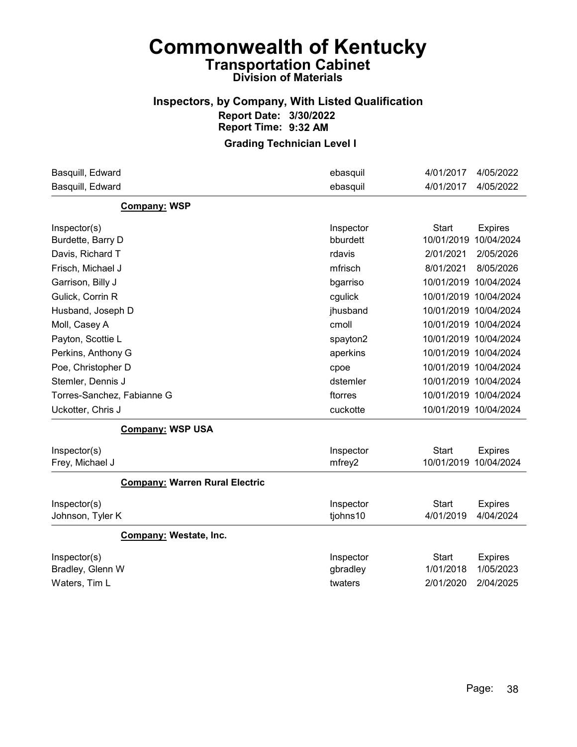# Commonwealth of Kentucky

## Transportation Cabinet

### Division of Materials

### Inspectors, by Company, With Listed Qualification

**Report Date: 3/30/2022**
**Report Time: 9:32 AM**

### Grading Technician Level I

| | | | |
|---|---|---|---|
| Basquill, Edward | ebasquil | 4/01/2017 | 4/05/2022 |
| Basquill, Edward | ebasquil | 4/01/2017 | 4/05/2022 |

**Company: WSP**

| Inspector(s) | Inspector | Start | Expires |
|---|---|---|---|
| Burdette, Barry D | bburdett | 10/01/2019 | 10/04/2024 |
| Davis, Richard T | rdavis | 2/01/2021 | 2/05/2026 |
| Frisch, Michael J | mfrisch | 8/01/2021 | 8/05/2026 |
| Garrison, Billy J | bgarriso | 10/01/2019 | 10/04/2024 |
| Gulick, Corrin R | cgulick | 10/01/2019 | 10/04/2024 |
| Husband, Joseph D | jhusband | 10/01/2019 | 10/04/2024 |
| Moll, Casey A | cmoll | 10/01/2019 | 10/04/2024 |
| Payton, Scottie L | spayton2 | 10/01/2019 | 10/04/2024 |
| Perkins, Anthony G | aperkins | 10/01/2019 | 10/04/2024 |
| Poe, Christopher D | cpoe | 10/01/2019 | 10/04/2024 |
| Stemler, Dennis J | dstemler | 10/01/2019 | 10/04/2024 |
| Torres-Sanchez, Fabianne G | ftorres | 10/01/2019 | 10/04/2024 |
| Uckotter, Chris J | cuckotte | 10/01/2019 | 10/04/2024 |

**Company: WSP USA**

| Inspector(s) | Inspector | Start | Expires |
|---|---|---|---|
| Frey, Michael J | mfrey2 | 10/01/2019 | 10/04/2024 |

**Company: Warren Rural Electric**

| Inspector(s) | Inspector | Start | Expires |
|---|---|---|---|
| Johnson, Tyler K | tjohns10 | 4/01/2019 | 4/04/2024 |

**Company: Westate, Inc.**

| Inspector(s) | Inspector | Start | Expires |
|---|---|---|---|
| Bradley, Glenn W | gbradley | 1/01/2018 | 1/05/2023 |
| Waters, Tim L | twaters | 2/01/2020 | 2/04/2025 |